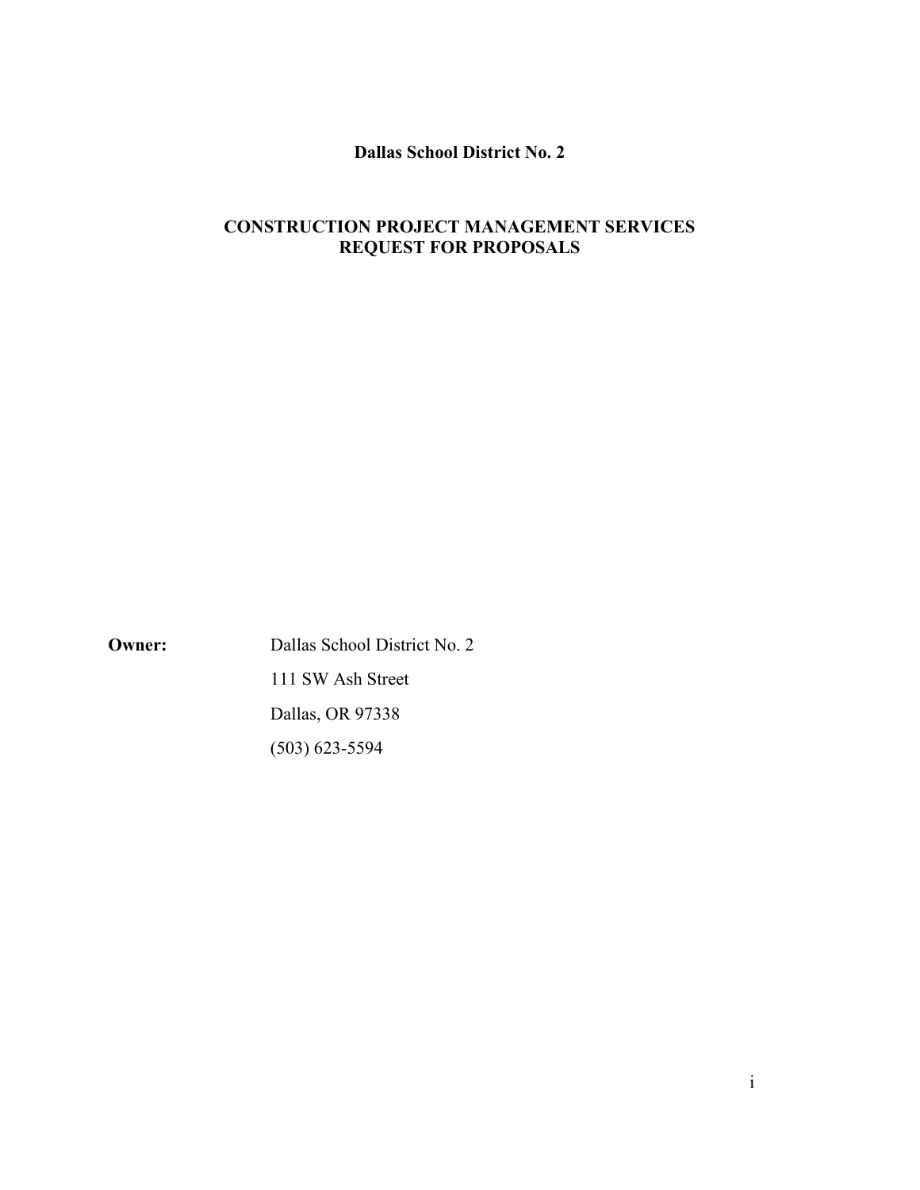# Dallas School District No. 2

## CONSTRUCTION PROJECT MANAGEMENT SERVICES
## REQUEST FOR PROPOSALS

**Owner:** Dallas School District No. 2
111 SW Ash Street
Dallas, OR 97338
(503) 623-5594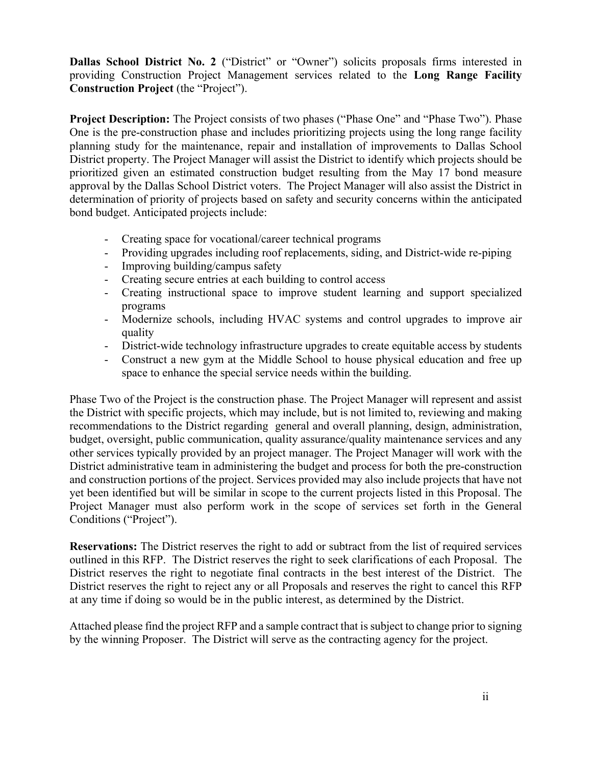**Dallas School District No. 2** ("District" or "Owner") solicits proposals firms interested in providing Construction Project Management services related to the **Long Range Facility Construction Project** (the "Project").

**Project Description:** The Project consists of two phases ("Phase One" and "Phase Two"). Phase One is the pre-construction phase and includes prioritizing projects using the long range facility planning study for the maintenance, repair and installation of improvements to Dallas School District property. The Project Manager will assist the District to identify which projects should be prioritized given an estimated construction budget resulting from the May 17 bond measure approval by the Dallas School District voters. The Project Manager will also assist the District in determination of priority of projects based on safety and security concerns within the anticipated bond budget. Anticipated projects include:

- Creating space for vocational/career technical programs
- Providing upgrades including roof replacements, siding, and District-wide re-piping
- Improving building/campus safety
- Creating secure entries at each building to control access
- Creating instructional space to improve student learning and support specialized programs
- Modernize schools, including HVAC systems and control upgrades to improve air quality
- District-wide technology infrastructure upgrades to create equitable access by students
- Construct a new gym at the Middle School to house physical education and free up space to enhance the special service needs within the building.

Phase Two of the Project is the construction phase. The Project Manager will represent and assist the District with specific projects, which may include, but is not limited to, reviewing and making recommendations to the District regarding general and overall planning, design, administration, budget, oversight, public communication, quality assurance/quality maintenance services and any other services typically provided by an project manager. The Project Manager will work with the District administrative team in administering the budget and process for both the pre-construction and construction portions of the project. Services provided may also include projects that have not yet been identified but will be similar in scope to the current projects listed in this Proposal. The Project Manager must also perform work in the scope of services set forth in the General Conditions ("Project").

**Reservations:** The District reserves the right to add or subtract from the list of required services outlined in this RFP. The District reserves the right to seek clarifications of each Proposal. The District reserves the right to negotiate final contracts in the best interest of the District. The District reserves the right to reject any or all Proposals and reserves the right to cancel this RFP at any time if doing so would be in the public interest, as determined by the District.

Attached please find the project RFP and a sample contract that is subject to change prior to signing by the winning Proposer. The District will serve as the contracting agency for the project.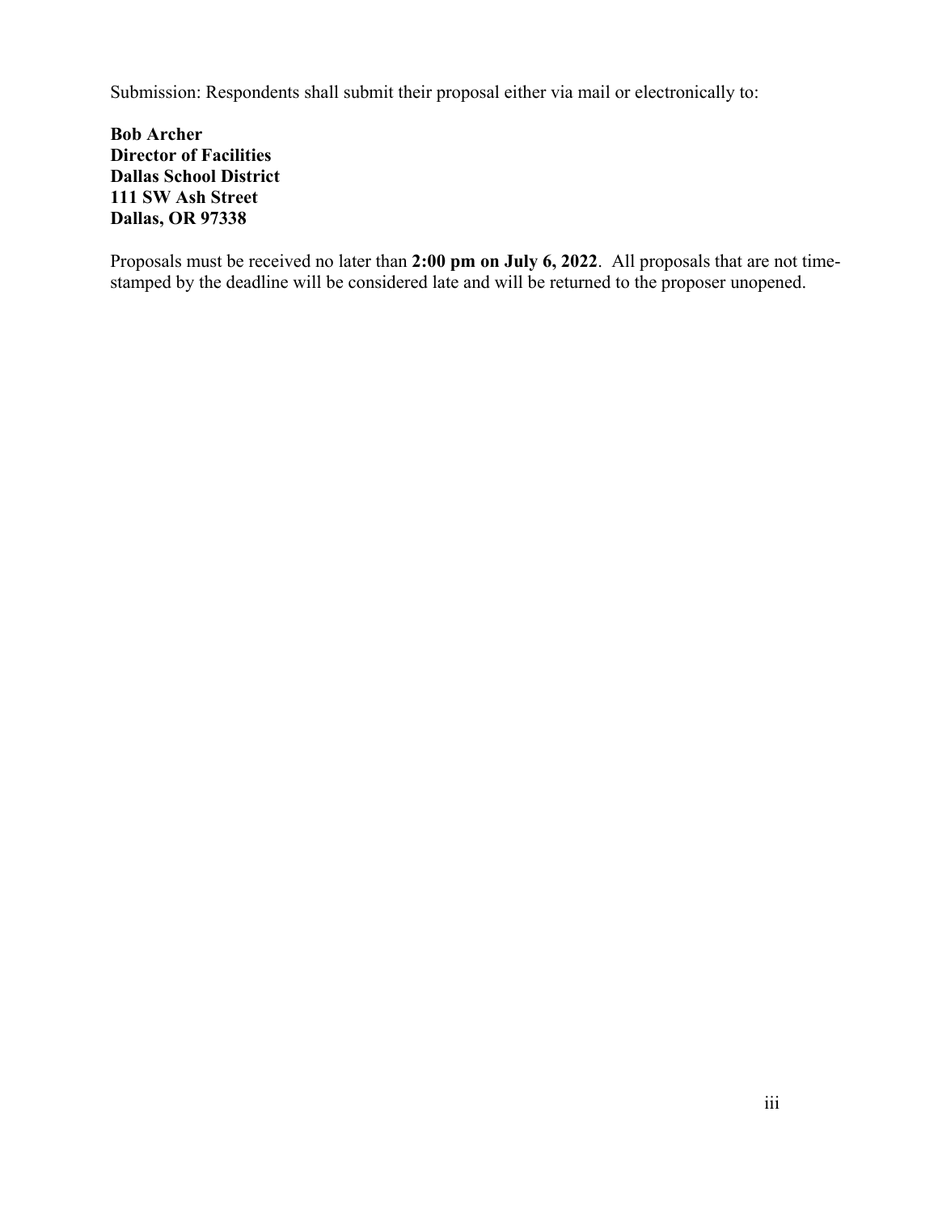Submission: Respondents shall submit their proposal either via mail or electronically to:

**Bob Archer**
**Director of Facilities**
**Dallas School District**
**111 SW Ash Street**
**Dallas, OR 97338**

Proposals must be received no later than **2:00 pm on July 6, 2022**. All proposals that are not time-stamped by the deadline will be considered late and will be returned to the proposer unopened.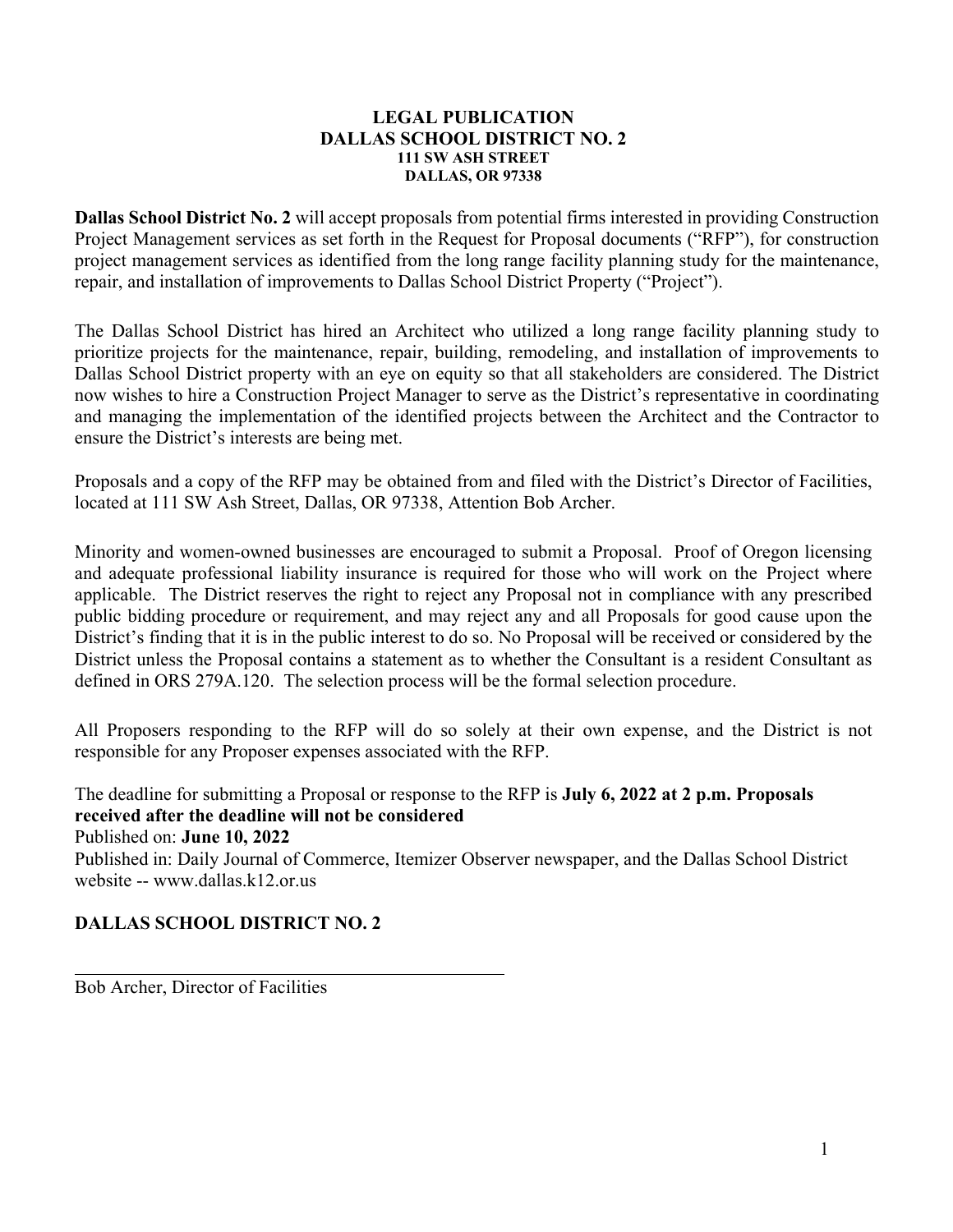# LEGAL PUBLICATION
## DALLAS SCHOOL DISTRICT NO. 2
### 111 SW ASH STREET
### DALLAS, OR 97338

**Dallas School District No. 2** will accept proposals from potential firms interested in providing Construction Project Management services as set forth in the Request for Proposal documents ("RFP"), for construction project management services as identified from the long range facility planning study for the maintenance, repair, and installation of improvements to Dallas School District Property ("Project").

The Dallas School District has hired an Architect who utilized a long range facility planning study to prioritize projects for the maintenance, repair, building, remodeling, and installation of improvements to Dallas School District property with an eye on equity so that all stakeholders are considered. The District now wishes to hire a Construction Project Manager to serve as the District's representative in coordinating and managing the implementation of the identified projects between the Architect and the Contractor to ensure the District's interests are being met.

Proposals and a copy of the RFP may be obtained from and filed with the District's Director of Facilities, located at 111 SW Ash Street, Dallas, OR 97338, Attention Bob Archer.

Minority and women-owned businesses are encouraged to submit a Proposal. Proof of Oregon licensing and adequate professional liability insurance is required for those who will work on the Project where applicable. The District reserves the right to reject any Proposal not in compliance with any prescribed public bidding procedure or requirement, and may reject any and all Proposals for good cause upon the District's finding that it is in the public interest to do so. No Proposal will be received or considered by the District unless the Proposal contains a statement as to whether the Consultant is a resident Consultant as defined in ORS 279A.120. The selection process will be the formal selection procedure.

All Proposers responding to the RFP will do so solely at their own expense, and the District is not responsible for any Proposer expenses associated with the RFP.

The deadline for submitting a Proposal or response to the RFP is **July 6, 2022 at 2 p.m. Proposals received after the deadline will not be considered**

Published on: **June 10, 2022**

Published in: Daily Journal of Commerce, Itemizer Observer newspaper, and the Dallas School District website -- www.dallas.k12.or.us

**DALLAS SCHOOL DISTRICT NO. 2**

\_\_\_\_\_\_\_\_\_\_\_\_\_\_\_\_\_\_\_\_\_\_\_\_\_\_\_\_\_\_\_\_\_\_\_\_\_\_\_\_

Bob Archer, Director of Facilities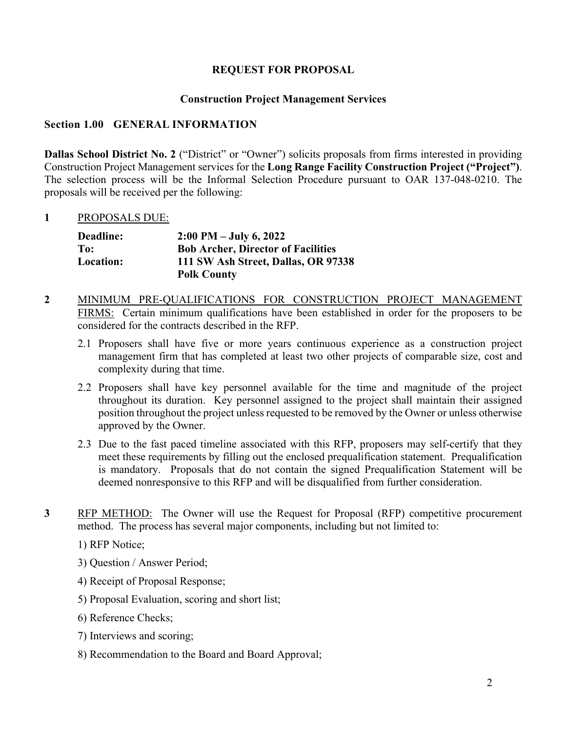# REQUEST FOR PROPOSAL

## Construction Project Management Services

### Section 1.00 GENERAL INFORMATION

**Dallas School District No. 2** ("District" or "Owner") solicits proposals from firms interested in providing Construction Project Management services for the **Long Range Facility Construction Project ("Project")**. The selection process will be the Informal Selection Procedure pursuant to OAR 137-048-0210. The proposals will be received per the following:

**1** PROPOSALS DUE:

| | |
|---|---|
| **Deadline:** | **2:00 PM – July 6, 2022** |
| **To:** | **Bob Archer, Director of Facilities** |
| **Location:** | **111 SW Ash Street, Dallas, OR 97338** |
| | **Polk County** |

**2** MINIMUM PRE-QUALIFICATIONS FOR CONSTRUCTION PROJECT MANAGEMENT FIRMS: Certain minimum qualifications have been established in order for the proposers to be considered for the contracts described in the RFP.

2.1 Proposers shall have five or more years continuous experience as a construction project management firm that has completed at least two other projects of comparable size, cost and complexity during that time.

2.2 Proposers shall have key personnel available for the time and magnitude of the project throughout its duration. Key personnel assigned to the project shall maintain their assigned position throughout the project unless requested to be removed by the Owner or unless otherwise approved by the Owner.

2.3 Due to the fast paced timeline associated with this RFP, proposers may self-certify that they meet these requirements by filling out the enclosed prequalification statement. Prequalification is mandatory. Proposals that do not contain the signed Prequalification Statement will be deemed nonresponsive to this RFP and will be disqualified from further consideration.

**3** RFP METHOD: The Owner will use the Request for Proposal (RFP) competitive procurement method. The process has several major components, including but not limited to:

1) RFP Notice;

3) Question / Answer Period;

4) Receipt of Proposal Response;

5) Proposal Evaluation, scoring and short list;

6) Reference Checks;

7) Interviews and scoring;

8) Recommendation to the Board and Board Approval;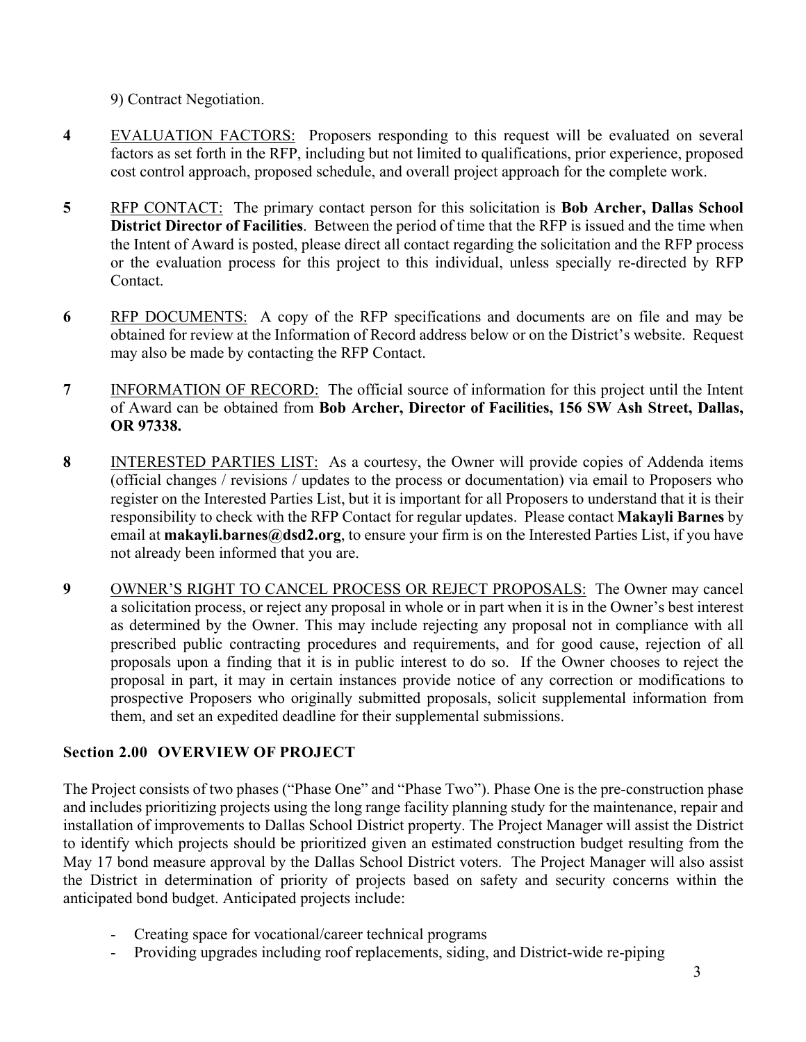9) Contract Negotiation.

**4** EVALUATION FACTORS: Proposers responding to this request will be evaluated on several factors as set forth in the RFP, including but not limited to qualifications, prior experience, proposed cost control approach, proposed schedule, and overall project approach for the complete work.

**5** RFP CONTACT: The primary contact person for this solicitation is **Bob Archer, Dallas School District Director of Facilities**. Between the period of time that the RFP is issued and the time when the Intent of Award is posted, please direct all contact regarding the solicitation and the RFP process or the evaluation process for this project to this individual, unless specially re-directed by RFP Contact.

**6** RFP DOCUMENTS: A copy of the RFP specifications and documents are on file and may be obtained for review at the Information of Record address below or on the District's website. Request may also be made by contacting the RFP Contact.

**7** INFORMATION OF RECORD: The official source of information for this project until the Intent of Award can be obtained from **Bob Archer, Director of Facilities, 156 SW Ash Street, Dallas, OR 97338.**

**8** INTERESTED PARTIES LIST: As a courtesy, the Owner will provide copies of Addenda items (official changes / revisions / updates to the process or documentation) via email to Proposers who register on the Interested Parties List, but it is important for all Proposers to understand that it is their responsibility to check with the RFP Contact for regular updates. Please contact **Makayli Barnes** by email at **makayli.barnes@dsd2.org**, to ensure your firm is on the Interested Parties List, if you have not already been informed that you are.

**9** OWNER'S RIGHT TO CANCEL PROCESS OR REJECT PROPOSALS: The Owner may cancel a solicitation process, or reject any proposal in whole or in part when it is in the Owner's best interest as determined by the Owner. This may include rejecting any proposal not in compliance with all prescribed public contracting procedures and requirements, and for good cause, rejection of all proposals upon a finding that it is in public interest to do so. If the Owner chooses to reject the proposal in part, it may in certain instances provide notice of any correction or modifications to prospective Proposers who originally submitted proposals, solicit supplemental information from them, and set an expedited deadline for their supplemental submissions.

## Section 2.00 OVERVIEW OF PROJECT

The Project consists of two phases ("Phase One" and "Phase Two"). Phase One is the pre-construction phase and includes prioritizing projects using the long range facility planning study for the maintenance, repair and installation of improvements to Dallas School District property. The Project Manager will assist the District to identify which projects should be prioritized given an estimated construction budget resulting from the May 17 bond measure approval by the Dallas School District voters. The Project Manager will also assist the District in determination of priority of projects based on safety and security concerns within the anticipated bond budget. Anticipated projects include:

- Creating space for vocational/career technical programs
- Providing upgrades including roof replacements, siding, and District-wide re-piping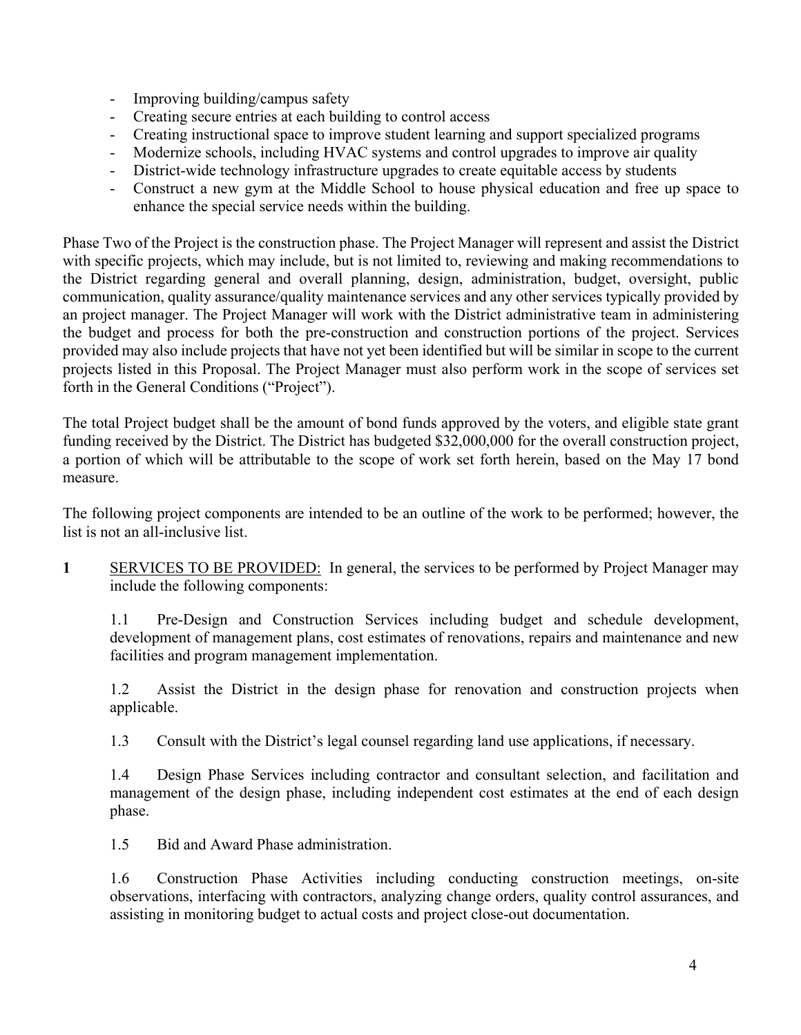- Improving building/campus safety
- Creating secure entries at each building to control access
- Creating instructional space to improve student learning and support specialized programs
- Modernize schools, including HVAC systems and control upgrades to improve air quality
- District-wide technology infrastructure upgrades to create equitable access by students
- Construct a new gym at the Middle School to house physical education and free up space to enhance the special service needs within the building.

Phase Two of the Project is the construction phase. The Project Manager will represent and assist the District with specific projects, which may include, but is not limited to, reviewing and making recommendations to the District regarding general and overall planning, design, administration, budget, oversight, public communication, quality assurance/quality maintenance services and any other services typically provided by an project manager. The Project Manager will work with the District administrative team in administering the budget and process for both the pre-construction and construction portions of the project. Services provided may also include projects that have not yet been identified but will be similar in scope to the current projects listed in this Proposal. The Project Manager must also perform work in the scope of services set forth in the General Conditions ("Project").

The total Project budget shall be the amount of bond funds approved by the voters, and eligible state grant funding received by the District. The District has budgeted $32,000,000 for the overall construction project, a portion of which will be attributable to the scope of work set forth herein, based on the May 17 bond measure.

The following project components are intended to be an outline of the work to be performed; however, the list is not an all-inclusive list.

**1** <u>SERVICES TO BE PROVIDED:</u> In general, the services to be performed by Project Manager may include the following components:

1.1 Pre-Design and Construction Services including budget and schedule development, development of management plans, cost estimates of renovations, repairs and maintenance and new facilities and program management implementation.

1.2 Assist the District in the design phase for renovation and construction projects when applicable.

1.3 Consult with the District's legal counsel regarding land use applications, if necessary.

1.4 Design Phase Services including contractor and consultant selection, and facilitation and management of the design phase, including independent cost estimates at the end of each design phase.

1.5 Bid and Award Phase administration.

1.6 Construction Phase Activities including conducting construction meetings, on-site observations, interfacing with contractors, analyzing change orders, quality control assurances, and assisting in monitoring budget to actual costs and project close-out documentation.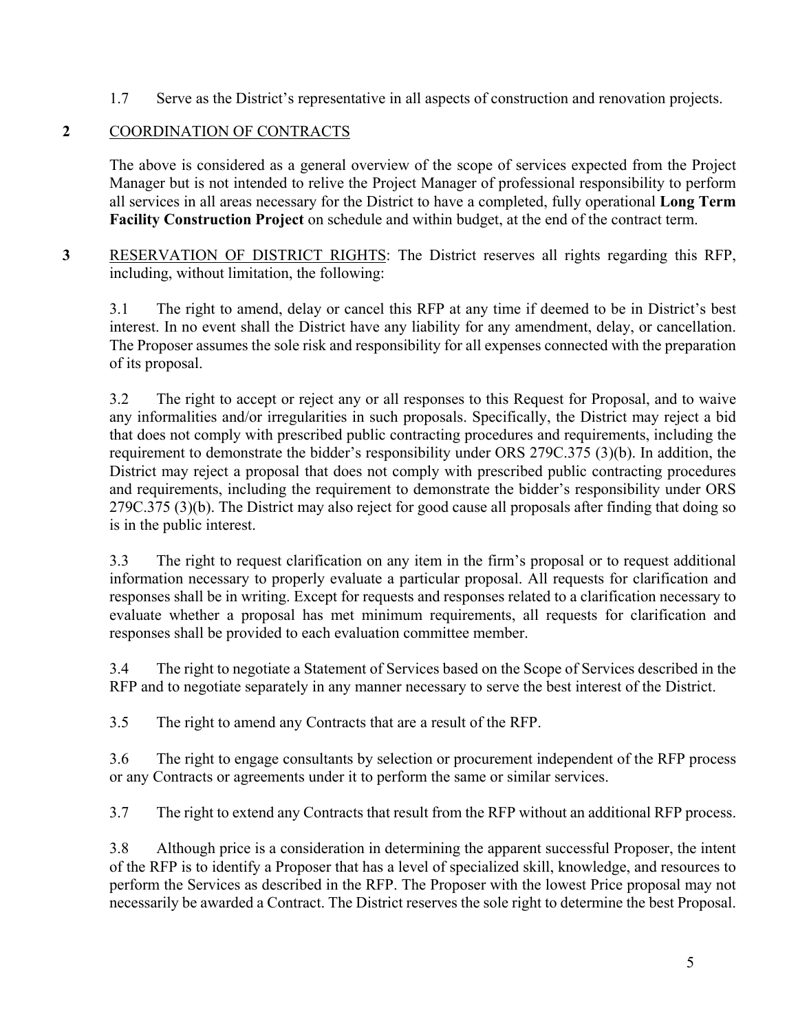1.7 Serve as the District's representative in all aspects of construction and renovation projects.

## 2 COORDINATION OF CONTRACTS

The above is considered as a general overview of the scope of services expected from the Project Manager but is not intended to relive the Project Manager of professional responsibility to perform all services in all areas necessary for the District to have a completed, fully operational **Long Term Facility Construction Project** on schedule and within budget, at the end of the contract term.

**3** RESERVATION OF DISTRICT RIGHTS: The District reserves all rights regarding this RFP, including, without limitation, the following:

3.1 The right to amend, delay or cancel this RFP at any time if deemed to be in District's best interest. In no event shall the District have any liability for any amendment, delay, or cancellation. The Proposer assumes the sole risk and responsibility for all expenses connected with the preparation of its proposal.

3.2 The right to accept or reject any or all responses to this Request for Proposal, and to waive any informalities and/or irregularities in such proposals. Specifically, the District may reject a bid that does not comply with prescribed public contracting procedures and requirements, including the requirement to demonstrate the bidder's responsibility under ORS 279C.375 (3)(b). In addition, the District may reject a proposal that does not comply with prescribed public contracting procedures and requirements, including the requirement to demonstrate the bidder's responsibility under ORS 279C.375 (3)(b). The District may also reject for good cause all proposals after finding that doing so is in the public interest.

3.3 The right to request clarification on any item in the firm's proposal or to request additional information necessary to properly evaluate a particular proposal. All requests for clarification and responses shall be in writing. Except for requests and responses related to a clarification necessary to evaluate whether a proposal has met minimum requirements, all requests for clarification and responses shall be provided to each evaluation committee member.

3.4 The right to negotiate a Statement of Services based on the Scope of Services described in the RFP and to negotiate separately in any manner necessary to serve the best interest of the District.

3.5 The right to amend any Contracts that are a result of the RFP.

3.6 The right to engage consultants by selection or procurement independent of the RFP process or any Contracts or agreements under it to perform the same or similar services.

3.7 The right to extend any Contracts that result from the RFP without an additional RFP process.

3.8 Although price is a consideration in determining the apparent successful Proposer, the intent of the RFP is to identify a Proposer that has a level of specialized skill, knowledge, and resources to perform the Services as described in the RFP. The Proposer with the lowest Price proposal may not necessarily be awarded a Contract. The District reserves the sole right to determine the best Proposal.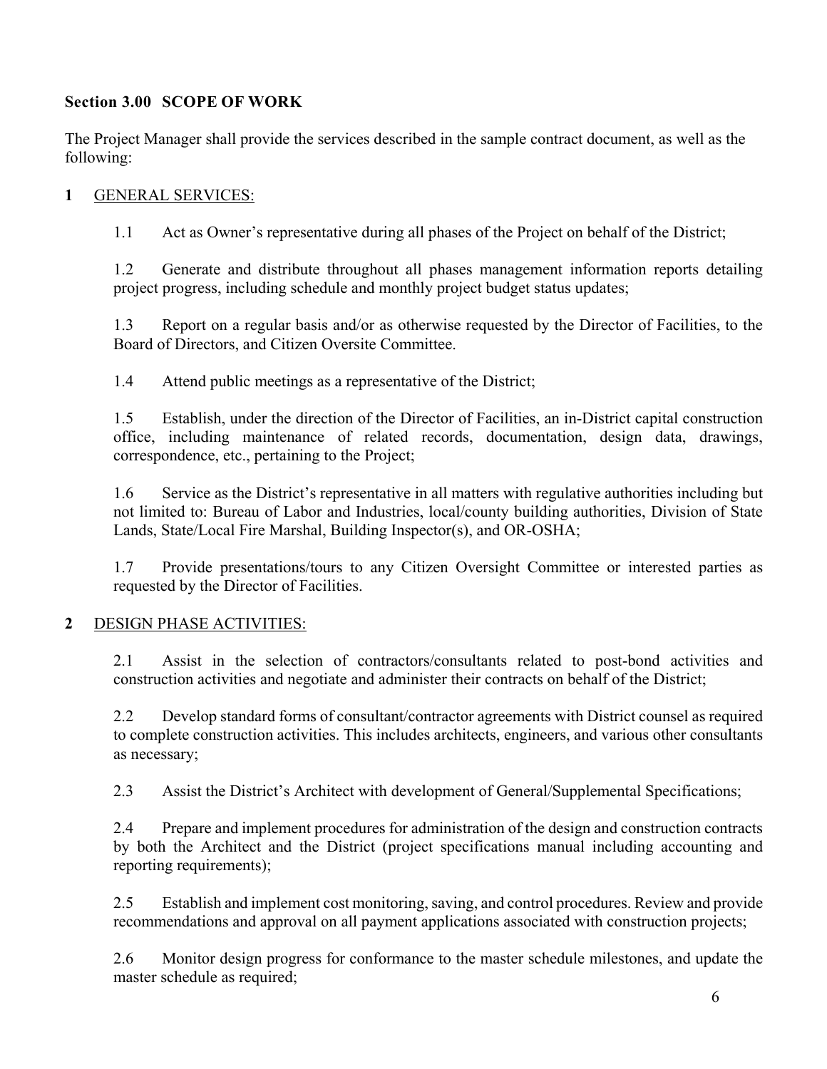### Section 3.00 SCOPE OF WORK

The Project Manager shall provide the services described in the sample contract document, as well as the following:

**1** GENERAL SERVICES:

1.1 Act as Owner's representative during all phases of the Project on behalf of the District;

1.2 Generate and distribute throughout all phases management information reports detailing project progress, including schedule and monthly project budget status updates;

1.3 Report on a regular basis and/or as otherwise requested by the Director of Facilities, to the Board of Directors, and Citizen Oversite Committee.

1.4 Attend public meetings as a representative of the District;

1.5 Establish, under the direction of the Director of Facilities, an in-District capital construction office, including maintenance of related records, documentation, design data, drawings, correspondence, etc., pertaining to the Project;

1.6 Service as the District's representative in all matters with regulative authorities including but not limited to: Bureau of Labor and Industries, local/county building authorities, Division of State Lands, State/Local Fire Marshal, Building Inspector(s), and OR-OSHA;

1.7 Provide presentations/tours to any Citizen Oversight Committee or interested parties as requested by the Director of Facilities.

**2** DESIGN PHASE ACTIVITIES:

2.1 Assist in the selection of contractors/consultants related to post-bond activities and construction activities and negotiate and administer their contracts on behalf of the District;

2.2 Develop standard forms of consultant/contractor agreements with District counsel as required to complete construction activities. This includes architects, engineers, and various other consultants as necessary;

2.3 Assist the District's Architect with development of General/Supplemental Specifications;

2.4 Prepare and implement procedures for administration of the design and construction contracts by both the Architect and the District (project specifications manual including accounting and reporting requirements);

2.5 Establish and implement cost monitoring, saving, and control procedures. Review and provide recommendations and approval on all payment applications associated with construction projects;

2.6 Monitor design progress for conformance to the master schedule milestones, and update the master schedule as required;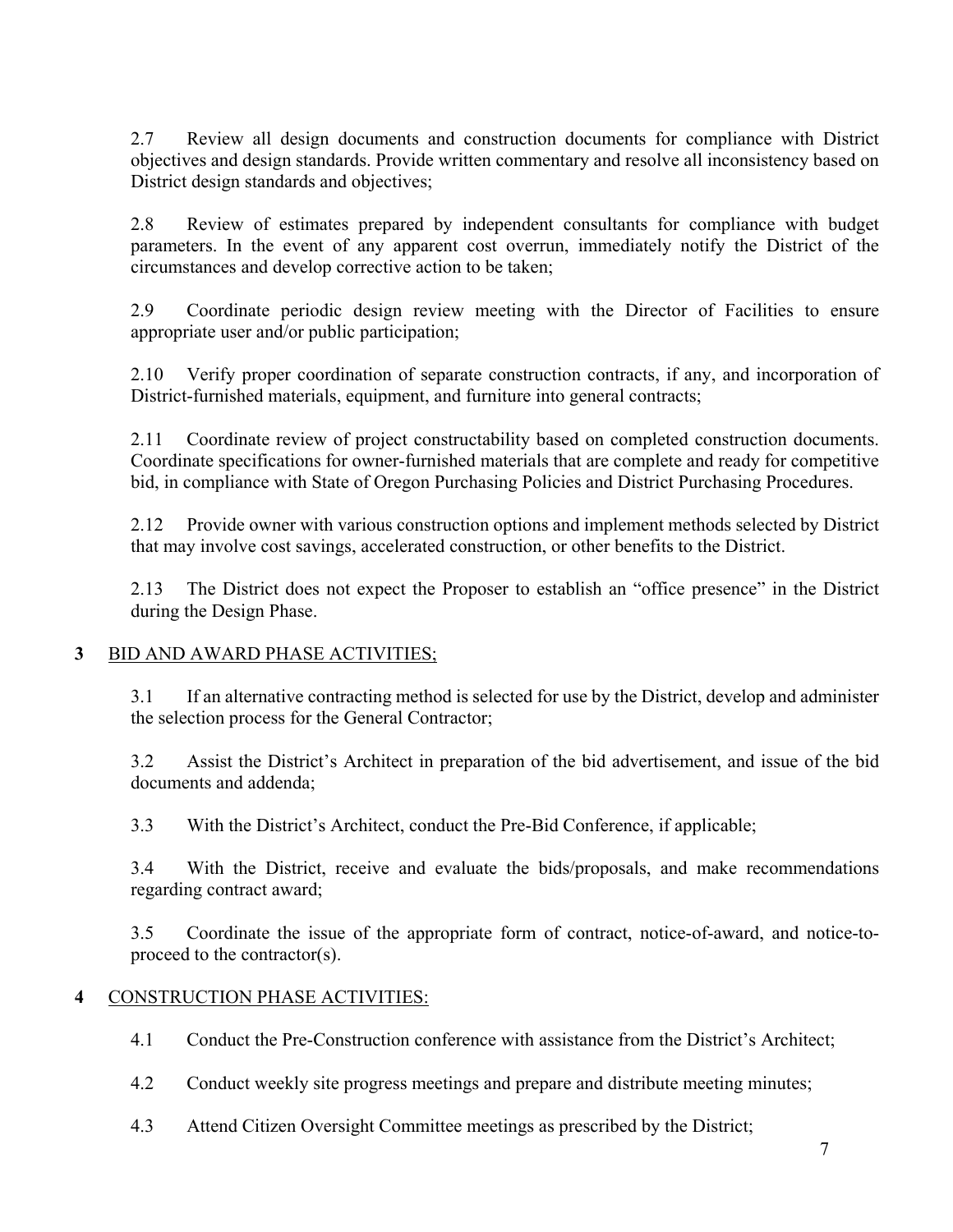2.7 Review all design documents and construction documents for compliance with District objectives and design standards. Provide written commentary and resolve all inconsistency based on District design standards and objectives;

2.8 Review of estimates prepared by independent consultants for compliance with budget parameters. In the event of any apparent cost overrun, immediately notify the District of the circumstances and develop corrective action to be taken;

2.9 Coordinate periodic design review meeting with the Director of Facilities to ensure appropriate user and/or public participation;

2.10 Verify proper coordination of separate construction contracts, if any, and incorporation of District-furnished materials, equipment, and furniture into general contracts;

2.11 Coordinate review of project constructability based on completed construction documents. Coordinate specifications for owner-furnished materials that are complete and ready for competitive bid, in compliance with State of Oregon Purchasing Policies and District Purchasing Procedures.

2.12 Provide owner with various construction options and implement methods selected by District that may involve cost savings, accelerated construction, or other benefits to the District.

2.13 The District does not expect the Proposer to establish an "office presence" in the District during the Design Phase.

**3** BID AND AWARD PHASE ACTIVITIES;

3.1 If an alternative contracting method is selected for use by the District, develop and administer the selection process for the General Contractor;

3.2 Assist the District's Architect in preparation of the bid advertisement, and issue of the bid documents and addenda;

3.3 With the District's Architect, conduct the Pre-Bid Conference, if applicable;

3.4 With the District, receive and evaluate the bids/proposals, and make recommendations regarding contract award;

3.5 Coordinate the issue of the appropriate form of contract, notice-of-award, and notice-to-proceed to the contractor(s).

**4** CONSTRUCTION PHASE ACTIVITIES:

4.1 Conduct the Pre-Construction conference with assistance from the District's Architect;

4.2 Conduct weekly site progress meetings and prepare and distribute meeting minutes;

4.3 Attend Citizen Oversight Committee meetings as prescribed by the District;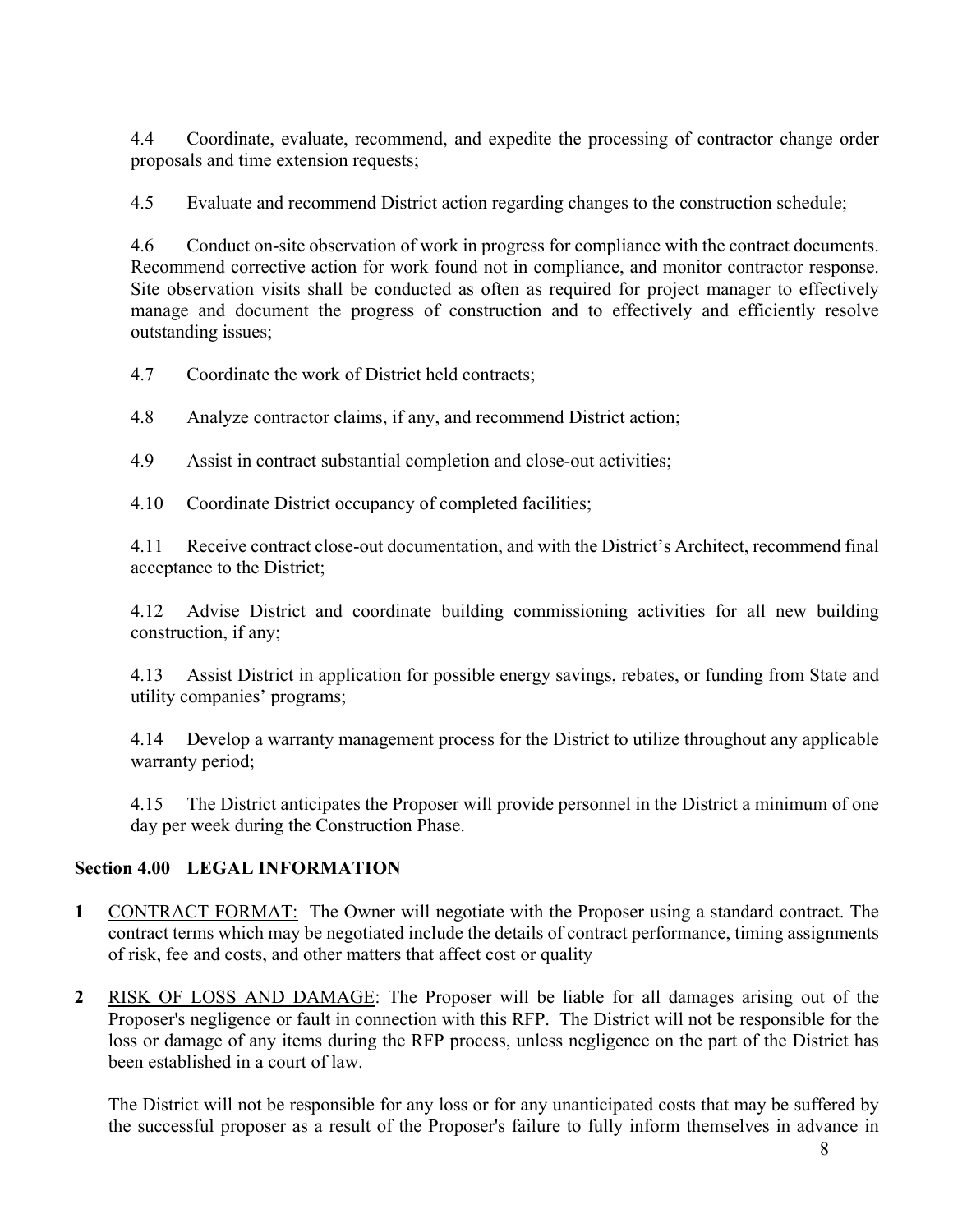4.4 Coordinate, evaluate, recommend, and expedite the processing of contractor change order proposals and time extension requests;

4.5 Evaluate and recommend District action regarding changes to the construction schedule;

4.6 Conduct on-site observation of work in progress for compliance with the contract documents. Recommend corrective action for work found not in compliance, and monitor contractor response. Site observation visits shall be conducted as often as required for project manager to effectively manage and document the progress of construction and to effectively and efficiently resolve outstanding issues;

4.7 Coordinate the work of District held contracts;

4.8 Analyze contractor claims, if any, and recommend District action;

4.9 Assist in contract substantial completion and close-out activities;

4.10 Coordinate District occupancy of completed facilities;

4.11 Receive contract close-out documentation, and with the District's Architect, recommend final acceptance to the District;

4.12 Advise District and coordinate building commissioning activities for all new building construction, if any;

4.13 Assist District in application for possible energy savings, rebates, or funding from State and utility companies' programs;

4.14 Develop a warranty management process for the District to utilize throughout any applicable warranty period;

4.15 The District anticipates the Proposer will provide personnel in the District a minimum of one day per week during the Construction Phase.

## Section 4.00 LEGAL INFORMATION

**1** CONTRACT FORMAT: The Owner will negotiate with the Proposer using a standard contract. The contract terms which may be negotiated include the details of contract performance, timing assignments of risk, fee and costs, and other matters that affect cost or quality

**2** RISK OF LOSS AND DAMAGE: The Proposer will be liable for all damages arising out of the Proposer's negligence or fault in connection with this RFP. The District will not be responsible for the loss or damage of any items during the RFP process, unless negligence on the part of the District has been established in a court of law.

The District will not be responsible for any loss or for any unanticipated costs that may be suffered by the successful proposer as a result of the Proposer's failure to fully inform themselves in advance in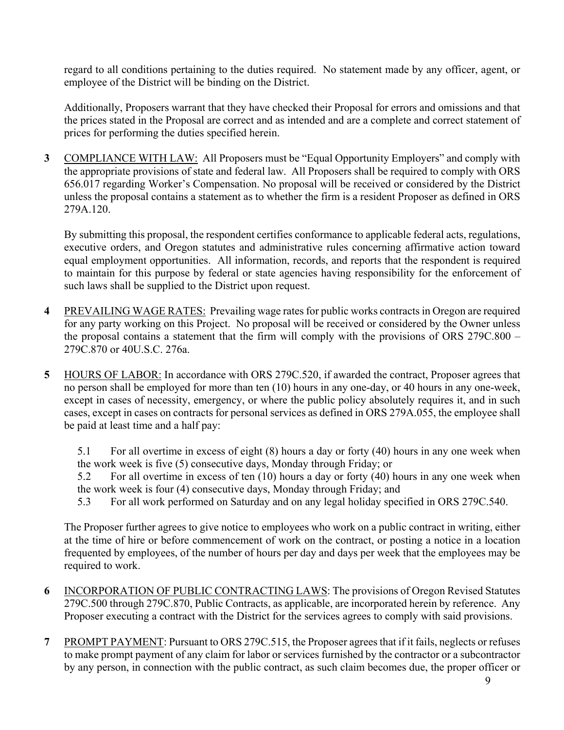regard to all conditions pertaining to the duties required. No statement made by any officer, agent, or employee of the District will be binding on the District.

Additionally, Proposers warrant that they have checked their Proposal for errors and omissions and that the prices stated in the Proposal are correct and as intended and are a complete and correct statement of prices for performing the duties specified herein.

**3** COMPLIANCE WITH LAW: All Proposers must be "Equal Opportunity Employers" and comply with the appropriate provisions of state and federal law. All Proposers shall be required to comply with ORS 656.017 regarding Worker's Compensation. No proposal will be received or considered by the District unless the proposal contains a statement as to whether the firm is a resident Proposer as defined in ORS 279A.120.

By submitting this proposal, the respondent certifies conformance to applicable federal acts, regulations, executive orders, and Oregon statutes and administrative rules concerning affirmative action toward equal employment opportunities. All information, records, and reports that the respondent is required to maintain for this purpose by federal or state agencies having responsibility for the enforcement of such laws shall be supplied to the District upon request.

**4** PREVAILING WAGE RATES: Prevailing wage rates for public works contracts in Oregon are required for any party working on this Project. No proposal will be received or considered by the Owner unless the proposal contains a statement that the firm will comply with the provisions of ORS 279C.800 – 279C.870 or 40U.S.C. 276a.

**5** HOURS OF LABOR: In accordance with ORS 279C.520, if awarded the contract, Proposer agrees that no person shall be employed for more than ten (10) hours in any one-day, or 40 hours in any one-week, except in cases of necessity, emergency, or where the public policy absolutely requires it, and in such cases, except in cases on contracts for personal services as defined in ORS 279A.055, the employee shall be paid at least time and a half pay:

5.1 For all overtime in excess of eight (8) hours a day or forty (40) hours in any one week when the work week is five (5) consecutive days, Monday through Friday; or

5.2 For all overtime in excess of ten (10) hours a day or forty (40) hours in any one week when the work week is four (4) consecutive days, Monday through Friday; and

5.3 For all work performed on Saturday and on any legal holiday specified in ORS 279C.540.

The Proposer further agrees to give notice to employees who work on a public contract in writing, either at the time of hire or before commencement of work on the contract, or posting a notice in a location frequented by employees, of the number of hours per day and days per week that the employees may be required to work.

**6** INCORPORATION OF PUBLIC CONTRACTING LAWS: The provisions of Oregon Revised Statutes 279C.500 through 279C.870, Public Contracts, as applicable, are incorporated herein by reference. Any Proposer executing a contract with the District for the services agrees to comply with said provisions.

**7** PROMPT PAYMENT: Pursuant to ORS 279C.515, the Proposer agrees that if it fails, neglects or refuses to make prompt payment of any claim for labor or services furnished by the contractor or a subcontractor by any person, in connection with the public contract, as such claim becomes due, the proper officer or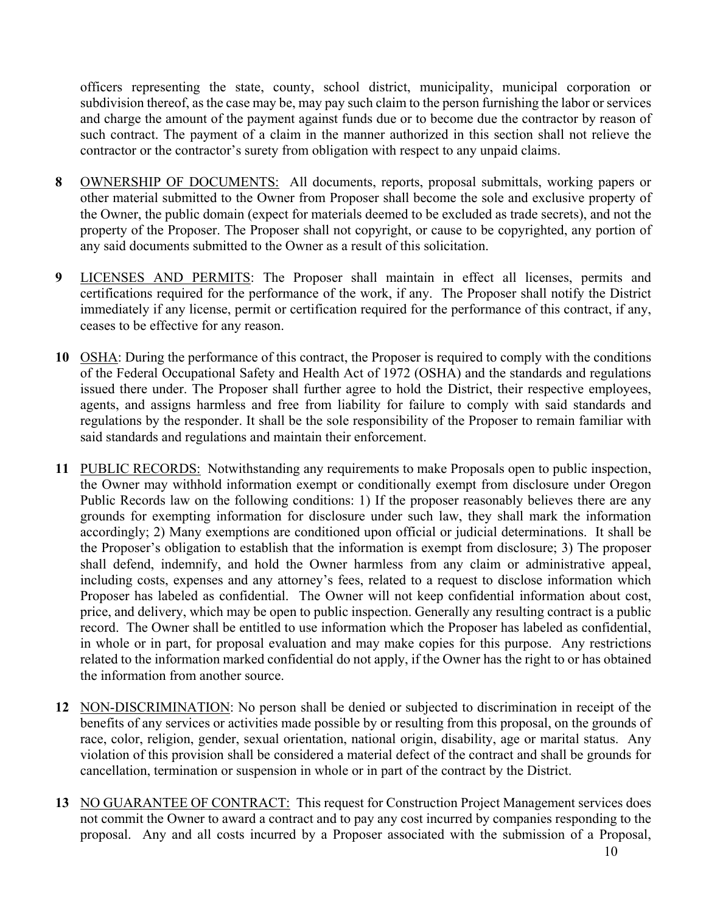officers representing the state, county, school district, municipality, municipal corporation or subdivision thereof, as the case may be, may pay such claim to the person furnishing the labor or services and charge the amount of the payment against funds due or to become due the contractor by reason of such contract. The payment of a claim in the manner authorized in this section shall not relieve the contractor or the contractor's surety from obligation with respect to any unpaid claims.

**8** <u>OWNERSHIP OF DOCUMENTS:</u> All documents, reports, proposal submittals, working papers or other material submitted to the Owner from Proposer shall become the sole and exclusive property of the Owner, the public domain (expect for materials deemed to be excluded as trade secrets), and not the property of the Proposer. The Proposer shall not copyright, or cause to be copyrighted, any portion of any said documents submitted to the Owner as a result of this solicitation.

**9** <u>LICENSES AND PERMITS</u>: The Proposer shall maintain in effect all licenses, permits and certifications required for the performance of the work, if any. The Proposer shall notify the District immediately if any license, permit or certification required for the performance of this contract, if any, ceases to be effective for any reason.

**10** <u>OSHA</u>: During the performance of this contract, the Proposer is required to comply with the conditions of the Federal Occupational Safety and Health Act of 1972 (OSHA) and the standards and regulations issued there under. The Proposer shall further agree to hold the District, their respective employees, agents, and assigns harmless and free from liability for failure to comply with said standards and regulations by the responder. It shall be the sole responsibility of the Proposer to remain familiar with said standards and regulations and maintain their enforcement.

**11** <u>PUBLIC RECORDS:</u> Notwithstanding any requirements to make Proposals open to public inspection, the Owner may withhold information exempt or conditionally exempt from disclosure under Oregon Public Records law on the following conditions: 1) If the proposer reasonably believes there are any grounds for exempting information for disclosure under such law, they shall mark the information accordingly; 2) Many exemptions are conditioned upon official or judicial determinations. It shall be the Proposer's obligation to establish that the information is exempt from disclosure; 3) The proposer shall defend, indemnify, and hold the Owner harmless from any claim or administrative appeal, including costs, expenses and any attorney's fees, related to a request to disclose information which Proposer has labeled as confidential. The Owner will not keep confidential information about cost, price, and delivery, which may be open to public inspection. Generally any resulting contract is a public record. The Owner shall be entitled to use information which the Proposer has labeled as confidential, in whole or in part, for proposal evaluation and may make copies for this purpose. Any restrictions related to the information marked confidential do not apply, if the Owner has the right to or has obtained the information from another source.

**12** <u>NON-DISCRIMINATION</u>: No person shall be denied or subjected to discrimination in receipt of the benefits of any services or activities made possible by or resulting from this proposal, on the grounds of race, color, religion, gender, sexual orientation, national origin, disability, age or marital status. Any violation of this provision shall be considered a material defect of the contract and shall be grounds for cancellation, termination or suspension in whole or in part of the contract by the District.

**13** <u>NO GUARANTEE OF CONTRACT:</u> This request for Construction Project Management services does not commit the Owner to award a contract and to pay any cost incurred by companies responding to the proposal. Any and all costs incurred by a Proposer associated with the submission of a Proposal,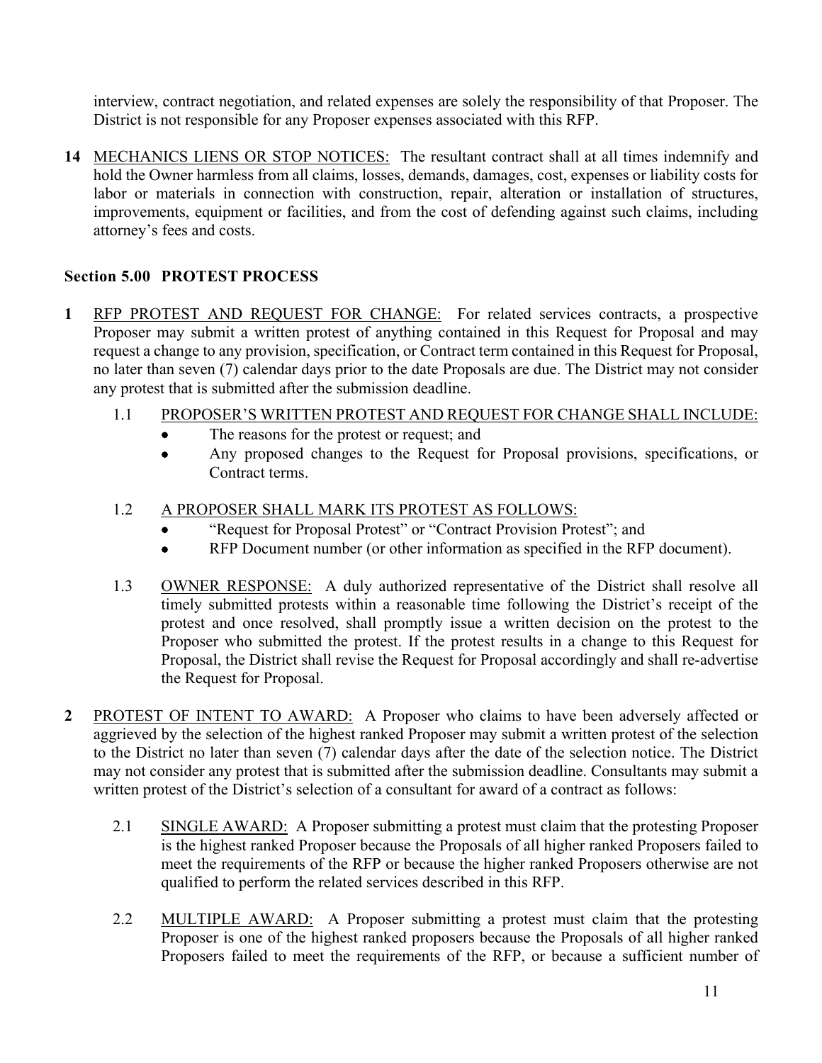interview, contract negotiation, and related expenses are solely the responsibility of that Proposer. The District is not responsible for any Proposer expenses associated with this RFP.

**14** MECHANICS LIENS OR STOP NOTICES: The resultant contract shall at all times indemnify and hold the Owner harmless from all claims, losses, demands, damages, cost, expenses or liability costs for labor or materials in connection with construction, repair, alteration or installation of structures, improvements, equipment or facilities, and from the cost of defending against such claims, including attorney's fees and costs.

## Section 5.00 PROTEST PROCESS

**1** RFP PROTEST AND REQUEST FOR CHANGE: For related services contracts, a prospective Proposer may submit a written protest of anything contained in this Request for Proposal and may request a change to any provision, specification, or Contract term contained in this Request for Proposal, no later than seven (7) calendar days prior to the date Proposals are due. The District may not consider any protest that is submitted after the submission deadline.

1.1 PROPOSER'S WRITTEN PROTEST AND REQUEST FOR CHANGE SHALL INCLUDE:

- The reasons for the protest or request; and
- Any proposed changes to the Request for Proposal provisions, specifications, or Contract terms.

1.2 A PROPOSER SHALL MARK ITS PROTEST AS FOLLOWS:

- "Request for Proposal Protest" or "Contract Provision Protest"; and
- RFP Document number (or other information as specified in the RFP document).

1.3 OWNER RESPONSE: A duly authorized representative of the District shall resolve all timely submitted protests within a reasonable time following the District's receipt of the protest and once resolved, shall promptly issue a written decision on the protest to the Proposer who submitted the protest. If the protest results in a change to this Request for Proposal, the District shall revise the Request for Proposal accordingly and shall re-advertise the Request for Proposal.

**2** PROTEST OF INTENT TO AWARD: A Proposer who claims to have been adversely affected or aggrieved by the selection of the highest ranked Proposer may submit a written protest of the selection to the District no later than seven (7) calendar days after the date of the selection notice. The District may not consider any protest that is submitted after the submission deadline. Consultants may submit a written protest of the District's selection of a consultant for award of a contract as follows:

2.1 SINGLE AWARD: A Proposer submitting a protest must claim that the protesting Proposer is the highest ranked Proposer because the Proposals of all higher ranked Proposers failed to meet the requirements of the RFP or because the higher ranked Proposers otherwise are not qualified to perform the related services described in this RFP.

2.2 MULTIPLE AWARD: A Proposer submitting a protest must claim that the protesting Proposer is one of the highest ranked proposers because the Proposals of all higher ranked Proposers failed to meet the requirements of the RFP, or because a sufficient number of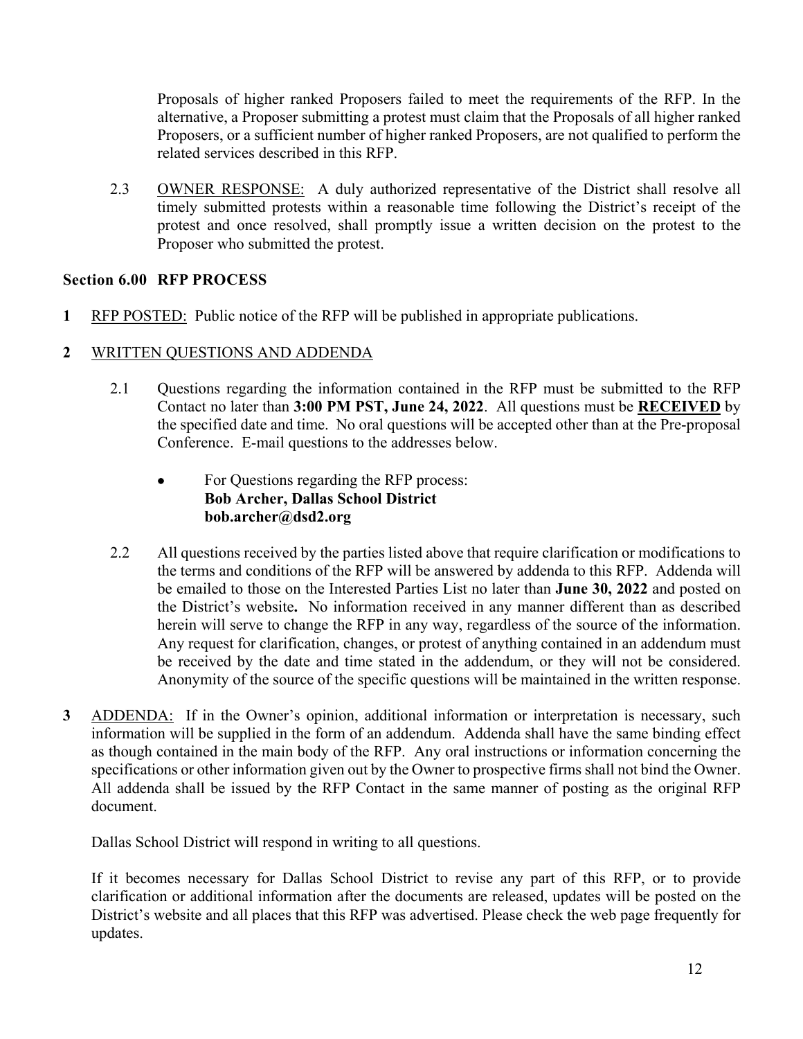Proposals of higher ranked Proposers failed to meet the requirements of the RFP. In the alternative, a Proposer submitting a protest must claim that the Proposals of all higher ranked Proposers, or a sufficient number of higher ranked Proposers, are not qualified to perform the related services described in this RFP.

2.3 <u>OWNER RESPONSE:</u> A duly authorized representative of the District shall resolve all timely submitted protests within a reasonable time following the District's receipt of the protest and once resolved, shall promptly issue a written decision on the protest to the Proposer who submitted the protest.

## Section 6.00 RFP PROCESS

**1** <u>RFP POSTED:</u> Public notice of the RFP will be published in appropriate publications.

**2** <u>WRITTEN QUESTIONS AND ADDENDA</u>

2.1 Questions regarding the information contained in the RFP must be submitted to the RFP Contact no later than **3:00 PM PST, June 24, 2022**. All questions must be **<u>RECEIVED</u>** by the specified date and time. No oral questions will be accepted other than at the Pre-proposal Conference. E-mail questions to the addresses below.

- For Questions regarding the RFP process:
  **Bob Archer, Dallas School District**
  **bob.archer@dsd2.org**

2.2 All questions received by the parties listed above that require clarification or modifications to the terms and conditions of the RFP will be answered by addenda to this RFP. Addenda will be emailed to those on the Interested Parties List no later than **June 30, 2022** and posted on the District's website**.** No information received in any manner different than as described herein will serve to change the RFP in any way, regardless of the source of the information. Any request for clarification, changes, or protest of anything contained in an addendum must be received by the date and time stated in the addendum, or they will not be considered. Anonymity of the source of the specific questions will be maintained in the written response.

**3** <u>ADDENDA:</u> If in the Owner's opinion, additional information or interpretation is necessary, such information will be supplied in the form of an addendum. Addenda shall have the same binding effect as though contained in the main body of the RFP. Any oral instructions or information concerning the specifications or other information given out by the Owner to prospective firms shall not bind the Owner. All addenda shall be issued by the RFP Contact in the same manner of posting as the original RFP document.

Dallas School District will respond in writing to all questions.

If it becomes necessary for Dallas School District to revise any part of this RFP, or to provide clarification or additional information after the documents are released, updates will be posted on the District's website and all places that this RFP was advertised. Please check the web page frequently for updates.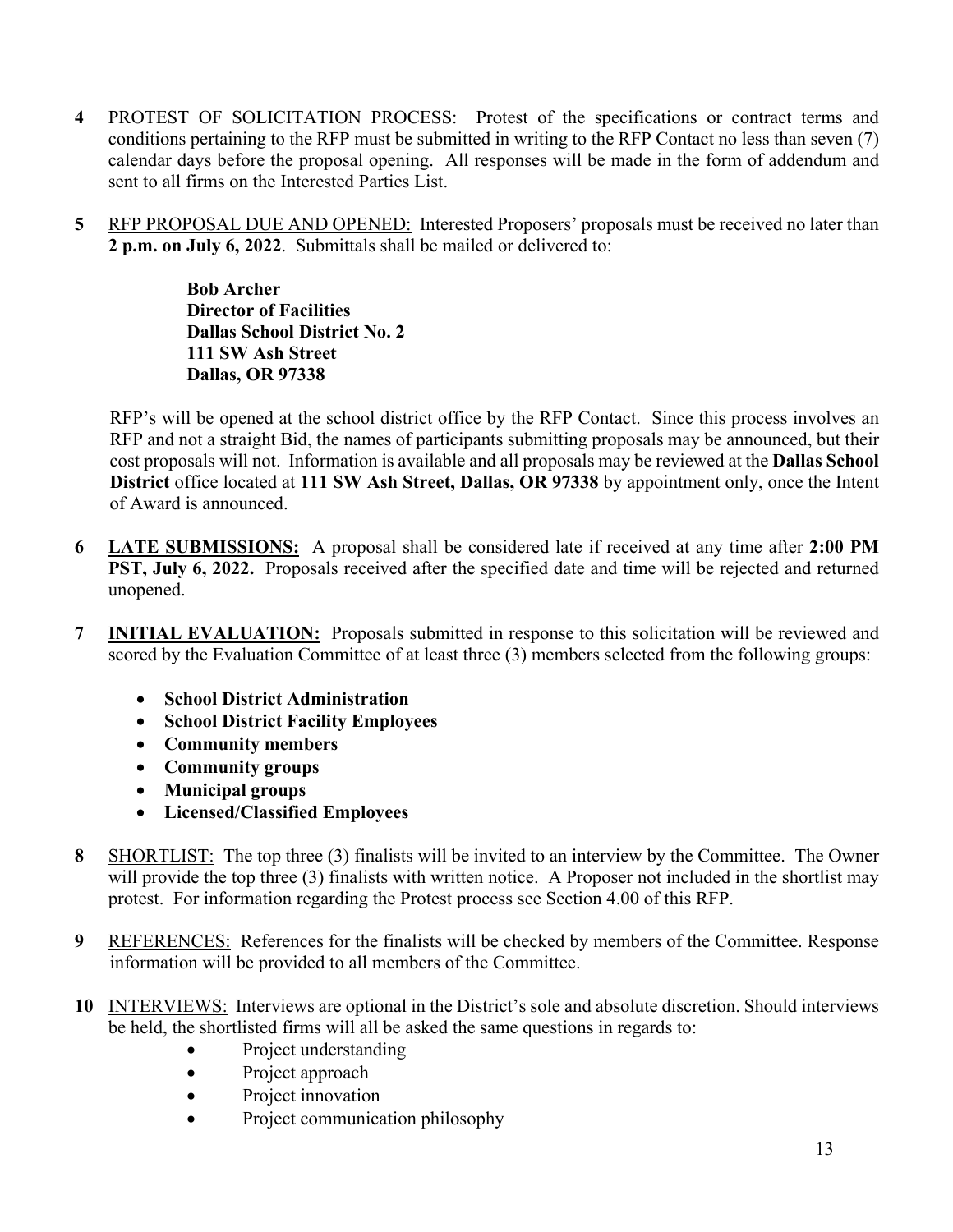**4** PROTEST OF SOLICITATION PROCESS: Protest of the specifications or contract terms and conditions pertaining to the RFP must be submitted in writing to the RFP Contact no less than seven (7) calendar days before the proposal opening. All responses will be made in the form of addendum and sent to all firms on the Interested Parties List.

**5** RFP PROPOSAL DUE AND OPENED: Interested Proposers' proposals must be received no later than **2 p.m. on July 6, 2022**. Submittals shall be mailed or delivered to:

> **Bob Archer**
> **Director of Facilities**
> **Dallas School District No. 2**
> **111 SW Ash Street**
> **Dallas, OR 97338**

RFP's will be opened at the school district office by the RFP Contact. Since this process involves an RFP and not a straight Bid, the names of participants submitting proposals may be announced, but their cost proposals will not. Information is available and all proposals may be reviewed at the **Dallas School District** office located at **111 SW Ash Street, Dallas, OR 97338** by appointment only, once the Intent of Award is announced.

**6** **LATE SUBMISSIONS:** A proposal shall be considered late if received at any time after **2:00 PM PST, July 6, 2022.** Proposals received after the specified date and time will be rejected and returned unopened.

**7** **INITIAL EVALUATION:** Proposals submitted in response to this solicitation will be reviewed and scored by the Evaluation Committee of at least three (3) members selected from the following groups:

- **School District Administration**
- **School District Facility Employees**
- **Community members**
- **Community groups**
- **Municipal groups**
- **Licensed/Classified Employees**

**8** SHORTLIST: The top three (3) finalists will be invited to an interview by the Committee. The Owner will provide the top three (3) finalists with written notice. A Proposer not included in the shortlist may protest. For information regarding the Protest process see Section 4.00 of this RFP.

**9** REFERENCES: References for the finalists will be checked by members of the Committee. Response information will be provided to all members of the Committee.

**10** INTERVIEWS: Interviews are optional in the District's sole and absolute discretion. Should interviews be held, the shortlisted firms will all be asked the same questions in regards to:

- Project understanding
- Project approach
- Project innovation
- Project communication philosophy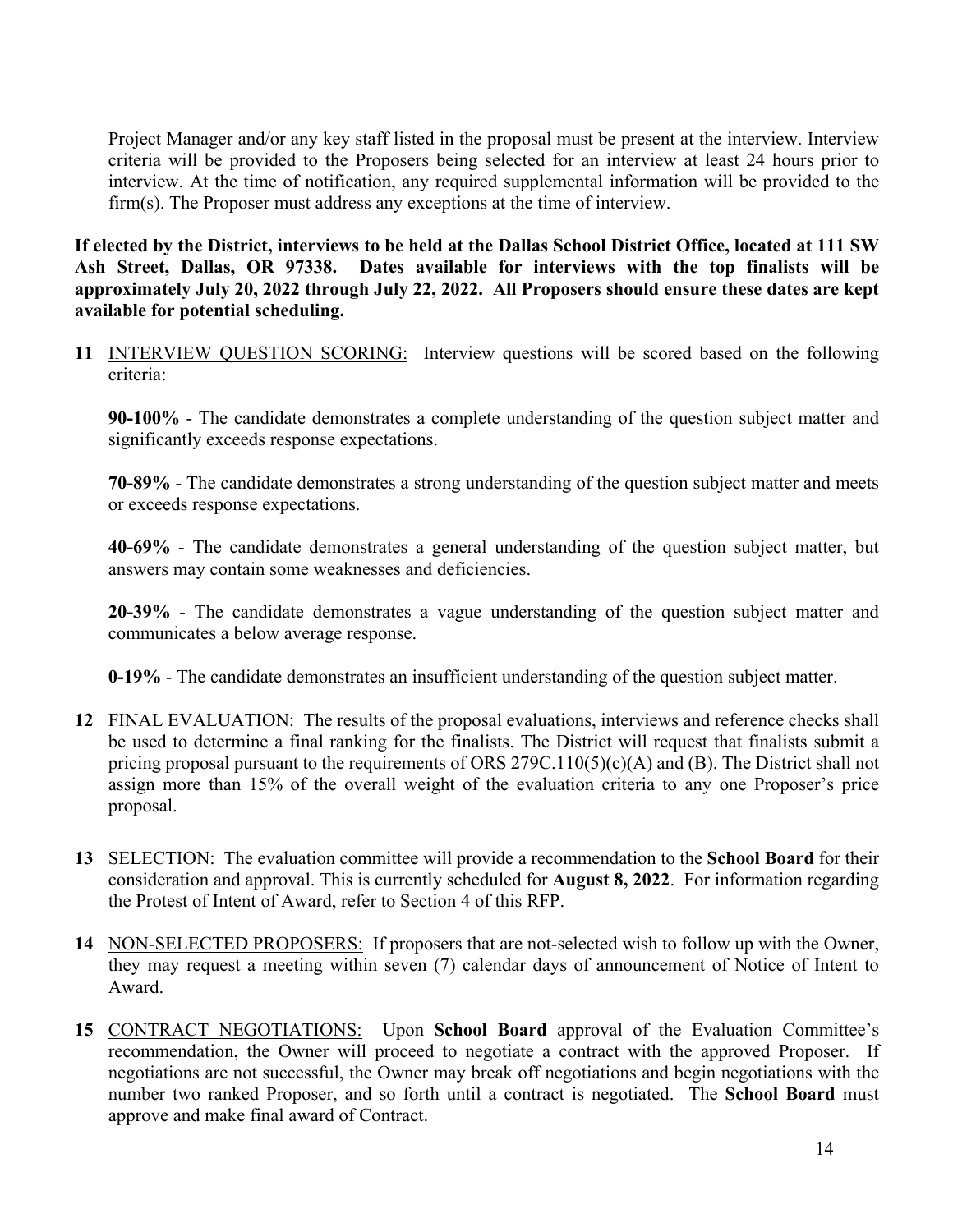Project Manager and/or any key staff listed in the proposal must be present at the interview. Interview criteria will be provided to the Proposers being selected for an interview at least 24 hours prior to interview. At the time of notification, any required supplemental information will be provided to the firm(s). The Proposer must address any exceptions at the time of interview.

**If elected by the District, interviews to be held at the Dallas School District Office, located at 111 SW Ash Street, Dallas, OR 97338. Dates available for interviews with the top finalists will be approximately July 20, 2022 through July 22, 2022. All Proposers should ensure these dates are kept available for potential scheduling.**

**11** INTERVIEW QUESTION SCORING: Interview questions will be scored based on the following criteria:

**90-100%** - The candidate demonstrates a complete understanding of the question subject matter and significantly exceeds response expectations.

**70-89%** - The candidate demonstrates a strong understanding of the question subject matter and meets or exceeds response expectations.

**40-69%** - The candidate demonstrates a general understanding of the question subject matter, but answers may contain some weaknesses and deficiencies.

**20-39%** - The candidate demonstrates a vague understanding of the question subject matter and communicates a below average response.

**0-19%** - The candidate demonstrates an insufficient understanding of the question subject matter.

**12** FINAL EVALUATION: The results of the proposal evaluations, interviews and reference checks shall be used to determine a final ranking for the finalists. The District will request that finalists submit a pricing proposal pursuant to the requirements of ORS 279C.110(5)(c)(A) and (B). The District shall not assign more than 15% of the overall weight of the evaluation criteria to any one Proposer's price proposal.

**13** SELECTION: The evaluation committee will provide a recommendation to the **School Board** for their consideration and approval. This is currently scheduled for **August 8, 2022**. For information regarding the Protest of Intent of Award, refer to Section 4 of this RFP.

**14** NON-SELECTED PROPOSERS: If proposers that are not-selected wish to follow up with the Owner, they may request a meeting within seven (7) calendar days of announcement of Notice of Intent to Award.

**15** CONTRACT NEGOTIATIONS: Upon **School Board** approval of the Evaluation Committee's recommendation, the Owner will proceed to negotiate a contract with the approved Proposer. If negotiations are not successful, the Owner may break off negotiations and begin negotiations with the number two ranked Proposer, and so forth until a contract is negotiated. The **School Board** must approve and make final award of Contract.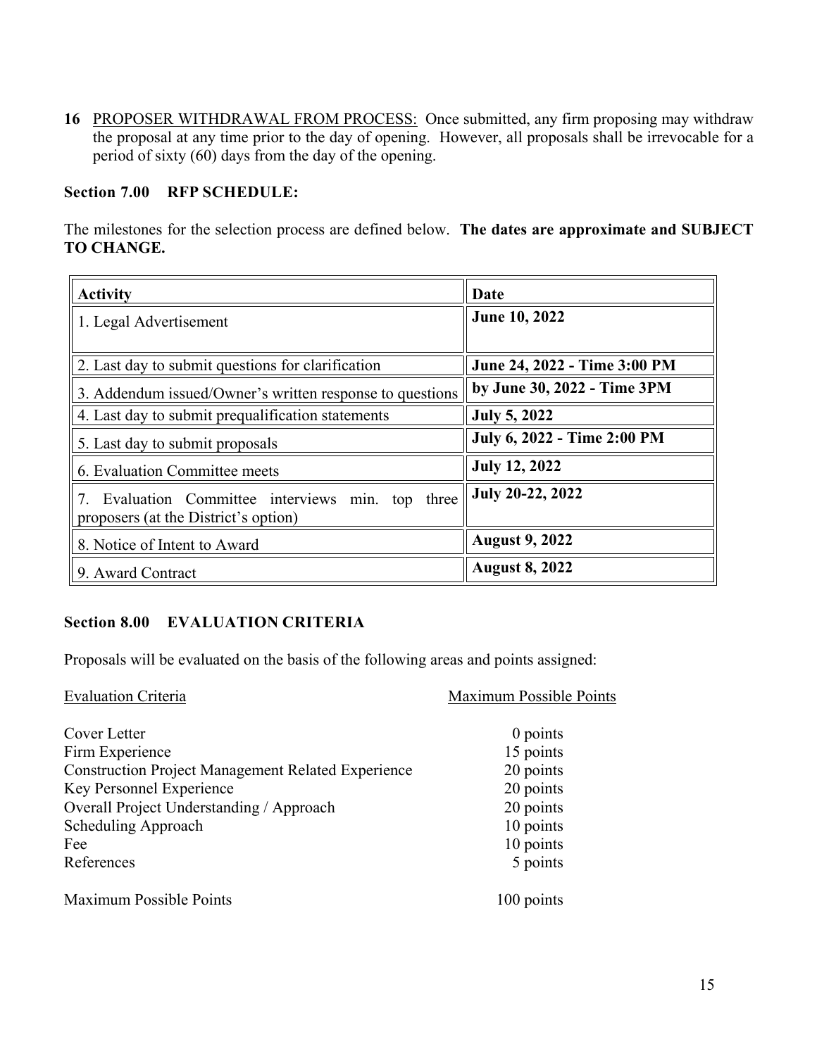**16** <u>PROPOSER WITHDRAWAL FROM PROCESS:</u> Once submitted, any firm proposing may withdraw the proposal at any time prior to the day of opening. However, all proposals shall be irrevocable for a period of sixty (60) days from the day of the opening.

## Section 7.00 RFP SCHEDULE:

The milestones for the selection process are defined below. **The dates are approximate and SUBJECT TO CHANGE.**

| Activity | Date |
|---|---|
| 1. Legal Advertisement | **June 10, 2022** |
| 2. Last day to submit questions for clarification | **June 24, 2022 - Time 3:00 PM** |
| 3. Addendum issued/Owner's written response to questions | **by June 30, 2022 - Time 3PM** |
| 4. Last day to submit prequalification statements | **July 5, 2022** |
| 5. Last day to submit proposals | **July 6, 2022 - Time 2:00 PM** |
| 6. Evaluation Committee meets | **July 12, 2022** |
| 7. Evaluation Committee interviews min. top three proposers (at the District's option) | **July 20-22, 2022** |
| 8. Notice of Intent to Award | **August 9, 2022** |
| 9. Award Contract | **August 8, 2022** |

## Section 8.00 EVALUATION CRITERIA

Proposals will be evaluated on the basis of the following areas and points assigned:

| Evaluation Criteria | Maximum Possible Points |
|---|---|
| Cover Letter | 0 points |
| Firm Experience | 15 points |
| Construction Project Management Related Experience | 20 points |
| Key Personnel Experience | 20 points |
| Overall Project Understanding / Approach | 20 points |
| Scheduling Approach | 10 points |
| Fee | 10 points |
| References | 5 points |
| Maximum Possible Points | 100 points |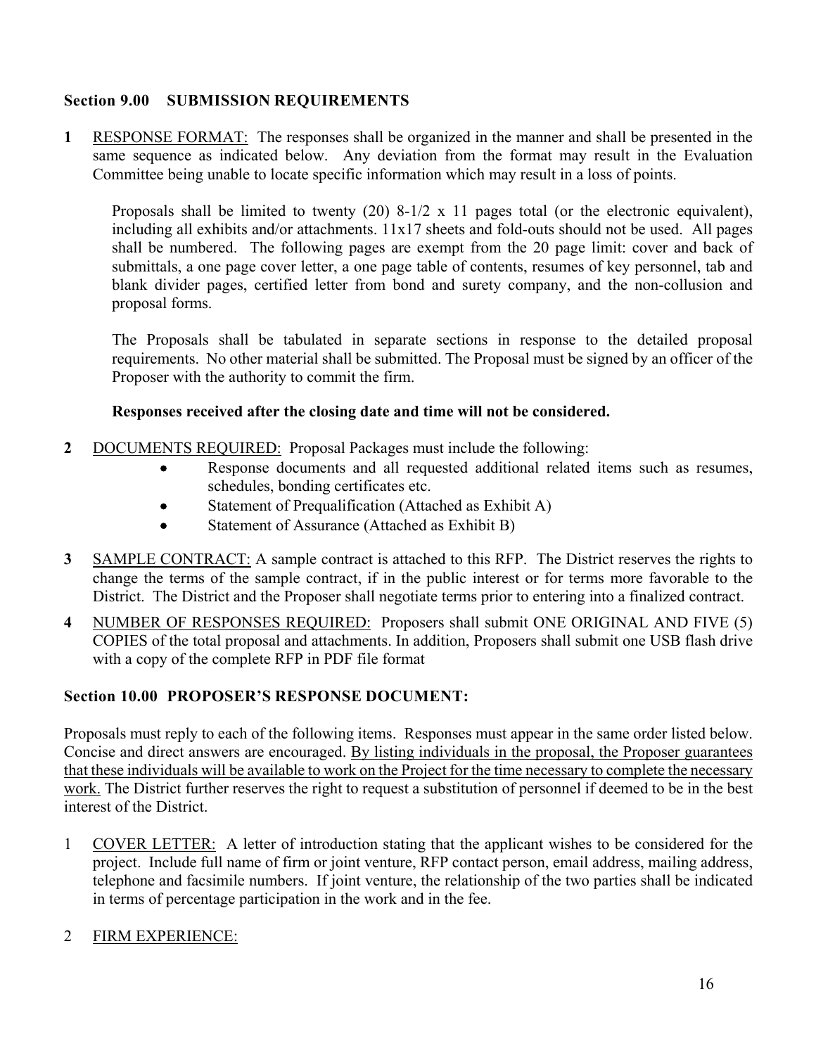## Section 9.00 SUBMISSION REQUIREMENTS

**1** <u>RESPONSE FORMAT:</u> The responses shall be organized in the manner and shall be presented in the same sequence as indicated below. Any deviation from the format may result in the Evaluation Committee being unable to locate specific information which may result in a loss of points.

Proposals shall be limited to twenty (20) 8-1/2 x 11 pages total (or the electronic equivalent), including all exhibits and/or attachments. 11x17 sheets and fold-outs should not be used. All pages shall be numbered. The following pages are exempt from the 20 page limit: cover and back of submittals, a one page cover letter, a one page table of contents, resumes of key personnel, tab and blank divider pages, certified letter from bond and surety company, and the non-collusion and proposal forms.

The Proposals shall be tabulated in separate sections in response to the detailed proposal requirements. No other material shall be submitted. The Proposal must be signed by an officer of the Proposer with the authority to commit the firm.

**Responses received after the closing date and time will not be considered.**

**2** <u>DOCUMENTS REQUIRED:</u> Proposal Packages must include the following:

- Response documents and all requested additional related items such as resumes, schedules, bonding certificates etc.
- Statement of Prequalification (Attached as Exhibit A)
- Statement of Assurance (Attached as Exhibit B)

**3** <u>SAMPLE CONTRACT:</u> A sample contract is attached to this RFP. The District reserves the rights to change the terms of the sample contract, if in the public interest or for terms more favorable to the District. The District and the Proposer shall negotiate terms prior to entering into a finalized contract.

**4** <u>NUMBER OF RESPONSES REQUIRED:</u> Proposers shall submit ONE ORIGINAL AND FIVE (5) COPIES of the total proposal and attachments. In addition, Proposers shall submit one USB flash drive with a copy of the complete RFP in PDF file format

## Section 10.00 PROPOSER'S RESPONSE DOCUMENT:

Proposals must reply to each of the following items. Responses must appear in the same order listed below. Concise and direct answers are encouraged. <u>By listing individuals in the proposal, the Proposer guarantees that these individuals will be available to work on the Project for the time necessary to complete the necessary work.</u> The District further reserves the right to request a substitution of personnel if deemed to be in the best interest of the District.

1 <u>COVER LETTER:</u> A letter of introduction stating that the applicant wishes to be considered for the project. Include full name of firm or joint venture, RFP contact person, email address, mailing address, telephone and facsimile numbers. If joint venture, the relationship of the two parties shall be indicated in terms of percentage participation in the work and in the fee.

2 <u>FIRM EXPERIENCE:</u>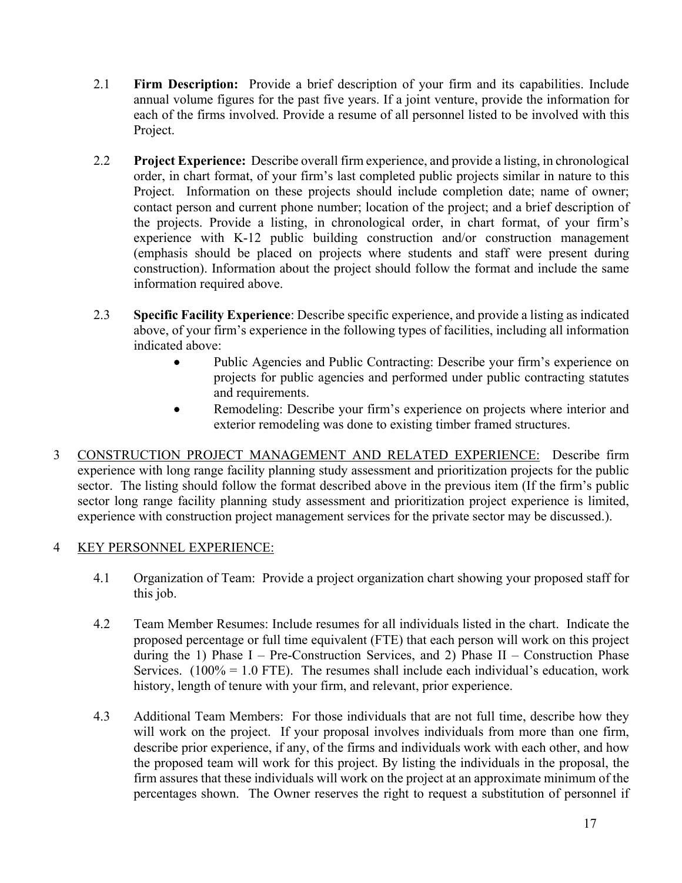2.1 **Firm Description:** Provide a brief description of your firm and its capabilities. Include annual volume figures for the past five years. If a joint venture, provide the information for each of the firms involved. Provide a resume of all personnel listed to be involved with this Project.

2.2 **Project Experience:** Describe overall firm experience, and provide a listing, in chronological order, in chart format, of your firm's last completed public projects similar in nature to this Project. Information on these projects should include completion date; name of owner; contact person and current phone number; location of the project; and a brief description of the projects. Provide a listing, in chronological order, in chart format, of your firm's experience with K-12 public building construction and/or construction management (emphasis should be placed on projects where students and staff were present during construction). Information about the project should follow the format and include the same information required above.

2.3 **Specific Facility Experience**: Describe specific experience, and provide a listing as indicated above, of your firm's experience in the following types of facilities, including all information indicated above:

- Public Agencies and Public Contracting: Describe your firm's experience on projects for public agencies and performed under public contracting statutes and requirements.
- Remodeling: Describe your firm's experience on projects where interior and exterior remodeling was done to existing timber framed structures.

3 CONSTRUCTION PROJECT MANAGEMENT AND RELATED EXPERIENCE: Describe firm experience with long range facility planning study assessment and prioritization projects for the public sector. The listing should follow the format described above in the previous item (If the firm's public sector long range facility planning study assessment and prioritization project experience is limited, experience with construction project management services for the private sector may be discussed.).

4 KEY PERSONNEL EXPERIENCE:

4.1 Organization of Team: Provide a project organization chart showing your proposed staff for this job.

4.2 Team Member Resumes: Include resumes for all individuals listed in the chart. Indicate the proposed percentage or full time equivalent (FTE) that each person will work on this project during the 1) Phase I – Pre-Construction Services, and 2) Phase II – Construction Phase Services. (100% = 1.0 FTE). The resumes shall include each individual's education, work history, length of tenure with your firm, and relevant, prior experience.

4.3 Additional Team Members: For those individuals that are not full time, describe how they will work on the project. If your proposal involves individuals from more than one firm, describe prior experience, if any, of the firms and individuals work with each other, and how the proposed team will work for this project. By listing the individuals in the proposal, the firm assures that these individuals will work on the project at an approximate minimum of the percentages shown. The Owner reserves the right to request a substitution of personnel if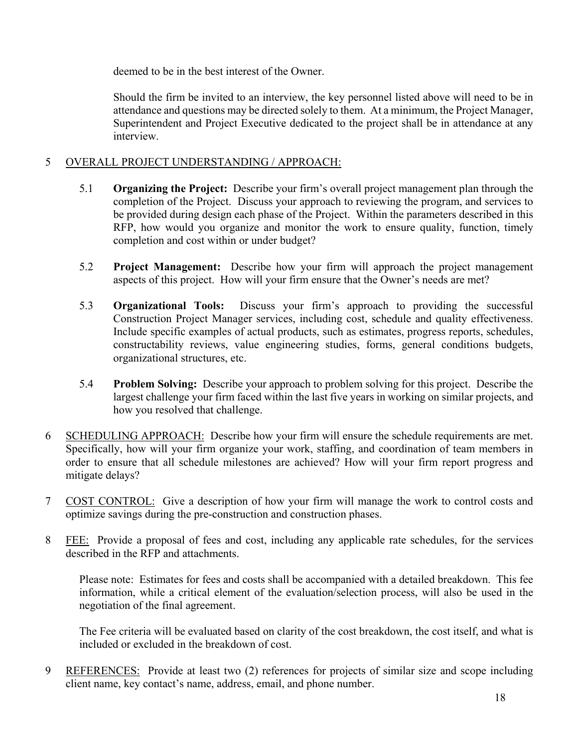deemed to be in the best interest of the Owner.

Should the firm be invited to an interview, the key personnel listed above will need to be in attendance and questions may be directed solely to them. At a minimum, the Project Manager, Superintendent and Project Executive dedicated to the project shall be in attendance at any interview.

## 5 OVERALL PROJECT UNDERSTANDING / APPROACH:

5.1 **Organizing the Project:** Describe your firm's overall project management plan through the completion of the Project. Discuss your approach to reviewing the program, and services to be provided during design each phase of the Project. Within the parameters described in this RFP, how would you organize and monitor the work to ensure quality, function, timely completion and cost within or under budget?

5.2 **Project Management:** Describe how your firm will approach the project management aspects of this project. How will your firm ensure that the Owner's needs are met?

5.3 **Organizational Tools:** Discuss your firm's approach to providing the successful Construction Project Manager services, including cost, schedule and quality effectiveness. Include specific examples of actual products, such as estimates, progress reports, schedules, constructability reviews, value engineering studies, forms, general conditions budgets, organizational structures, etc.

5.4 **Problem Solving:** Describe your approach to problem solving for this project. Describe the largest challenge your firm faced within the last five years in working on similar projects, and how you resolved that challenge.

6 SCHEDULING APPROACH: Describe how your firm will ensure the schedule requirements are met. Specifically, how will your firm organize your work, staffing, and coordination of team members in order to ensure that all schedule milestones are achieved? How will your firm report progress and mitigate delays?

7 COST CONTROL: Give a description of how your firm will manage the work to control costs and optimize savings during the pre-construction and construction phases.

8 FEE: Provide a proposal of fees and cost, including any applicable rate schedules, for the services described in the RFP and attachments.

Please note: Estimates for fees and costs shall be accompanied with a detailed breakdown. This fee information, while a critical element of the evaluation/selection process, will also be used in the negotiation of the final agreement.

The Fee criteria will be evaluated based on clarity of the cost breakdown, the cost itself, and what is included or excluded in the breakdown of cost.

9 REFERENCES: Provide at least two (2) references for projects of similar size and scope including client name, key contact's name, address, email, and phone number.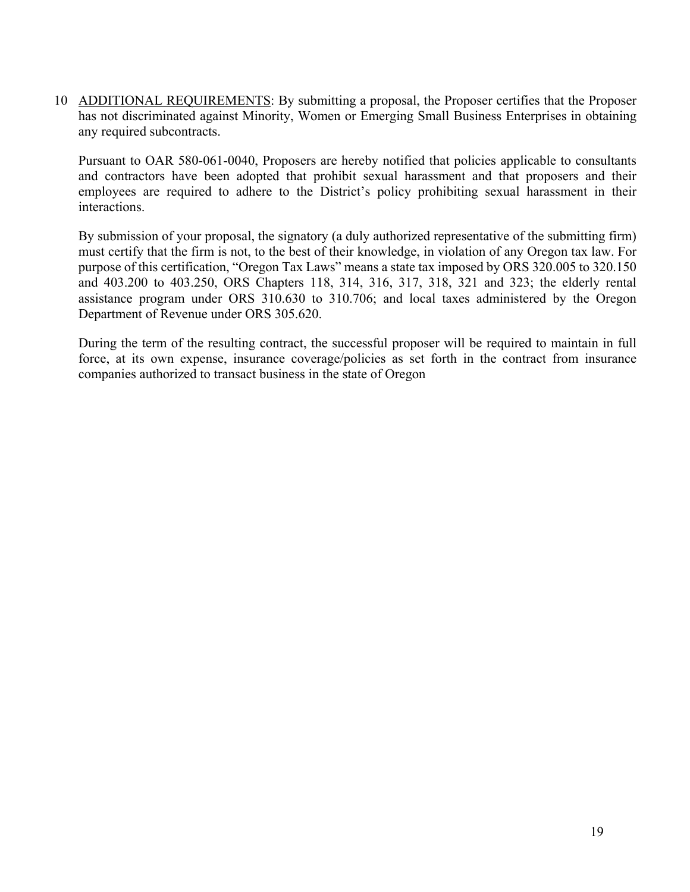10 <u>ADDITIONAL REQUIREMENTS</u>: By submitting a proposal, the Proposer certifies that the Proposer has not discriminated against Minority, Women or Emerging Small Business Enterprises in obtaining any required subcontracts.

Pursuant to OAR 580-061-0040, Proposers are hereby notified that policies applicable to consultants and contractors have been adopted that prohibit sexual harassment and that proposers and their employees are required to adhere to the District's policy prohibiting sexual harassment in their interactions.

By submission of your proposal, the signatory (a duly authorized representative of the submitting firm) must certify that the firm is not, to the best of their knowledge, in violation of any Oregon tax law. For purpose of this certification, "Oregon Tax Laws" means a state tax imposed by ORS 320.005 to 320.150 and 403.200 to 403.250, ORS Chapters 118, 314, 316, 317, 318, 321 and 323; the elderly rental assistance program under ORS 310.630 to 310.706; and local taxes administered by the Oregon Department of Revenue under ORS 305.620.

During the term of the resulting contract, the successful proposer will be required to maintain in full force, at its own expense, insurance coverage/policies as set forth in the contract from insurance companies authorized to transact business in the state of Oregon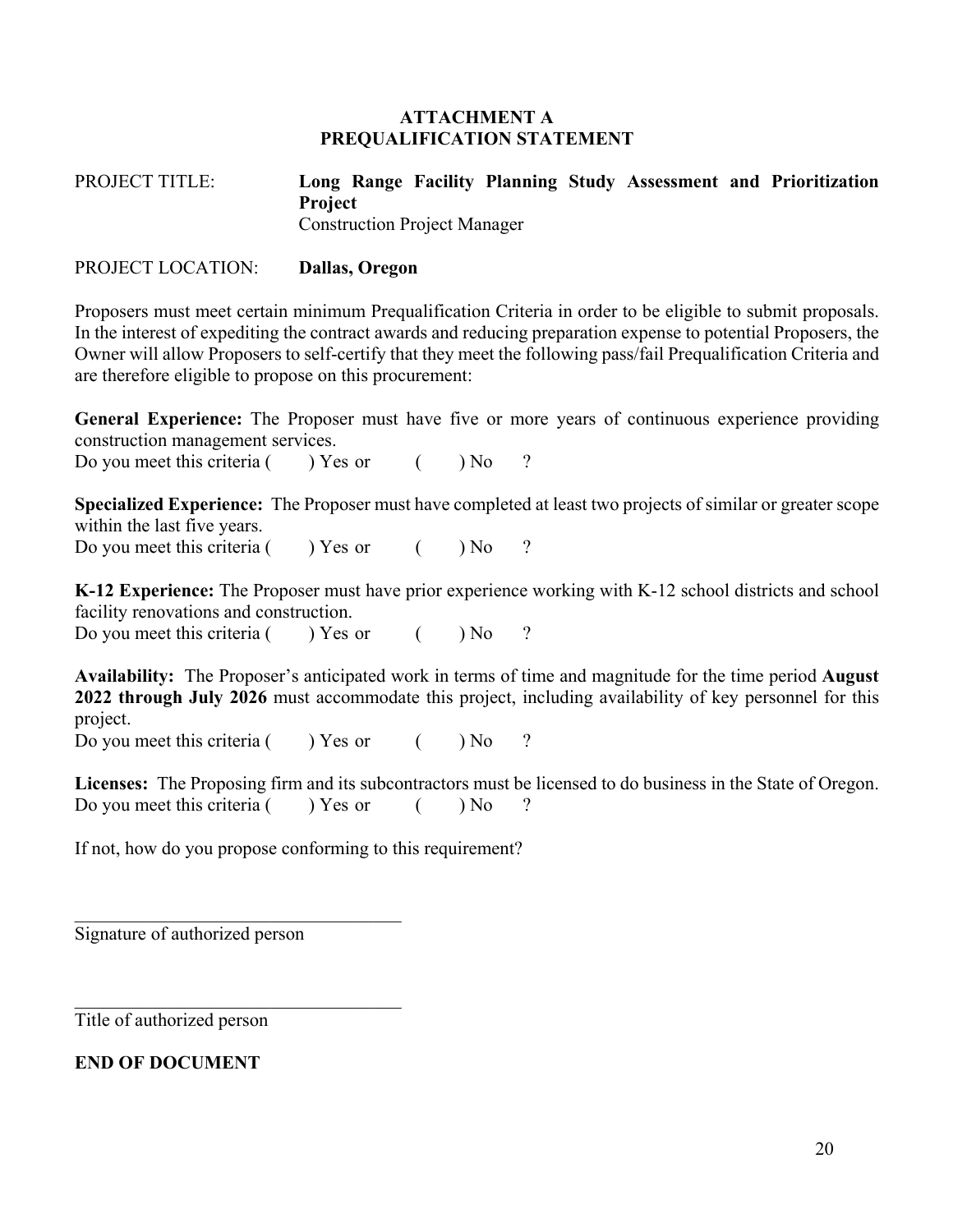# ATTACHMENT A
# PREQUALIFICATION STATEMENT

PROJECT TITLE: **Long Range Facility Planning Study Assessment and Prioritization Project**
Construction Project Manager

PROJECT LOCATION: **Dallas, Oregon**

Proposers must meet certain minimum Prequalification Criteria in order to be eligible to submit proposals. In the interest of expediting the contract awards and reducing preparation expense to potential Proposers, the Owner will allow Proposers to self-certify that they meet the following pass/fail Prequalification Criteria and are therefore eligible to propose on this procurement:

**General Experience:** The Proposer must have five or more years of continuous experience providing construction management services.
Do you meet this criteria (  ) Yes or  (  ) No  ?

**Specialized Experience:** The Proposer must have completed at least two projects of similar or greater scope within the last five years.
Do you meet this criteria (  ) Yes or  (  ) No  ?

**K-12 Experience:** The Proposer must have prior experience working with K-12 school districts and school facility renovations and construction.
Do you meet this criteria (  ) Yes or  (  ) No  ?

**Availability:** The Proposer's anticipated work in terms of time and magnitude for the time period **August 2022 through July 2026** must accommodate this project, including availability of key personnel for this project.
Do you meet this criteria (  ) Yes or  (  ) No  ?

**Licenses:** The Proposing firm and its subcontractors must be licensed to do business in the State of Oregon.
Do you meet this criteria (  ) Yes or  (  ) No  ?

If not, how do you propose conforming to this requirement?

\_\_\_\_\_\_\_\_\_\_\_\_\_\_\_\_\_\_\_\_\_\_\_\_\_\_\_\_\_\_\_\_\_\_\_\_
Signature of authorized person

\_\_\_\_\_\_\_\_\_\_\_\_\_\_\_\_\_\_\_\_\_\_\_\_\_\_\_\_\_\_\_\_\_\_\_\_
Title of authorized person

**END OF DOCUMENT**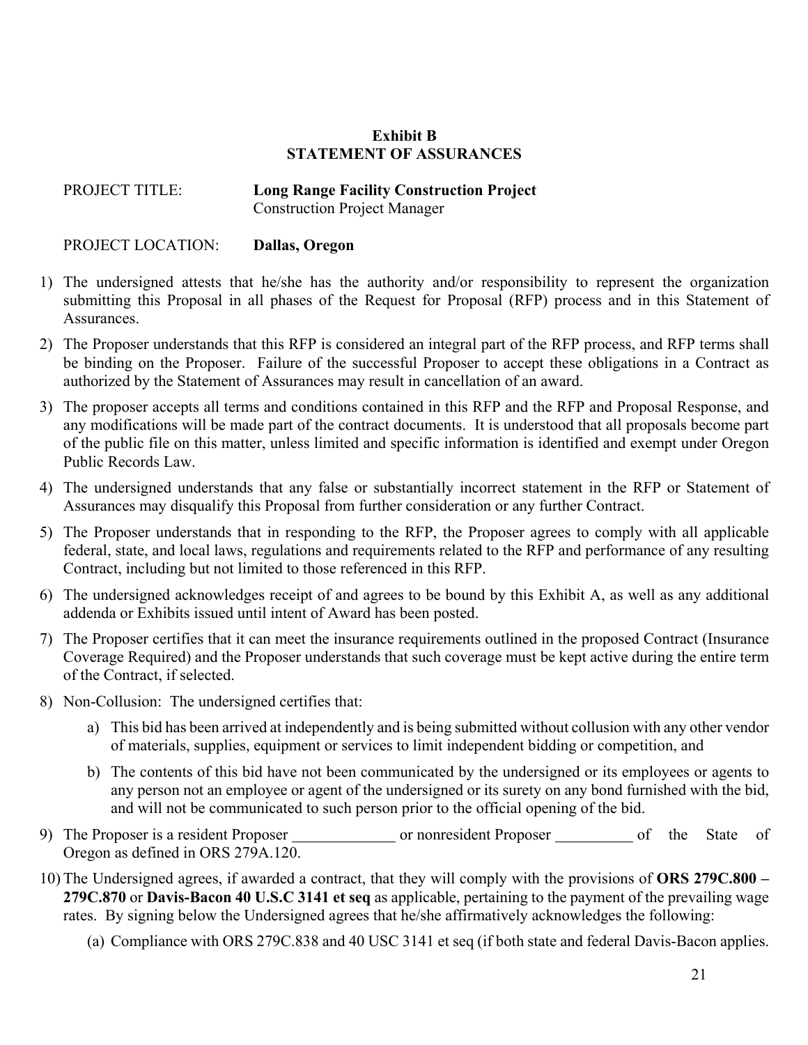## Exhibit B
## STATEMENT OF ASSURANCES

PROJECT TITLE: **Long Range Facility Construction Project**
Construction Project Manager

PROJECT LOCATION: **Dallas, Oregon**

1) The undersigned attests that he/she has the authority and/or responsibility to represent the organization submitting this Proposal in all phases of the Request for Proposal (RFP) process and in this Statement of Assurances.

2) The Proposer understands that this RFP is considered an integral part of the RFP process, and RFP terms shall be binding on the Proposer. Failure of the successful Proposer to accept these obligations in a Contract as authorized by the Statement of Assurances may result in cancellation of an award.

3) The proposer accepts all terms and conditions contained in this RFP and the RFP and Proposal Response, and any modifications will be made part of the contract documents. It is understood that all proposals become part of the public file on this matter, unless limited and specific information is identified and exempt under Oregon Public Records Law.

4) The undersigned understands that any false or substantially incorrect statement in the RFP or Statement of Assurances may disqualify this Proposal from further consideration or any further Contract.

5) The Proposer understands that in responding to the RFP, the Proposer agrees to comply with all applicable federal, state, and local laws, regulations and requirements related to the RFP and performance of any resulting Contract, including but not limited to those referenced in this RFP.

6) The undersigned acknowledges receipt of and agrees to be bound by this Exhibit A, as well as any additional addenda or Exhibits issued until intent of Award has been posted.

7) The Proposer certifies that it can meet the insurance requirements outlined in the proposed Contract (Insurance Coverage Required) and the Proposer understands that such coverage must be kept active during the entire term of the Contract, if selected.

8) Non-Collusion: The undersigned certifies that:

   a) This bid has been arrived at independently and is being submitted without collusion with any other vendor of materials, supplies, equipment or services to limit independent bidding or competition, and

   b) The contents of this bid have not been communicated by the undersigned or its employees or agents to any person not an employee or agent of the undersigned or its surety on any bond furnished with the bid, and will not be communicated to such person prior to the official opening of the bid.

9) The Proposer is a resident Proposer _____________ or nonresident Proposer __________ of the State of Oregon as defined in ORS 279A.120.

10) The Undersigned agrees, if awarded a contract, that they will comply with the provisions of **ORS 279C.800 – 279C.870** or **Davis-Bacon 40 U.S.C 3141 et seq** as applicable, pertaining to the payment of the prevailing wage rates. By signing below the Undersigned agrees that he/she affirmatively acknowledges the following:

    (a) Compliance with ORS 279C.838 and 40 USC 3141 et seq (if both state and federal Davis-Bacon applies.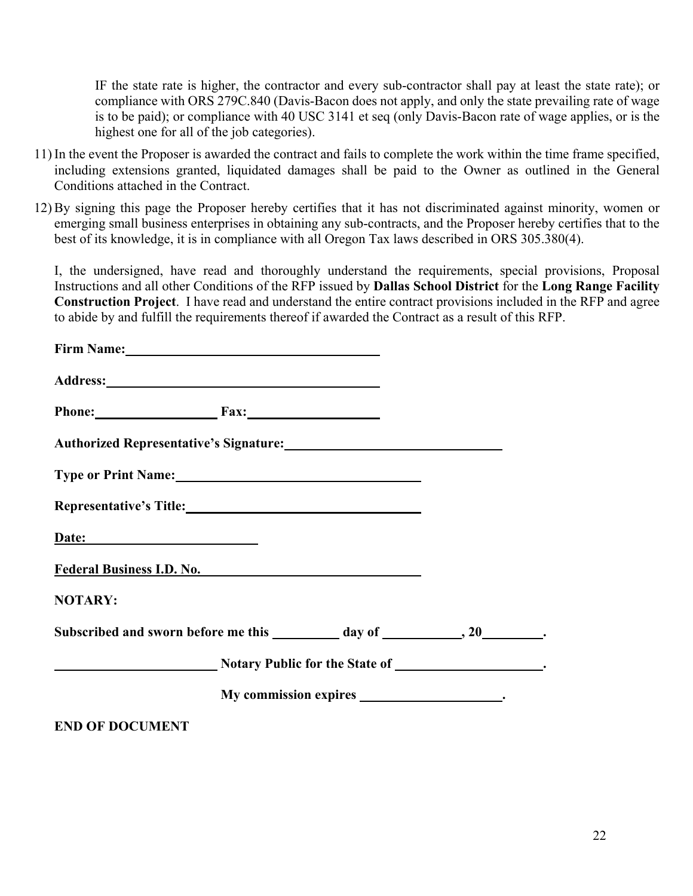IF the state rate is higher, the contractor and every sub-contractor shall pay at least the state rate); or compliance with ORS 279C.840 (Davis-Bacon does not apply, and only the state prevailing rate of wage is to be paid); or compliance with 40 USC 3141 et seq (only Davis-Bacon rate of wage applies, or is the highest one for all of the job categories).

11) In the event the Proposer is awarded the contract and fails to complete the work within the time frame specified, including extensions granted, liquidated damages shall be paid to the Owner as outlined in the General Conditions attached in the Contract.

12) By signing this page the Proposer hereby certifies that it has not discriminated against minority, women or emerging small business enterprises in obtaining any sub-contracts, and the Proposer hereby certifies that to the best of its knowledge, it is in compliance with all Oregon Tax laws described in ORS 305.380(4).

I, the undersigned, have read and thoroughly understand the requirements, special provisions, Proposal Instructions and all other Conditions of the RFP issued by **Dallas School District** for the **Long Range Facility Construction Project**. I have read and understand the entire contract provisions included in the RFP and agree to abide by and fulfill the requirements thereof if awarded the Contract as a result of this RFP.

**Firm Name:** ______________________________

**Address:** ______________________________

**Phone:** ______________ **Fax:** ______________

**Authorized Representative's Signature:** ______________________________

**Type or Print Name:** ______________________________

**Representative's Title:** ______________________________

**Date:** ____________________

**Federal Business I.D. No.** ______________________________

**NOTARY:**

**Subscribed and sworn before me this ________ day of __________, 20________.**

____________________ **Notary Public for the State of** ____________________.

**My commission expires** ____________________.

**END OF DOCUMENT**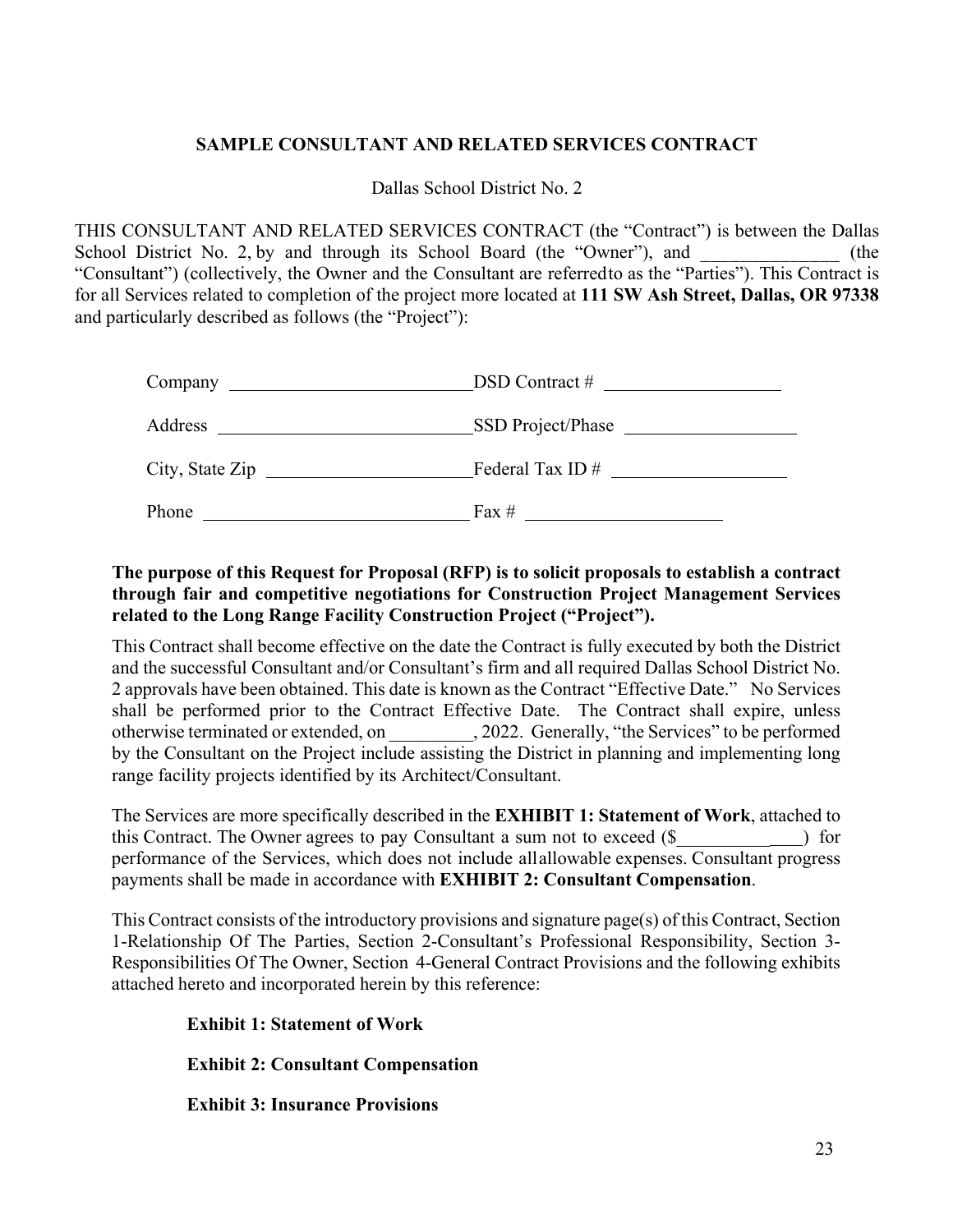## SAMPLE CONSULTANT AND RELATED SERVICES CONTRACT

Dallas School District No. 2

THIS CONSULTANT AND RELATED SERVICES CONTRACT (the "Contract") is between the Dallas School District No. 2, by and through its School Board (the "Owner"), and _______________ (the "Consultant") (collectively, the Owner and the Consultant are referredto as the "Parties"). This Contract is for all Services related to completion of the project more located at **111 SW Ash Street, Dallas, OR 97338** and particularly described as follows (the "Project"):

| | | | |
|---|---|---|---|
| Company | ___________________________ | DSD Contract # | ___________________ |
| Address | ___________________________ | SSD Project/Phase | ___________________ |
| City, State Zip | ___________________________ | Federal Tax ID # | ___________________ |
| Phone | ___________________________ | Fax # | ___________________ |

**The purpose of this Request for Proposal (RFP) is to solicit proposals to establish a contract through fair and competitive negotiations for Construction Project Management Services related to the Long Range Facility Construction Project ("Project").**

This Contract shall become effective on the date the Contract is fully executed by both the District and the successful Consultant and/or Consultant's firm and all required Dallas School District No. 2 approvals have been obtained. This date is known as the Contract "Effective Date." No Services shall be performed prior to the Contract Effective Date. The Contract shall expire, unless otherwise terminated or extended, on _________, 2022. Generally, "the Services" to be performed by the Consultant on the Project include assisting the District in planning and implementing long range facility projects identified by its Architect/Consultant.

The Services are more specifically described in the **EXHIBIT 1: Statement of Work**, attached to this Contract. The Owner agrees to pay Consultant a sum not to exceed ($______________) for performance of the Services, which does not include allallowable expenses. Consultant progress payments shall be made in accordance with **EXHIBIT 2: Consultant Compensation**.

This Contract consists of the introductory provisions and signature page(s) of this Contract, Section 1-Relationship Of The Parties, Section 2-Consultant's Professional Responsibility, Section 3-Responsibilities Of The Owner, Section 4-General Contract Provisions and the following exhibits attached hereto and incorporated herein by this reference:

**Exhibit 1: Statement of Work**

**Exhibit 2: Consultant Compensation**

**Exhibit 3: Insurance Provisions**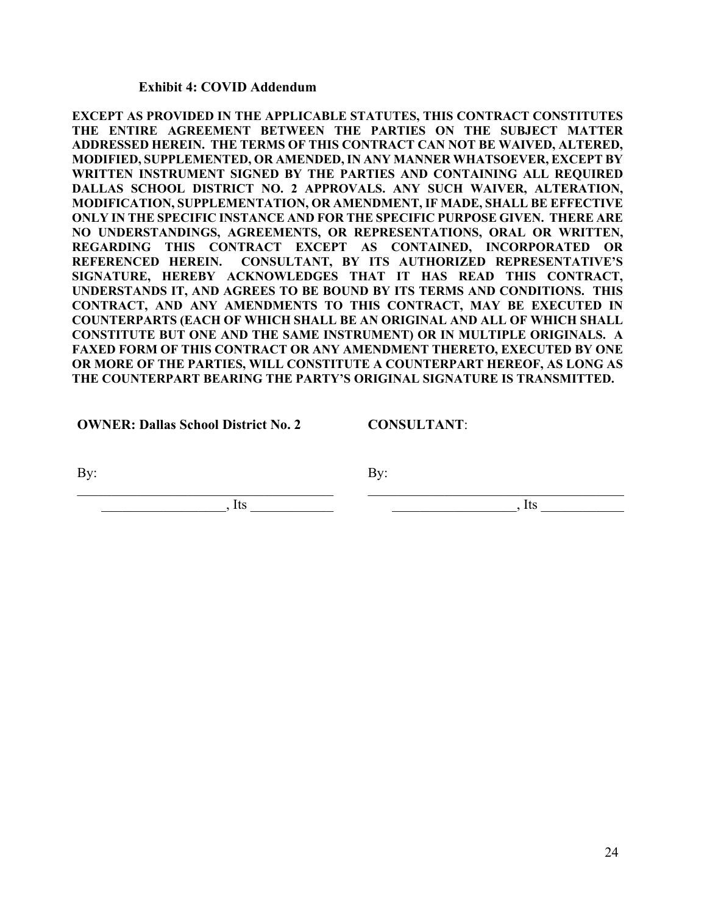### Exhibit 4: COVID Addendum

**EXCEPT AS PROVIDED IN THE APPLICABLE STATUTES, THIS CONTRACT CONSTITUTES THE ENTIRE AGREEMENT BETWEEN THE PARTIES ON THE SUBJECT MATTER ADDRESSED HEREIN. THE TERMS OF THIS CONTRACT CAN NOT BE WAIVED, ALTERED, MODIFIED, SUPPLEMENTED, OR AMENDED, IN ANY MANNER WHATSOEVER, EXCEPT BY WRITTEN INSTRUMENT SIGNED BY THE PARTIES AND CONTAINING ALL REQUIRED DALLAS SCHOOL DISTRICT NO. 2 APPROVALS. ANY SUCH WAIVER, ALTERATION, MODIFICATION, SUPPLEMENTATION, OR AMENDMENT, IF MADE, SHALL BE EFFECTIVE ONLY IN THE SPECIFIC INSTANCE AND FOR THE SPECIFIC PURPOSE GIVEN. THERE ARE NO UNDERSTANDINGS, AGREEMENTS, OR REPRESENTATIONS, ORAL OR WRITTEN, REGARDING THIS CONTRACT EXCEPT AS CONTAINED, INCORPORATED OR REFERENCED HEREIN. CONSULTANT, BY ITS AUTHORIZED REPRESENTATIVE'S SIGNATURE, HEREBY ACKNOWLEDGES THAT IT HAS READ THIS CONTRACT, UNDERSTANDS IT, AND AGREES TO BE BOUND BY ITS TERMS AND CONDITIONS. THIS CONTRACT, AND ANY AMENDMENTS TO THIS CONTRACT, MAY BE EXECUTED IN COUNTERPARTS (EACH OF WHICH SHALL BE AN ORIGINAL AND ALL OF WHICH SHALL CONSTITUTE BUT ONE AND THE SAME INSTRUMENT) OR IN MULTIPLE ORIGINALS. A FAXED FORM OF THIS CONTRACT OR ANY AMENDMENT THERETO, EXECUTED BY ONE OR MORE OF THE PARTIES, WILL CONSTITUTE A COUNTERPART HEREOF, AS LONG AS THE COUNTERPART BEARING THE PARTY'S ORIGINAL SIGNATURE IS TRANSMITTED.**

| **OWNER: Dallas School District No. 2** | **CONSULTANT**: |
|---|---|
| By: ______________________________________ | By: ______________________________________ |
| __________________, Its ____________ | __________________, Its ____________ |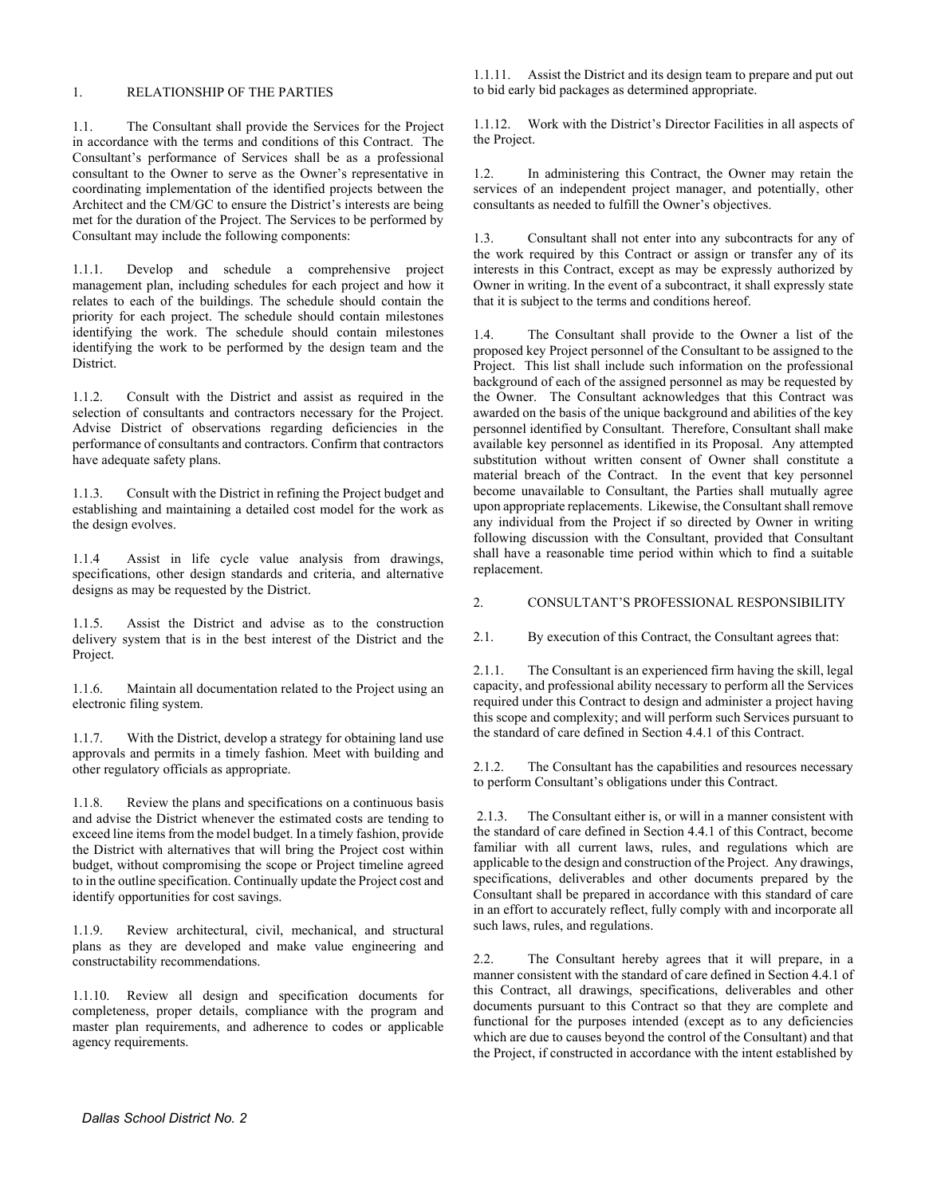## 1. RELATIONSHIP OF THE PARTIES

1.1. The Consultant shall provide the Services for the Project in accordance with the terms and conditions of this Contract. The Consultant's performance of Services shall be as a professional consultant to the Owner to serve as the Owner's representative in coordinating implementation of the identified projects between the Architect and the CM/GC to ensure the District's interests are being met for the duration of the Project. The Services to be performed by Consultant may include the following components:

1.1.1. Develop and schedule a comprehensive project management plan, including schedules for each project and how it relates to each of the buildings. The schedule should contain the priority for each project. The schedule should contain milestones identifying the work. The schedule should contain milestones identifying the work to be performed by the design team and the District.

1.1.2. Consult with the District and assist as required in the selection of consultants and contractors necessary for the Project. Advise District of observations regarding deficiencies in the performance of consultants and contractors. Confirm that contractors have adequate safety plans.

1.1.3. Consult with the District in refining the Project budget and establishing and maintaining a detailed cost model for the work as the design evolves.

1.1.4 Assist in life cycle value analysis from drawings, specifications, other design standards and criteria, and alternative designs as may be requested by the District.

1.1.5. Assist the District and advise as to the construction delivery system that is in the best interest of the District and the Project.

1.1.6. Maintain all documentation related to the Project using an electronic filing system.

1.1.7. With the District, develop a strategy for obtaining land use approvals and permits in a timely fashion. Meet with building and other regulatory officials as appropriate.

1.1.8. Review the plans and specifications on a continuous basis and advise the District whenever the estimated costs are tending to exceed line items from the model budget. In a timely fashion, provide the District with alternatives that will bring the Project cost within budget, without compromising the scope or Project timeline agreed to in the outline specification. Continually update the Project cost and identify opportunities for cost savings.

1.1.9. Review architectural, civil, mechanical, and structural plans as they are developed and make value engineering and constructability recommendations.

1.1.10. Review all design and specification documents for completeness, proper details, compliance with the program and master plan requirements, and adherence to codes or applicable agency requirements.

1.1.11. Assist the District and its design team to prepare and put out to bid early bid packages as determined appropriate.

1.1.12. Work with the District's Director Facilities in all aspects of the Project.

1.2. In administering this Contract, the Owner may retain the services of an independent project manager, and potentially, other consultants as needed to fulfill the Owner's objectives.

1.3. Consultant shall not enter into any subcontracts for any of the work required by this Contract or assign or transfer any of its interests in this Contract, except as may be expressly authorized by Owner in writing. In the event of a subcontract, it shall expressly state that it is subject to the terms and conditions hereof.

1.4. The Consultant shall provide to the Owner a list of the proposed key Project personnel of the Consultant to be assigned to the Project. This list shall include such information on the professional background of each of the assigned personnel as may be requested by the Owner. The Consultant acknowledges that this Contract was awarded on the basis of the unique background and abilities of the key personnel identified by Consultant. Therefore, Consultant shall make available key personnel as identified in its Proposal. Any attempted substitution without written consent of Owner shall constitute a material breach of the Contract. In the event that key personnel become unavailable to Consultant, the Parties shall mutually agree upon appropriate replacements. Likewise, the Consultant shall remove any individual from the Project if so directed by Owner in writing following discussion with the Consultant, provided that Consultant shall have a reasonable time period within which to find a suitable replacement.

## 2. CONSULTANT'S PROFESSIONAL RESPONSIBILITY

2.1. By execution of this Contract, the Consultant agrees that:

2.1.1. The Consultant is an experienced firm having the skill, legal capacity, and professional ability necessary to perform all the Services required under this Contract to design and administer a project having this scope and complexity; and will perform such Services pursuant to the standard of care defined in Section 4.4.1 of this Contract.

2.1.2. The Consultant has the capabilities and resources necessary to perform Consultant's obligations under this Contract.

2.1.3. The Consultant either is, or will in a manner consistent with the standard of care defined in Section 4.4.1 of this Contract, become familiar with all current laws, rules, and regulations which are applicable to the design and construction of the Project. Any drawings, specifications, deliverables and other documents prepared by the Consultant shall be prepared in accordance with this standard of care in an effort to accurately reflect, fully comply with and incorporate all such laws, rules, and regulations.

2.2. The Consultant hereby agrees that it will prepare, in a manner consistent with the standard of care defined in Section 4.4.1 of this Contract, all drawings, specifications, deliverables and other documents pursuant to this Contract so that they are complete and functional for the purposes intended (except as to any deficiencies which are due to causes beyond the control of the Consultant) and that the Project, if constructed in accordance with the intent established by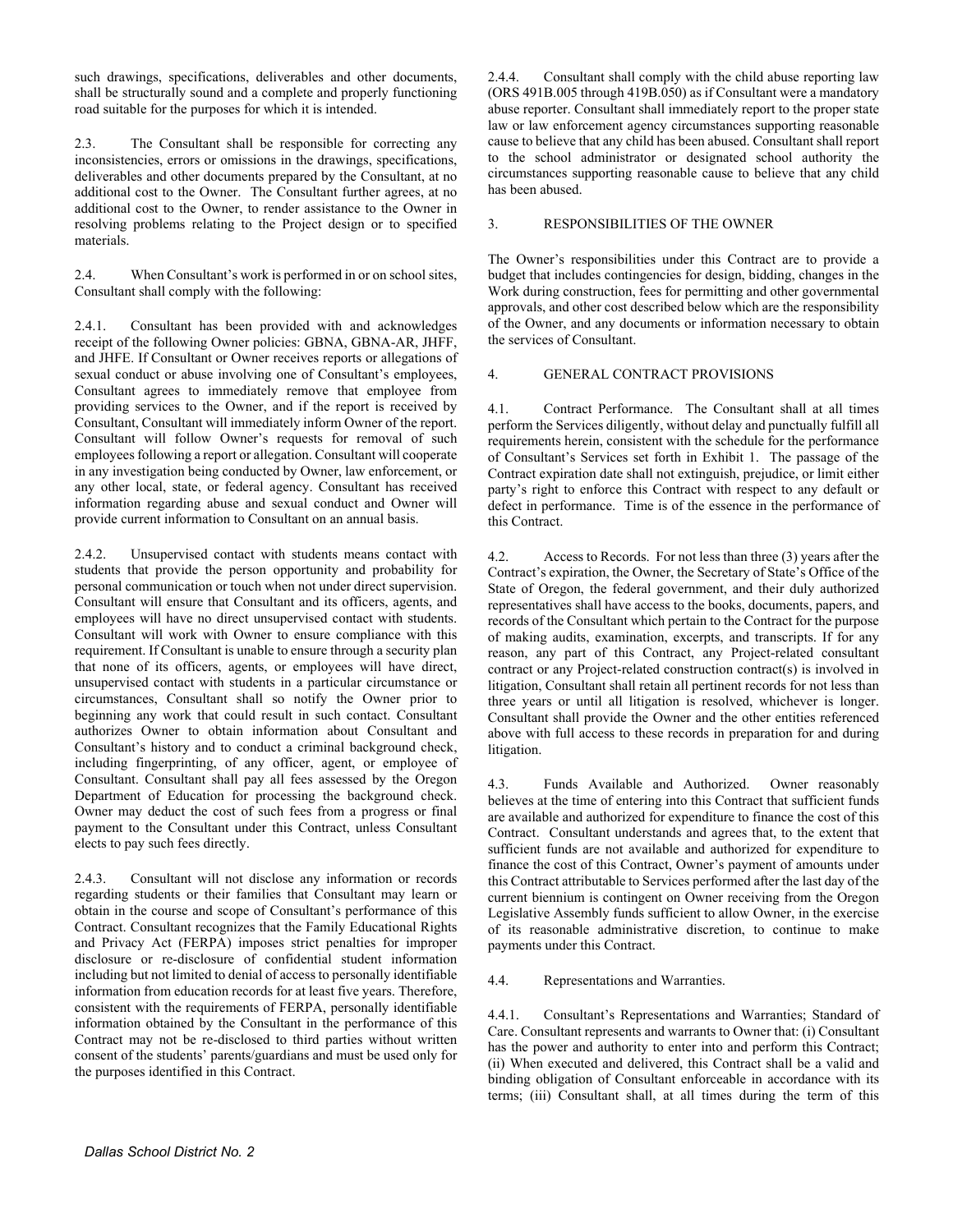such drawings, specifications, deliverables and other documents, shall be structurally sound and a complete and properly functioning road suitable for the purposes for which it is intended.

2.3. The Consultant shall be responsible for correcting any inconsistencies, errors or omissions in the drawings, specifications, deliverables and other documents prepared by the Consultant, at no additional cost to the Owner. The Consultant further agrees, at no additional cost to the Owner, to render assistance to the Owner in resolving problems relating to the Project design or to specified materials.

2.4. When Consultant's work is performed in or on school sites, Consultant shall comply with the following:

2.4.1. Consultant has been provided with and acknowledges receipt of the following Owner policies: GBNA, GBNA-AR, JHFF, and JHFE. If Consultant or Owner receives reports or allegations of sexual conduct or abuse involving one of Consultant's employees, Consultant agrees to immediately remove that employee from providing services to the Owner, and if the report is received by Consultant, Consultant will immediately inform Owner of the report. Consultant will follow Owner's requests for removal of such employees following a report or allegation. Consultant will cooperate in any investigation being conducted by Owner, law enforcement, or any other local, state, or federal agency. Consultant has received information regarding abuse and sexual conduct and Owner will provide current information to Consultant on an annual basis.

2.4.2. Unsupervised contact with students means contact with students that provide the person opportunity and probability for personal communication or touch when not under direct supervision. Consultant will ensure that Consultant and its officers, agents, and employees will have no direct unsupervised contact with students. Consultant will work with Owner to ensure compliance with this requirement. If Consultant is unable to ensure through a security plan that none of its officers, agents, or employees will have direct, unsupervised contact with students in a particular circumstance or circumstances, Consultant shall so notify the Owner prior to beginning any work that could result in such contact. Consultant authorizes Owner to obtain information about Consultant and Consultant's history and to conduct a criminal background check, including fingerprinting, of any officer, agent, or employee of Consultant. Consultant shall pay all fees assessed by the Oregon Department of Education for processing the background check. Owner may deduct the cost of such fees from a progress or final payment to the Consultant under this Contract, unless Consultant elects to pay such fees directly.

2.4.3. Consultant will not disclose any information or records regarding students or their families that Consultant may learn or obtain in the course and scope of Consultant's performance of this Contract. Consultant recognizes that the Family Educational Rights and Privacy Act (FERPA) imposes strict penalties for improper disclosure or re-disclosure of confidential student information including but not limited to denial of access to personally identifiable information from education records for at least five years. Therefore, consistent with the requirements of FERPA, personally identifiable information obtained by the Consultant in the performance of this Contract may not be re-disclosed to third parties without written consent of the students' parents/guardians and must be used only for the purposes identified in this Contract.

2.4.4. Consultant shall comply with the child abuse reporting law (ORS 491B.005 through 419B.050) as if Consultant were a mandatory abuse reporter. Consultant shall immediately report to the proper state law or law enforcement agency circumstances supporting reasonable cause to believe that any child has been abused. Consultant shall report to the school administrator or designated school authority the circumstances supporting reasonable cause to believe that any child has been abused.

## 3. RESPONSIBILITIES OF THE OWNER

The Owner's responsibilities under this Contract are to provide a budget that includes contingencies for design, bidding, changes in the Work during construction, fees for permitting and other governmental approvals, and other cost described below which are the responsibility of the Owner, and any documents or information necessary to obtain the services of Consultant.

## 4. GENERAL CONTRACT PROVISIONS

4.1. Contract Performance. The Consultant shall at all times perform the Services diligently, without delay and punctually fulfill all requirements herein, consistent with the schedule for the performance of Consultant's Services set forth in Exhibit 1. The passage of the Contract expiration date shall not extinguish, prejudice, or limit either party's right to enforce this Contract with respect to any default or defect in performance. Time is of the essence in the performance of this Contract.

4.2. Access to Records. For not less than three (3) years after the Contract's expiration, the Owner, the Secretary of State's Office of the State of Oregon, the federal government, and their duly authorized representatives shall have access to the books, documents, papers, and records of the Consultant which pertain to the Contract for the purpose of making audits, examination, excerpts, and transcripts. If for any reason, any part of this Contract, any Project-related consultant contract or any Project-related construction contract(s) is involved in litigation, Consultant shall retain all pertinent records for not less than three years or until all litigation is resolved, whichever is longer. Consultant shall provide the Owner and the other entities referenced above with full access to these records in preparation for and during litigation.

4.3. Funds Available and Authorized. Owner reasonably believes at the time of entering into this Contract that sufficient funds are available and authorized for expenditure to finance the cost of this Contract. Consultant understands and agrees that, to the extent that sufficient funds are not available and authorized for expenditure to finance the cost of this Contract, Owner's payment of amounts under this Contract attributable to Services performed after the last day of the current biennium is contingent on Owner receiving from the Oregon Legislative Assembly funds sufficient to allow Owner, in the exercise of its reasonable administrative discretion, to continue to make payments under this Contract.

4.4. Representations and Warranties.

4.4.1. Consultant's Representations and Warranties; Standard of Care. Consultant represents and warrants to Owner that: (i) Consultant has the power and authority to enter into and perform this Contract; (ii) When executed and delivered, this Contract shall be a valid and binding obligation of Consultant enforceable in accordance with its terms; (iii) Consultant shall, at all times during the term of this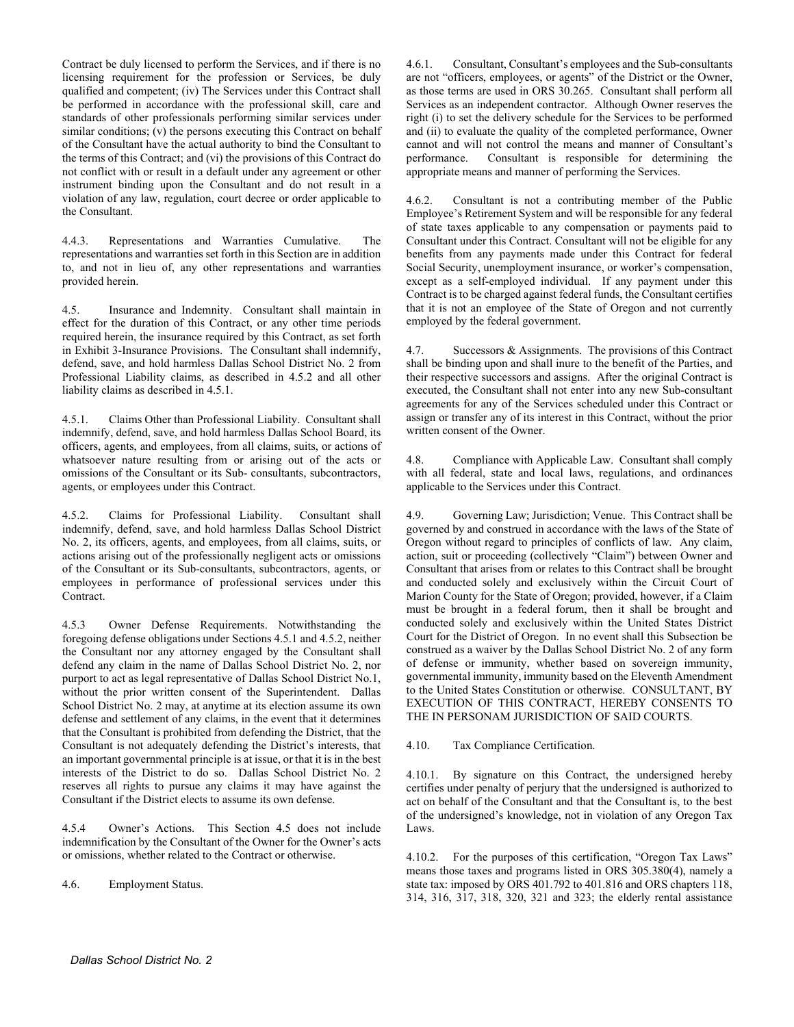Contract be duly licensed to perform the Services, and if there is no licensing requirement for the profession or Services, be duly qualified and competent; (iv) The Services under this Contract shall be performed in accordance with the professional skill, care and standards of other professionals performing similar services under similar conditions; (v) the persons executing this Contract on behalf of the Consultant have the actual authority to bind the Consultant to the terms of this Contract; and (vi) the provisions of this Contract do not conflict with or result in a default under any agreement or other instrument binding upon the Consultant and do not result in a violation of any law, regulation, court decree or order applicable to the Consultant.

4.4.3. Representations and Warranties Cumulative. The representations and warranties set forth in this Section are in addition to, and not in lieu of, any other representations and warranties provided herein.

4.5. Insurance and Indemnity. Consultant shall maintain in effect for the duration of this Contract, or any other time periods required herein, the insurance required by this Contract, as set forth in Exhibit 3-Insurance Provisions. The Consultant shall indemnify, defend, save, and hold harmless Dallas School District No. 2 from Professional Liability claims, as described in 4.5.2 and all other liability claims as described in 4.5.1.

4.5.1. Claims Other than Professional Liability. Consultant shall indemnify, defend, save, and hold harmless Dallas School Board, its officers, agents, and employees, from all claims, suits, or actions of whatsoever nature resulting from or arising out of the acts or omissions of the Consultant or its Sub- consultants, subcontractors, agents, or employees under this Contract.

4.5.2. Claims for Professional Liability. Consultant shall indemnify, defend, save, and hold harmless Dallas School District No. 2, its officers, agents, and employees, from all claims, suits, or actions arising out of the professionally negligent acts or omissions of the Consultant or its Sub-consultants, subcontractors, agents, or employees in performance of professional services under this Contract.

4.5.3 Owner Defense Requirements. Notwithstanding the foregoing defense obligations under Sections 4.5.1 and 4.5.2, neither the Consultant nor any attorney engaged by the Consultant shall defend any claim in the name of Dallas School District No. 2, nor purport to act as legal representative of Dallas School District No.1, without the prior written consent of the Superintendent. Dallas School District No. 2 may, at anytime at its election assume its own defense and settlement of any claims, in the event that it determines that the Consultant is prohibited from defending the District, that the Consultant is not adequately defending the District's interests, that an important governmental principle is at issue, or that it is in the best interests of the District to do so. Dallas School District No. 2 reserves all rights to pursue any claims it may have against the Consultant if the District elects to assume its own defense.

4.5.4 Owner's Actions. This Section 4.5 does not include indemnification by the Consultant of the Owner for the Owner's acts or omissions, whether related to the Contract or otherwise.

4.6. Employment Status.

4.6.1. Consultant, Consultant's employees and the Sub-consultants are not "officers, employees, or agents" of the District or the Owner, as those terms are used in ORS 30.265. Consultant shall perform all Services as an independent contractor. Although Owner reserves the right (i) to set the delivery schedule for the Services to be performed and (ii) to evaluate the quality of the completed performance, Owner cannot and will not control the means and manner of Consultant's performance. Consultant is responsible for determining the appropriate means and manner of performing the Services.

4.6.2. Consultant is not a contributing member of the Public Employee's Retirement System and will be responsible for any federal of state taxes applicable to any compensation or payments paid to Consultant under this Contract. Consultant will not be eligible for any benefits from any payments made under this Contract for federal Social Security, unemployment insurance, or worker's compensation, except as a self-employed individual. If any payment under this Contract is to be charged against federal funds, the Consultant certifies that it is not an employee of the State of Oregon and not currently employed by the federal government.

4.7. Successors & Assignments. The provisions of this Contract shall be binding upon and shall inure to the benefit of the Parties, and their respective successors and assigns. After the original Contract is executed, the Consultant shall not enter into any new Sub-consultant agreements for any of the Services scheduled under this Contract or assign or transfer any of its interest in this Contract, without the prior written consent of the Owner.

4.8. Compliance with Applicable Law. Consultant shall comply with all federal, state and local laws, regulations, and ordinances applicable to the Services under this Contract.

4.9. Governing Law; Jurisdiction; Venue. This Contract shall be governed by and construed in accordance with the laws of the State of Oregon without regard to principles of conflicts of law. Any claim, action, suit or proceeding (collectively "Claim") between Owner and Consultant that arises from or relates to this Contract shall be brought and conducted solely and exclusively within the Circuit Court of Marion County for the State of Oregon; provided, however, if a Claim must be brought in a federal forum, then it shall be brought and conducted solely and exclusively within the United States District Court for the District of Oregon. In no event shall this Subsection be construed as a waiver by the Dallas School District No. 2 of any form of defense or immunity, whether based on sovereign immunity, governmental immunity, immunity based on the Eleventh Amendment to the United States Constitution or otherwise. CONSULTANT, BY EXECUTION OF THIS CONTRACT, HEREBY CONSENTS TO THE IN PERSONAM JURISDICTION OF SAID COURTS.

4.10. Tax Compliance Certification.

4.10.1. By signature on this Contract, the undersigned hereby certifies under penalty of perjury that the undersigned is authorized to act on behalf of the Consultant and that the Consultant is, to the best of the undersigned's knowledge, not in violation of any Oregon Tax Laws.

4.10.2. For the purposes of this certification, "Oregon Tax Laws" means those taxes and programs listed in ORS 305.380(4), namely a state tax: imposed by ORS 401.792 to 401.816 and ORS chapters 118, 314, 316, 317, 318, 320, 321 and 323; the elderly rental assistance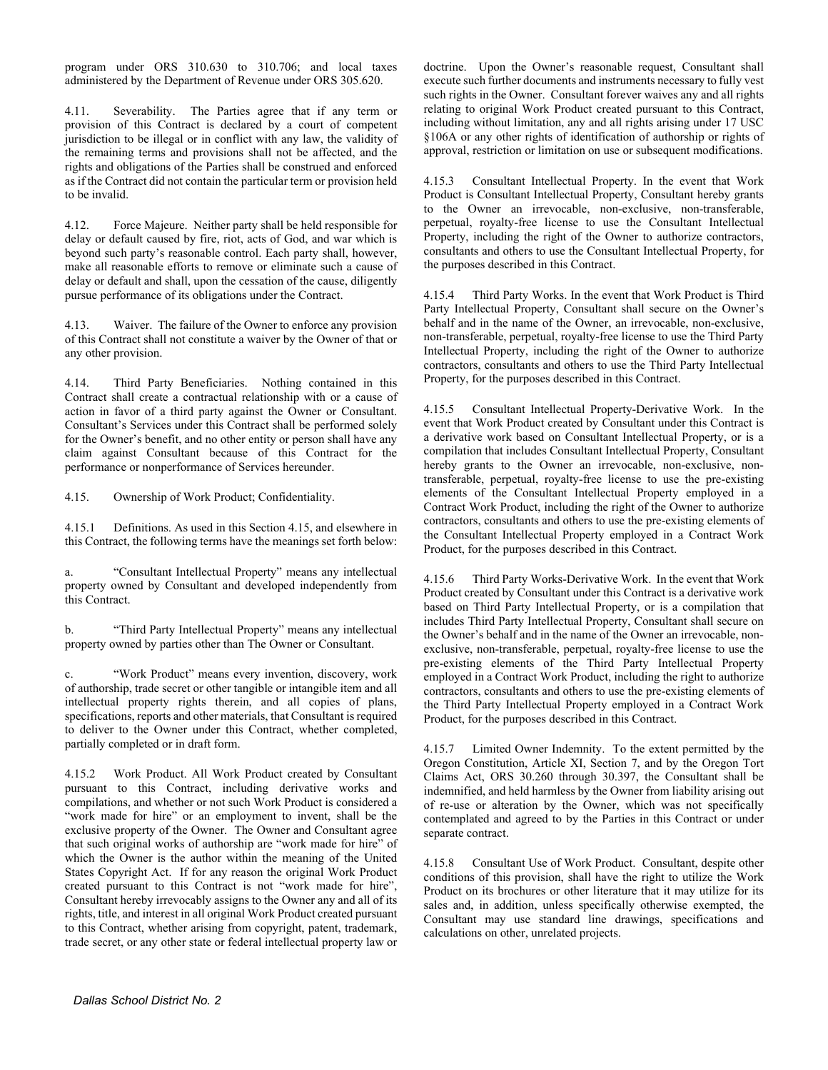program under ORS 310.630 to 310.706; and local taxes administered by the Department of Revenue under ORS 305.620.

4.11. Severability. The Parties agree that if any term or provision of this Contract is declared by a court of competent jurisdiction to be illegal or in conflict with any law, the validity of the remaining terms and provisions shall not be affected, and the rights and obligations of the Parties shall be construed and enforced as if the Contract did not contain the particular term or provision held to be invalid.

4.12. Force Majeure. Neither party shall be held responsible for delay or default caused by fire, riot, acts of God, and war which is beyond such party's reasonable control. Each party shall, however, make all reasonable efforts to remove or eliminate such a cause of delay or default and shall, upon the cessation of the cause, diligently pursue performance of its obligations under the Contract.

4.13. Waiver. The failure of the Owner to enforce any provision of this Contract shall not constitute a waiver by the Owner of that or any other provision.

4.14. Third Party Beneficiaries. Nothing contained in this Contract shall create a contractual relationship with or a cause of action in favor of a third party against the Owner or Consultant. Consultant's Services under this Contract shall be performed solely for the Owner's benefit, and no other entity or person shall have any claim against Consultant because of this Contract for the performance or nonperformance of Services hereunder.

4.15. Ownership of Work Product; Confidentiality.

4.15.1 Definitions. As used in this Section 4.15, and elsewhere in this Contract, the following terms have the meanings set forth below:

a. "Consultant Intellectual Property" means any intellectual property owned by Consultant and developed independently from this Contract.

b. "Third Party Intellectual Property" means any intellectual property owned by parties other than The Owner or Consultant.

c. "Work Product" means every invention, discovery, work of authorship, trade secret or other tangible or intangible item and all intellectual property rights therein, and all copies of plans, specifications, reports and other materials, that Consultant is required to deliver to the Owner under this Contract, whether completed, partially completed or in draft form.

4.15.2 Work Product. All Work Product created by Consultant pursuant to this Contract, including derivative works and compilations, and whether or not such Work Product is considered a "work made for hire" or an employment to invent, shall be the exclusive property of the Owner. The Owner and Consultant agree that such original works of authorship are "work made for hire" of which the Owner is the author within the meaning of the United States Copyright Act. If for any reason the original Work Product created pursuant to this Contract is not "work made for hire", Consultant hereby irrevocably assigns to the Owner any and all of its rights, title, and interest in all original Work Product created pursuant to this Contract, whether arising from copyright, patent, trademark, trade secret, or any other state or federal intellectual property law or doctrine. Upon the Owner's reasonable request, Consultant shall execute such further documents and instruments necessary to fully vest such rights in the Owner. Consultant forever waives any and all rights relating to original Work Product created pursuant to this Contract, including without limitation, any and all rights arising under 17 USC §106A or any other rights of identification of authorship or rights of approval, restriction or limitation on use or subsequent modifications.

4.15.3 Consultant Intellectual Property. In the event that Work Product is Consultant Intellectual Property, Consultant hereby grants to the Owner an irrevocable, non-exclusive, non-transferable, perpetual, royalty-free license to use the Consultant Intellectual Property, including the right of the Owner to authorize contractors, consultants and others to use the Consultant Intellectual Property, for the purposes described in this Contract.

4.15.4 Third Party Works. In the event that Work Product is Third Party Intellectual Property, Consultant shall secure on the Owner's behalf and in the name of the Owner, an irrevocable, non-exclusive, non-transferable, perpetual, royalty-free license to use the Third Party Intellectual Property, including the right of the Owner to authorize contractors, consultants and others to use the Third Party Intellectual Property, for the purposes described in this Contract.

4.15.5 Consultant Intellectual Property-Derivative Work. In the event that Work Product created by Consultant under this Contract is a derivative work based on Consultant Intellectual Property, or is a compilation that includes Consultant Intellectual Property, Consultant hereby grants to the Owner an irrevocable, non-exclusive, non-transferable, perpetual, royalty-free license to use the pre-existing elements of the Consultant Intellectual Property employed in a Contract Work Product, including the right of the Owner to authorize contractors, consultants and others to use the pre-existing elements of the Consultant Intellectual Property employed in a Contract Work Product, for the purposes described in this Contract.

4.15.6 Third Party Works-Derivative Work. In the event that Work Product created by Consultant under this Contract is a derivative work based on Third Party Intellectual Property, or is a compilation that includes Third Party Intellectual Property, Consultant shall secure on the Owner's behalf and in the name of the Owner an irrevocable, non-exclusive, non-transferable, perpetual, royalty-free license to use the pre-existing elements of the Third Party Intellectual Property employed in a Contract Work Product, including the right to authorize contractors, consultants and others to use the pre-existing elements of the Third Party Intellectual Property employed in a Contract Work Product, for the purposes described in this Contract.

4.15.7 Limited Owner Indemnity. To the extent permitted by the Oregon Constitution, Article XI, Section 7, and by the Oregon Tort Claims Act, ORS 30.260 through 30.397, the Consultant shall be indemnified, and held harmless by the Owner from liability arising out of re-use or alteration by the Owner, which was not specifically contemplated and agreed to by the Parties in this Contract or under separate contract.

4.15.8 Consultant Use of Work Product. Consultant, despite other conditions of this provision, shall have the right to utilize the Work Product on its brochures or other literature that it may utilize for its sales and, in addition, unless specifically otherwise exempted, the Consultant may use standard line drawings, specifications and calculations on other, unrelated projects.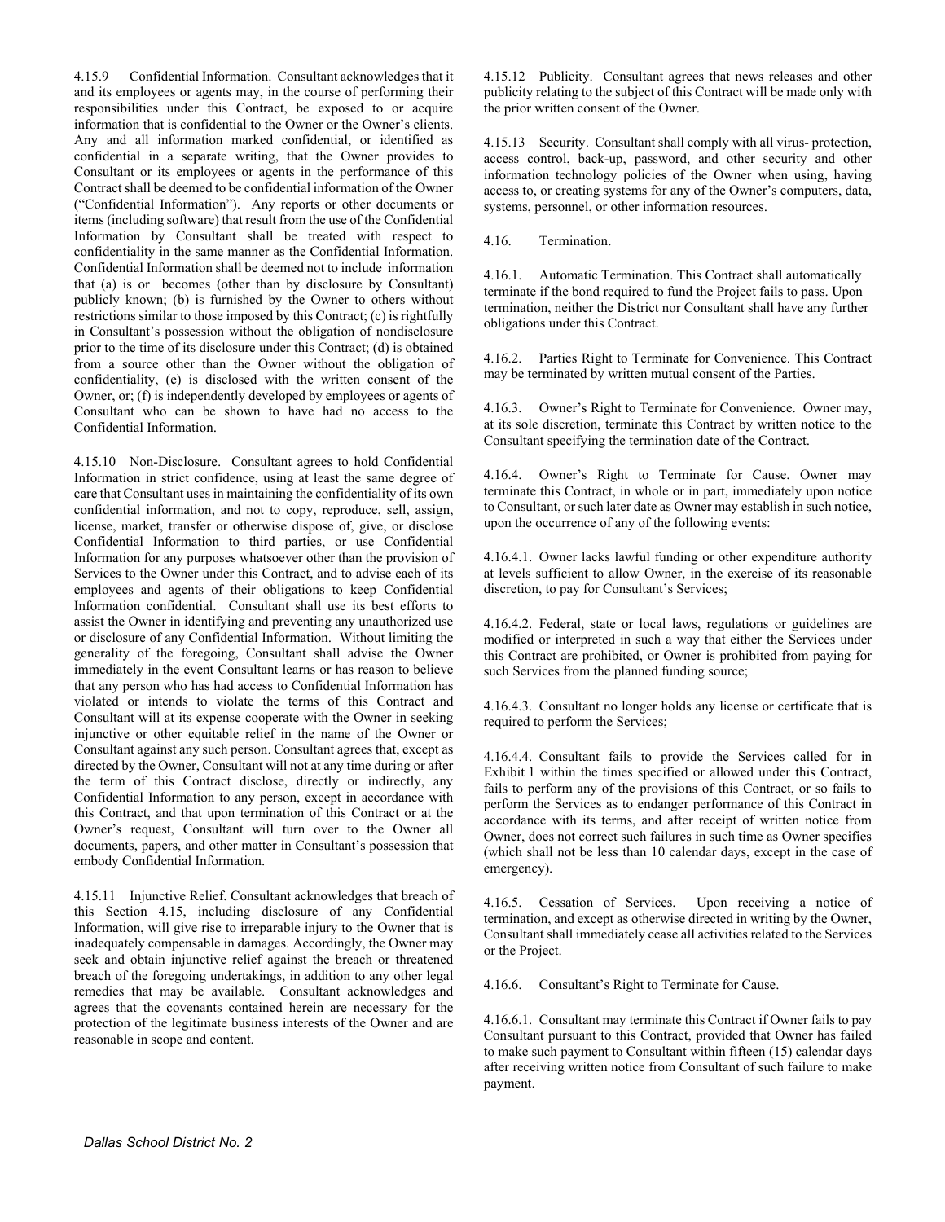4.15.9 Confidential Information. Consultant acknowledges that it and its employees or agents may, in the course of performing their responsibilities under this Contract, be exposed to or acquire information that is confidential to the Owner or the Owner's clients. Any and all information marked confidential, or identified as confidential in a separate writing, that the Owner provides to Consultant or its employees or agents in the performance of this Contract shall be deemed to be confidential information of the Owner ("Confidential Information"). Any reports or other documents or items (including software) that result from the use of the Confidential Information by Consultant shall be treated with respect to confidentiality in the same manner as the Confidential Information. Confidential Information shall be deemed not to include information that (a) is or becomes (other than by disclosure by Consultant) publicly known; (b) is furnished by the Owner to others without restrictions similar to those imposed by this Contract; (c) is rightfully in Consultant's possession without the obligation of nondisclosure prior to the time of its disclosure under this Contract; (d) is obtained from a source other than the Owner without the obligation of confidentiality, (e) is disclosed with the written consent of the Owner, or; (f) is independently developed by employees or agents of Consultant who can be shown to have had no access to the Confidential Information.

4.15.10 Non-Disclosure. Consultant agrees to hold Confidential Information in strict confidence, using at least the same degree of care that Consultant uses in maintaining the confidentiality of its own confidential information, and not to copy, reproduce, sell, assign, license, market, transfer or otherwise dispose of, give, or disclose Confidential Information to third parties, or use Confidential Information for any purposes whatsoever other than the provision of Services to the Owner under this Contract, and to advise each of its employees and agents of their obligations to keep Confidential Information confidential. Consultant shall use its best efforts to assist the Owner in identifying and preventing any unauthorized use or disclosure of any Confidential Information. Without limiting the generality of the foregoing, Consultant shall advise the Owner immediately in the event Consultant learns or has reason to believe that any person who has had access to Confidential Information has violated or intends to violate the terms of this Contract and Consultant will at its expense cooperate with the Owner in seeking injunctive or other equitable relief in the name of the Owner or Consultant against any such person. Consultant agrees that, except as directed by the Owner, Consultant will not at any time during or after the term of this Contract disclose, directly or indirectly, any Confidential Information to any person, except in accordance with this Contract, and that upon termination of this Contract or at the Owner's request, Consultant will turn over to the Owner all documents, papers, and other matter in Consultant's possession that embody Confidential Information.

4.15.11 Injunctive Relief. Consultant acknowledges that breach of this Section 4.15, including disclosure of any Confidential Information, will give rise to irreparable injury to the Owner that is inadequately compensable in damages. Accordingly, the Owner may seek and obtain injunctive relief against the breach or threatened breach of the foregoing undertakings, in addition to any other legal remedies that may be available. Consultant acknowledges and agrees that the covenants contained herein are necessary for the protection of the legitimate business interests of the Owner and are reasonable in scope and content.

4.15.12 Publicity. Consultant agrees that news releases and other publicity relating to the subject of this Contract will be made only with the prior written consent of the Owner.

4.15.13 Security. Consultant shall comply with all virus- protection, access control, back-up, password, and other security and other information technology policies of the Owner when using, having access to, or creating systems for any of the Owner's computers, data, systems, personnel, or other information resources.

4.16. Termination.

4.16.1. Automatic Termination. This Contract shall automatically terminate if the bond required to fund the Project fails to pass. Upon termination, neither the District nor Consultant shall have any further obligations under this Contract.

4.16.2. Parties Right to Terminate for Convenience. This Contract may be terminated by written mutual consent of the Parties.

4.16.3. Owner's Right to Terminate for Convenience. Owner may, at its sole discretion, terminate this Contract by written notice to the Consultant specifying the termination date of the Contract.

4.16.4. Owner's Right to Terminate for Cause. Owner may terminate this Contract, in whole or in part, immediately upon notice to Consultant, or such later date as Owner may establish in such notice, upon the occurrence of any of the following events:

4.16.4.1. Owner lacks lawful funding or other expenditure authority at levels sufficient to allow Owner, in the exercise of its reasonable discretion, to pay for Consultant's Services;

4.16.4.2. Federal, state or local laws, regulations or guidelines are modified or interpreted in such a way that either the Services under this Contract are prohibited, or Owner is prohibited from paying for such Services from the planned funding source;

4.16.4.3. Consultant no longer holds any license or certificate that is required to perform the Services;

4.16.4.4. Consultant fails to provide the Services called for in Exhibit 1 within the times specified or allowed under this Contract, fails to perform any of the provisions of this Contract, or so fails to perform the Services as to endanger performance of this Contract in accordance with its terms, and after receipt of written notice from Owner, does not correct such failures in such time as Owner specifies (which shall not be less than 10 calendar days, except in the case of emergency).

4.16.5. Cessation of Services. Upon receiving a notice of termination, and except as otherwise directed in writing by the Owner, Consultant shall immediately cease all activities related to the Services or the Project.

4.16.6. Consultant's Right to Terminate for Cause.

4.16.6.1. Consultant may terminate this Contract if Owner fails to pay Consultant pursuant to this Contract, provided that Owner has failed to make such payment to Consultant within fifteen (15) calendar days after receiving written notice from Consultant of such failure to make payment.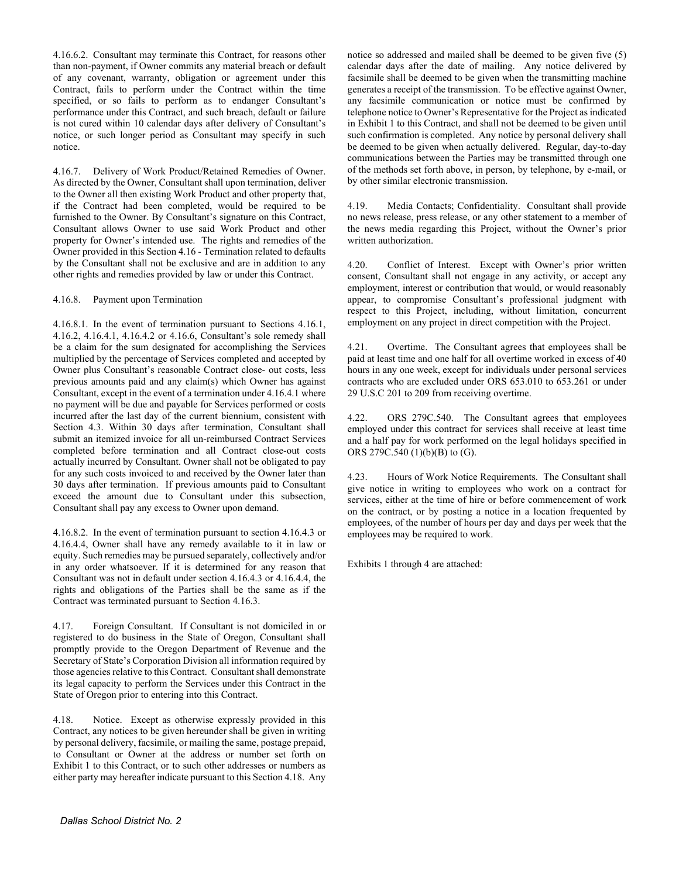4.16.6.2. Consultant may terminate this Contract, for reasons other than non-payment, if Owner commits any material breach or default of any covenant, warranty, obligation or agreement under this Contract, fails to perform under the Contract within the time specified, or so fails to perform as to endanger Consultant's performance under this Contract, and such breach, default or failure is not cured within 10 calendar days after delivery of Consultant's notice, or such longer period as Consultant may specify in such notice.

4.16.7. Delivery of Work Product/Retained Remedies of Owner. As directed by the Owner, Consultant shall upon termination, deliver to the Owner all then existing Work Product and other property that, if the Contract had been completed, would be required to be furnished to the Owner. By Consultant's signature on this Contract, Consultant allows Owner to use said Work Product and other property for Owner's intended use. The rights and remedies of the Owner provided in this Section 4.16 - Termination related to defaults by the Consultant shall not be exclusive and are in addition to any other rights and remedies provided by law or under this Contract.

4.16.8. Payment upon Termination

4.16.8.1. In the event of termination pursuant to Sections 4.16.1, 4.16.2, 4.16.4.1, 4.16.4.2 or 4.16.6, Consultant's sole remedy shall be a claim for the sum designated for accomplishing the Services multiplied by the percentage of Services completed and accepted by Owner plus Consultant's reasonable Contract close- out costs, less previous amounts paid and any claim(s) which Owner has against Consultant, except in the event of a termination under 4.16.4.1 where no payment will be due and payable for Services performed or costs incurred after the last day of the current biennium, consistent with Section 4.3. Within 30 days after termination, Consultant shall submit an itemized invoice for all un-reimbursed Contract Services completed before termination and all Contract close-out costs actually incurred by Consultant. Owner shall not be obligated to pay for any such costs invoiced to and received by the Owner later than 30 days after termination. If previous amounts paid to Consultant exceed the amount due to Consultant under this subsection, Consultant shall pay any excess to Owner upon demand.

4.16.8.2. In the event of termination pursuant to section 4.16.4.3 or 4.16.4.4, Owner shall have any remedy available to it in law or equity. Such remedies may be pursued separately, collectively and/or in any order whatsoever. If it is determined for any reason that Consultant was not in default under section 4.16.4.3 or 4.16.4.4, the rights and obligations of the Parties shall be the same as if the Contract was terminated pursuant to Section 4.16.3.

4.17. Foreign Consultant. If Consultant is not domiciled in or registered to do business in the State of Oregon, Consultant shall promptly provide to the Oregon Department of Revenue and the Secretary of State's Corporation Division all information required by those agencies relative to this Contract. Consultant shall demonstrate its legal capacity to perform the Services under this Contract in the State of Oregon prior to entering into this Contract.

4.18. Notice. Except as otherwise expressly provided in this Contract, any notices to be given hereunder shall be given in writing by personal delivery, facsimile, or mailing the same, postage prepaid, to Consultant or Owner at the address or number set forth on Exhibit 1 to this Contract, or to such other addresses or numbers as either party may hereafter indicate pursuant to this Section 4.18. Any notice so addressed and mailed shall be deemed to be given five (5) calendar days after the date of mailing. Any notice delivered by facsimile shall be deemed to be given when the transmitting machine generates a receipt of the transmission. To be effective against Owner, any facsimile communication or notice must be confirmed by telephone notice to Owner's Representative for the Project as indicated in Exhibit 1 to this Contract, and shall not be deemed to be given until such confirmation is completed. Any notice by personal delivery shall be deemed to be given when actually delivered. Regular, day-to-day communications between the Parties may be transmitted through one of the methods set forth above, in person, by telephone, by e-mail, or by other similar electronic transmission.

4.19. Media Contacts; Confidentiality. Consultant shall provide no news release, press release, or any other statement to a member of the news media regarding this Project, without the Owner's prior written authorization.

4.20. Conflict of Interest. Except with Owner's prior written consent, Consultant shall not engage in any activity, or accept any employment, interest or contribution that would, or would reasonably appear, to compromise Consultant's professional judgment with respect to this Project, including, without limitation, concurrent employment on any project in direct competition with the Project.

4.21. Overtime. The Consultant agrees that employees shall be paid at least time and one half for all overtime worked in excess of 40 hours in any one week, except for individuals under personal services contracts who are excluded under ORS 653.010 to 653.261 or under 29 U.S.C 201 to 209 from receiving overtime.

4.22. ORS 279C.540. The Consultant agrees that employees employed under this contract for services shall receive at least time and a half pay for work performed on the legal holidays specified in ORS 279C.540 (1)(b)(B) to (G).

4.23. Hours of Work Notice Requirements. The Consultant shall give notice in writing to employees who work on a contract for services, either at the time of hire or before commencement of work on the contract, or by posting a notice in a location frequented by employees, of the number of hours per day and days per week that the employees may be required to work.

Exhibits 1 through 4 are attached: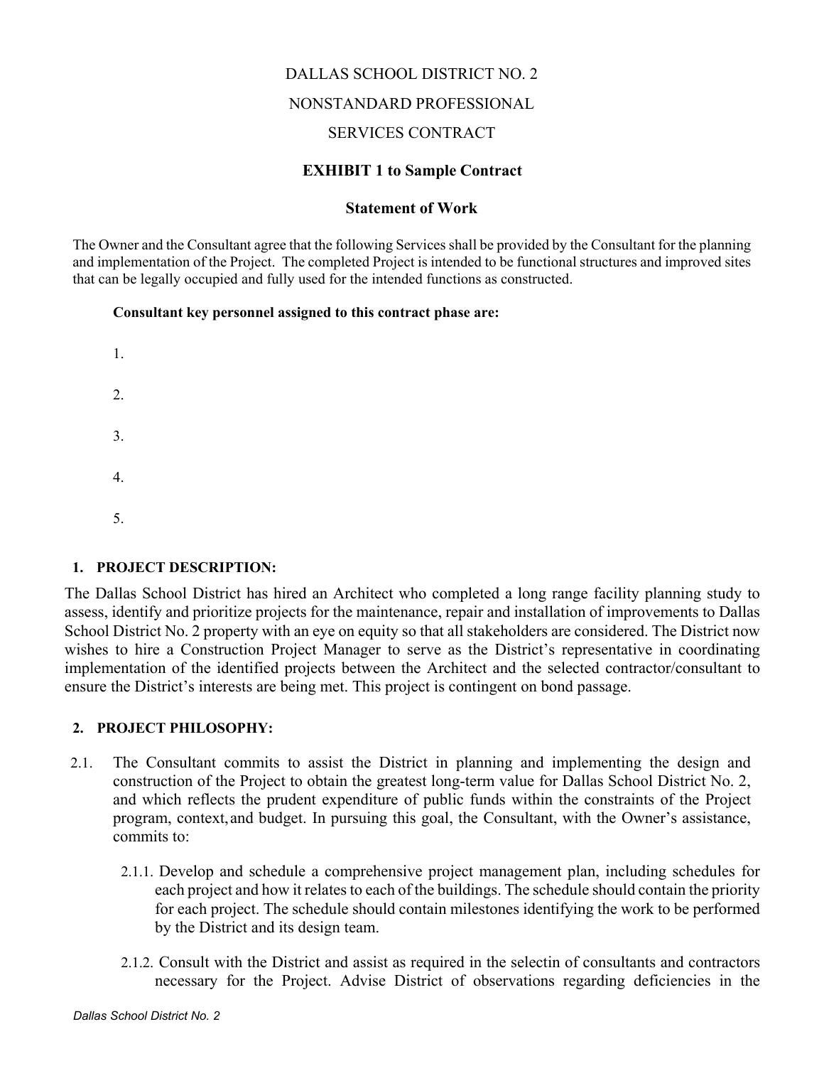DALLAS SCHOOL DISTRICT NO. 2

NONSTANDARD PROFESSIONAL

SERVICES CONTRACT

**EXHIBIT 1 to Sample Contract**

**Statement of Work**

The Owner and the Consultant agree that the following Services shall be provided by the Consultant for the planning and implementation of the Project. The completed Project is intended to be functional structures and improved sites that can be legally occupied and fully used for the intended functions as constructed.

**Consultant key personnel assigned to this contract phase are:**

1.

2.

3.

4.

5.

## 1. PROJECT DESCRIPTION:

The Dallas School District has hired an Architect who completed a long range facility planning study to assess, identify and prioritize projects for the maintenance, repair and installation of improvements to Dallas School District No. 2 property with an eye on equity so that all stakeholders are considered. The District now wishes to hire a Construction Project Manager to serve as the District's representative in coordinating implementation of the identified projects between the Architect and the selected contractor/consultant to ensure the District's interests are being met. This project is contingent on bond passage.

## 2. PROJECT PHILOSOPHY:

2.1. The Consultant commits to assist the District in planning and implementing the design and construction of the Project to obtain the greatest long-term value for Dallas School District No. 2, and which reflects the prudent expenditure of public funds within the constraints of the Project program, context, and budget. In pursuing this goal, the Consultant, with the Owner's assistance, commits to:

2.1.1. Develop and schedule a comprehensive project management plan, including schedules for each project and how it relates to each of the buildings. The schedule should contain the priority for each project. The schedule should contain milestones identifying the work to be performed by the District and its design team.

2.1.2. Consult with the District and assist as required in the selectin of consultants and contractors necessary for the Project. Advise District of observations regarding deficiencies in the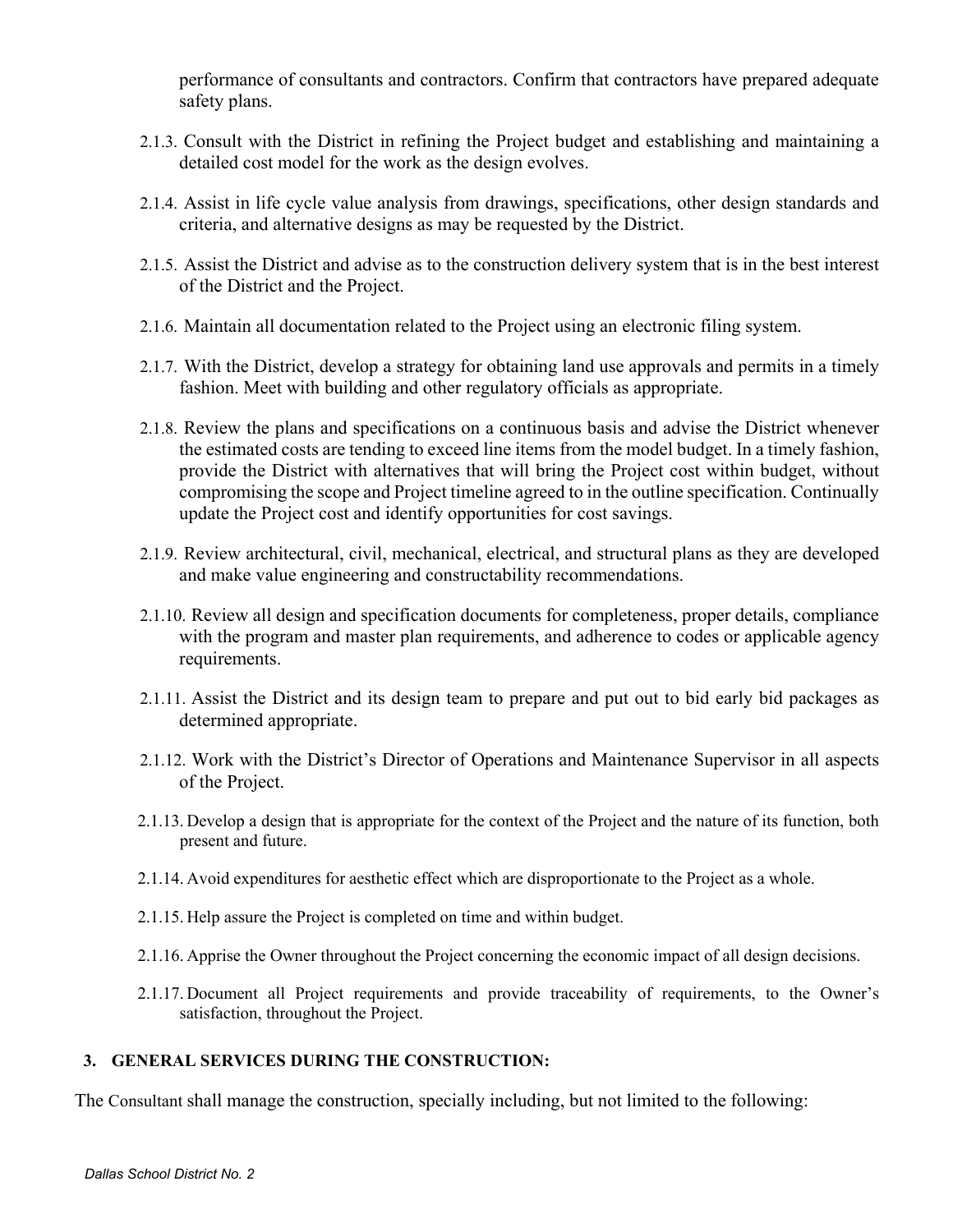performance of consultants and contractors. Confirm that contractors have prepared adequate safety plans.

2.1.3. Consult with the District in refining the Project budget and establishing and maintaining a detailed cost model for the work as the design evolves.

2.1.4. Assist in life cycle value analysis from drawings, specifications, other design standards and criteria, and alternative designs as may be requested by the District.

2.1.5. Assist the District and advise as to the construction delivery system that is in the best interest of the District and the Project.

2.1.6. Maintain all documentation related to the Project using an electronic filing system.

2.1.7. With the District, develop a strategy for obtaining land use approvals and permits in a timely fashion. Meet with building and other regulatory officials as appropriate.

2.1.8. Review the plans and specifications on a continuous basis and advise the District whenever the estimated costs are tending to exceed line items from the model budget. In a timely fashion, provide the District with alternatives that will bring the Project cost within budget, without compromising the scope and Project timeline agreed to in the outline specification. Continually update the Project cost and identify opportunities for cost savings.

2.1.9. Review architectural, civil, mechanical, electrical, and structural plans as they are developed and make value engineering and constructability recommendations.

2.1.10. Review all design and specification documents for completeness, proper details, compliance with the program and master plan requirements, and adherence to codes or applicable agency requirements.

2.1.11. Assist the District and its design team to prepare and put out to bid early bid packages as determined appropriate.

2.1.12. Work with the District's Director of Operations and Maintenance Supervisor in all aspects of the Project.

2.1.13. Develop a design that is appropriate for the context of the Project and the nature of its function, both present and future.

2.1.14. Avoid expenditures for aesthetic effect which are disproportionate to the Project as a whole.

2.1.15. Help assure the Project is completed on time and within budget.

2.1.16. Apprise the Owner throughout the Project concerning the economic impact of all design decisions.

2.1.17. Document all Project requirements and provide traceability of requirements, to the Owner's satisfaction, throughout the Project.

## 3. GENERAL SERVICES DURING THE CONSTRUCTION:

The Consultant shall manage the construction, specially including, but not limited to the following: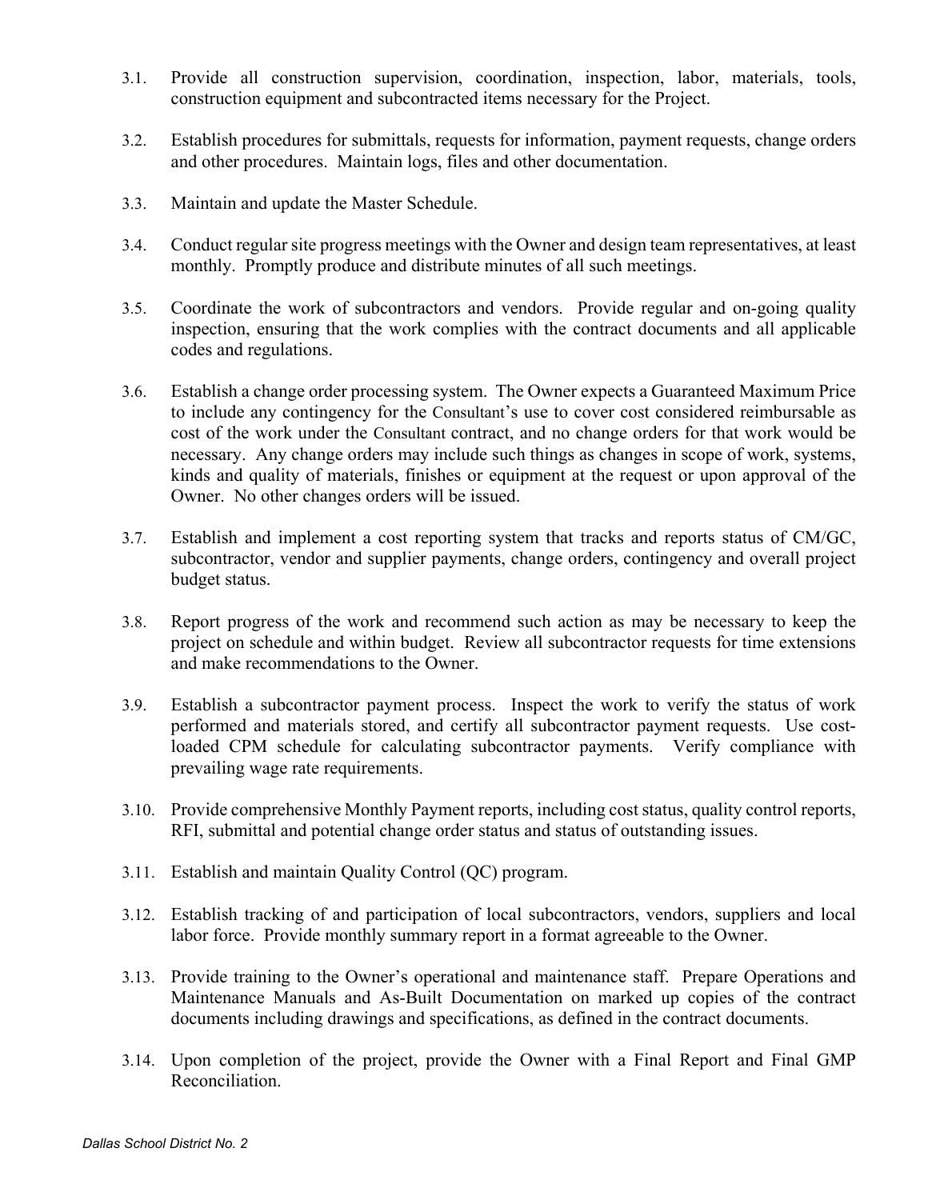3.1. Provide all construction supervision, coordination, inspection, labor, materials, tools, construction equipment and subcontracted items necessary for the Project.

3.2. Establish procedures for submittals, requests for information, payment requests, change orders and other procedures. Maintain logs, files and other documentation.

3.3. Maintain and update the Master Schedule.

3.4. Conduct regular site progress meetings with the Owner and design team representatives, at least monthly. Promptly produce and distribute minutes of all such meetings.

3.5. Coordinate the work of subcontractors and vendors. Provide regular and on-going quality inspection, ensuring that the work complies with the contract documents and all applicable codes and regulations.

3.6. Establish a change order processing system. The Owner expects a Guaranteed Maximum Price to include any contingency for the Consultant's use to cover cost considered reimbursable as cost of the work under the Consultant contract, and no change orders for that work would be necessary. Any change orders may include such things as changes in scope of work, systems, kinds and quality of materials, finishes or equipment at the request or upon approval of the Owner. No other changes orders will be issued.

3.7. Establish and implement a cost reporting system that tracks and reports status of CM/GC, subcontractor, vendor and supplier payments, change orders, contingency and overall project budget status.

3.8. Report progress of the work and recommend such action as may be necessary to keep the project on schedule and within budget. Review all subcontractor requests for time extensions and make recommendations to the Owner.

3.9. Establish a subcontractor payment process. Inspect the work to verify the status of work performed and materials stored, and certify all subcontractor payment requests. Use cost-loaded CPM schedule for calculating subcontractor payments. Verify compliance with prevailing wage rate requirements.

3.10. Provide comprehensive Monthly Payment reports, including cost status, quality control reports, RFI, submittal and potential change order status and status of outstanding issues.

3.11. Establish and maintain Quality Control (QC) program.

3.12. Establish tracking of and participation of local subcontractors, vendors, suppliers and local labor force. Provide monthly summary report in a format agreeable to the Owner.

3.13. Provide training to the Owner's operational and maintenance staff. Prepare Operations and Maintenance Manuals and As-Built Documentation on marked up copies of the contract documents including drawings and specifications, as defined in the contract documents.

3.14. Upon completion of the project, provide the Owner with a Final Report and Final GMP Reconciliation.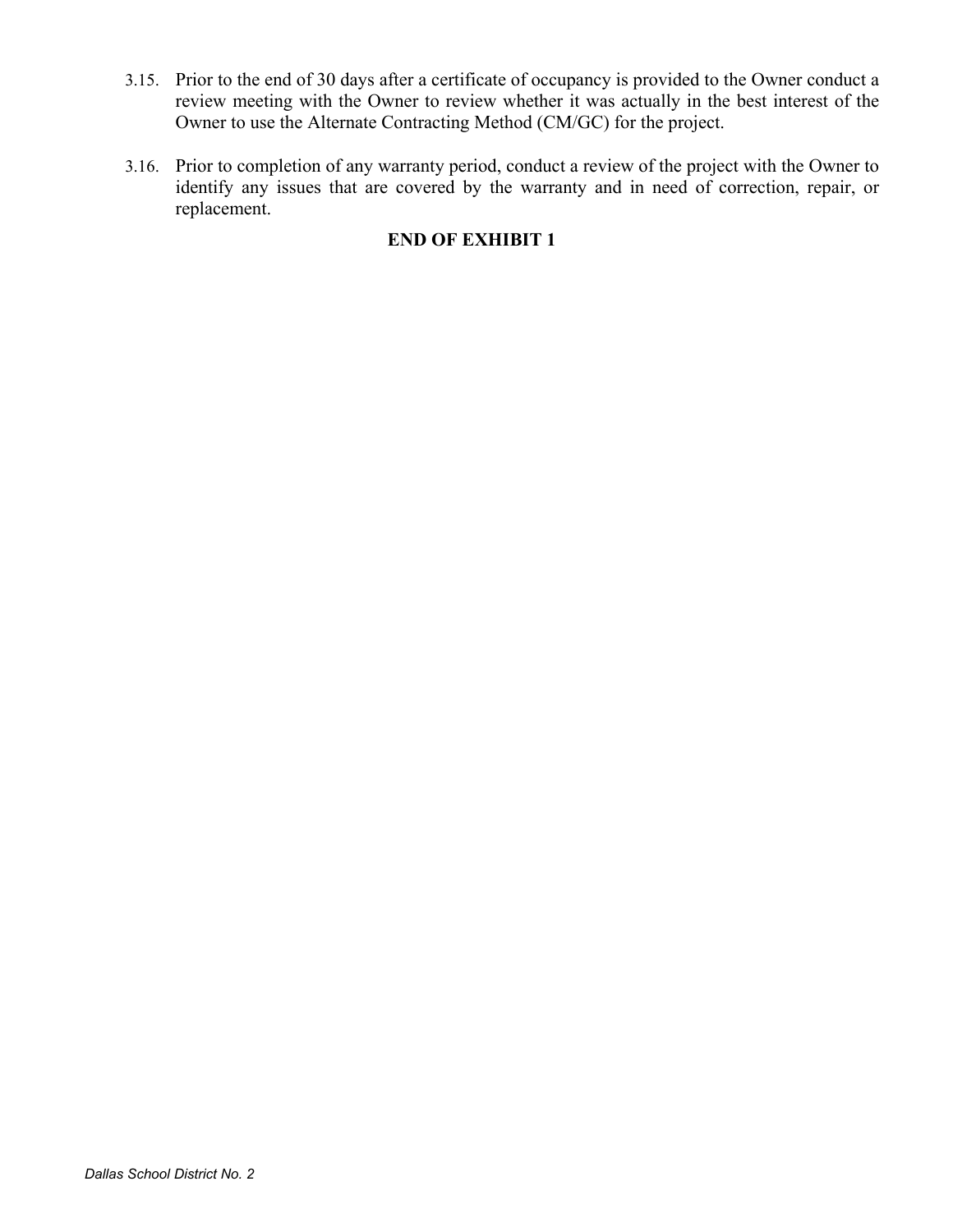3.15. Prior to the end of 30 days after a certificate of occupancy is provided to the Owner conduct a review meeting with the Owner to review whether it was actually in the best interest of the Owner to use the Alternate Contracting Method (CM/GC) for the project.

3.16. Prior to completion of any warranty period, conduct a review of the project with the Owner to identify any issues that are covered by the warranty and in need of correction, repair, or replacement.

**END OF EXHIBIT 1**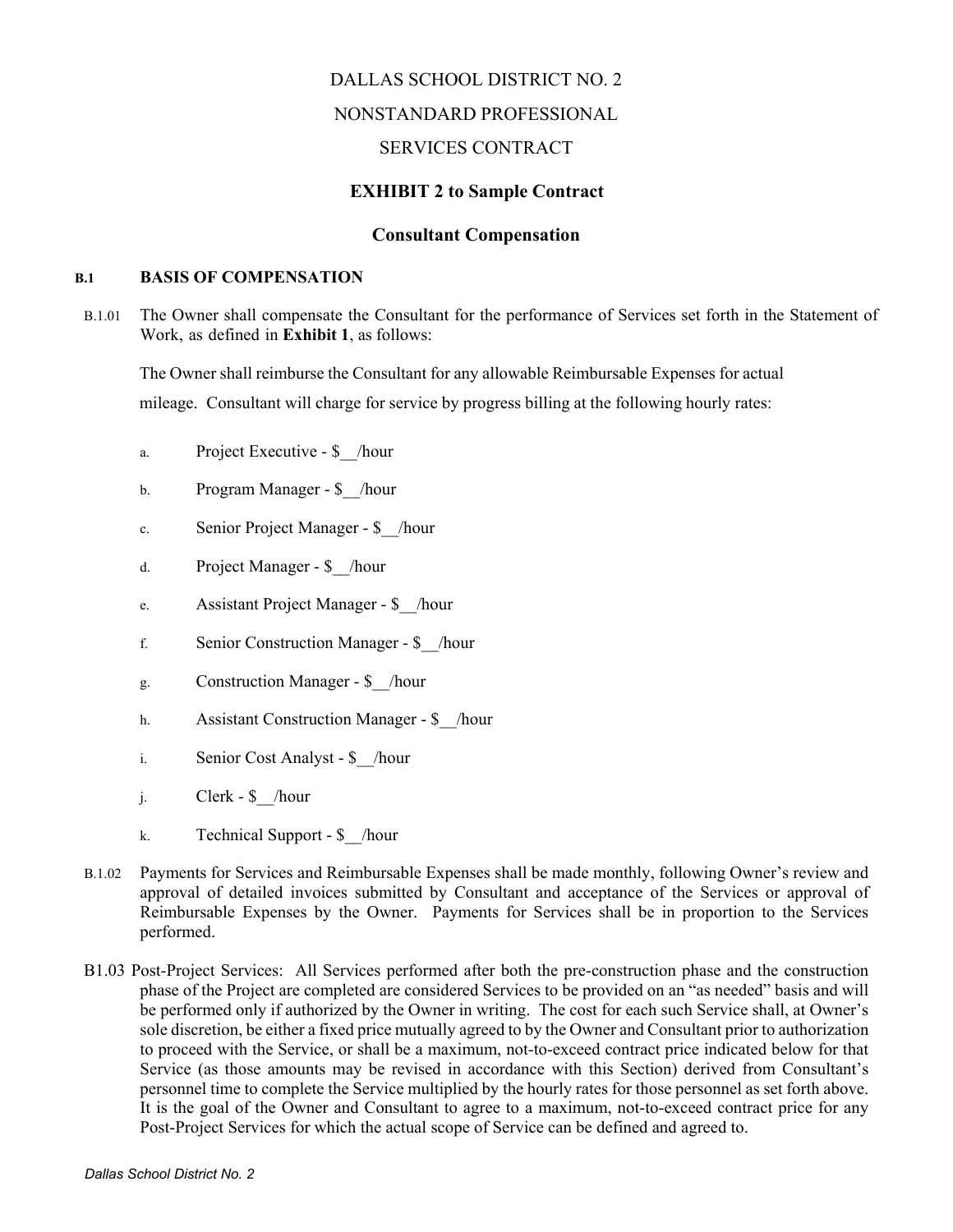DALLAS SCHOOL DISTRICT NO. 2

NONSTANDARD PROFESSIONAL

SERVICES CONTRACT

## EXHIBIT 2 to Sample Contract

## Consultant Compensation

### B.1 BASIS OF COMPENSATION

B.1.01 The Owner shall compensate the Consultant for the performance of Services set forth in the Statement of Work, as defined in **Exhibit 1**, as follows:

The Owner shall reimburse the Consultant for any allowable Reimbursable Expenses for actual mileage. Consultant will charge for service by progress billing at the following hourly rates:

a. Project Executive - $__/hour

b. Program Manager - $__/hour

c. Senior Project Manager - $__/hour

d. Project Manager - $__/hour

e. Assistant Project Manager - $__/hour

f. Senior Construction Manager - $__/hour

g. Construction Manager - $__/hour

h. Assistant Construction Manager - $__/hour

i. Senior Cost Analyst - $__/hour

j. Clerk - $__/hour

k. Technical Support - $__/hour

B.1.02 Payments for Services and Reimbursable Expenses shall be made monthly, following Owner's review and approval of detailed invoices submitted by Consultant and acceptance of the Services or approval of Reimbursable Expenses by the Owner. Payments for Services shall be in proportion to the Services performed.

B1.03 Post-Project Services: All Services performed after both the pre-construction phase and the construction phase of the Project are completed are considered Services to be provided on an "as needed" basis and will be performed only if authorized by the Owner in writing. The cost for each such Service shall, at Owner's sole discretion, be either a fixed price mutually agreed to by the Owner and Consultant prior to authorization to proceed with the Service, or shall be a maximum, not-to-exceed contract price indicated below for that Service (as those amounts may be revised in accordance with this Section) derived from Consultant's personnel time to complete the Service multiplied by the hourly rates for those personnel as set forth above. It is the goal of the Owner and Consultant to agree to a maximum, not-to-exceed contract price for any Post-Project Services for which the actual scope of Service can be defined and agreed to.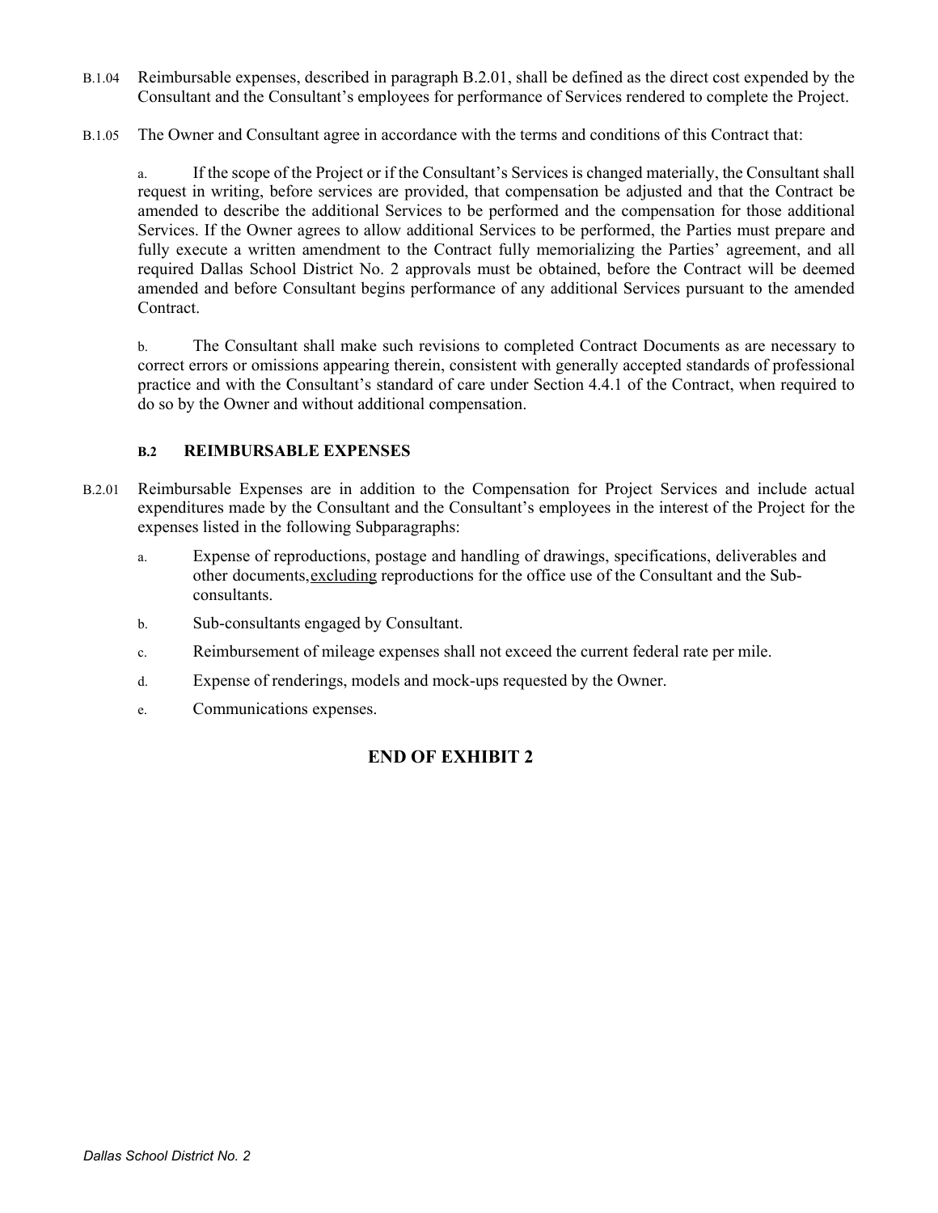B.1.04 Reimbursable expenses, described in paragraph B.2.01, shall be defined as the direct cost expended by the Consultant and the Consultant's employees for performance of Services rendered to complete the Project.

B.1.05 The Owner and Consultant agree in accordance with the terms and conditions of this Contract that:

a. If the scope of the Project or if the Consultant's Services is changed materially, the Consultant shall request in writing, before services are provided, that compensation be adjusted and that the Contract be amended to describe the additional Services to be performed and the compensation for those additional Services. If the Owner agrees to allow additional Services to be performed, the Parties must prepare and fully execute a written amendment to the Contract fully memorializing the Parties' agreement, and all required Dallas School District No. 2 approvals must be obtained, before the Contract will be deemed amended and before Consultant begins performance of any additional Services pursuant to the amended Contract.

b. The Consultant shall make such revisions to completed Contract Documents as are necessary to correct errors or omissions appearing therein, consistent with generally accepted standards of professional practice and with the Consultant's standard of care under Section 4.4.1 of the Contract, when required to do so by the Owner and without additional compensation.

### B.2 REIMBURSABLE EXPENSES

B.2.01 Reimbursable Expenses are in addition to the Compensation for Project Services and include actual expenditures made by the Consultant and the Consultant's employees in the interest of the Project for the expenses listed in the following Subparagraphs:

a. Expense of reproductions, postage and handling of drawings, specifications, deliverables and other documents, excluding reproductions for the office use of the Consultant and the Sub-consultants.

b. Sub-consultants engaged by Consultant.

c. Reimbursement of mileage expenses shall not exceed the current federal rate per mile.

d. Expense of renderings, models and mock-ups requested by the Owner.

e. Communications expenses.

## END OF EXHIBIT 2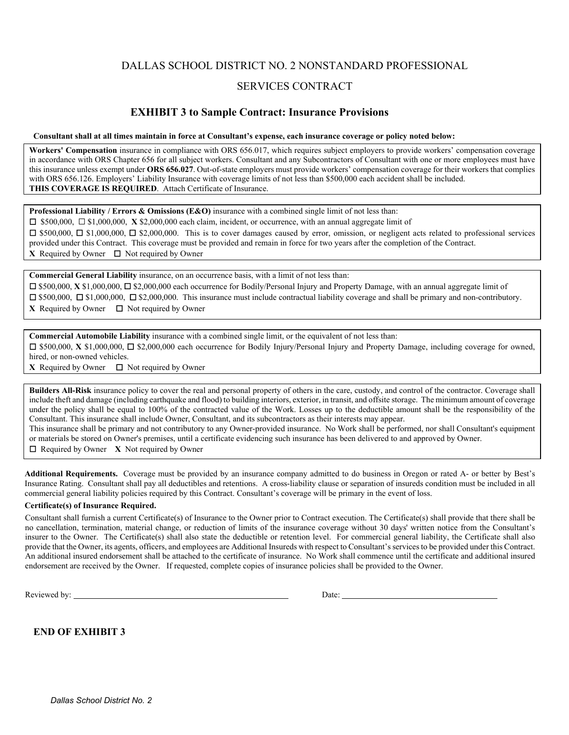# DALLAS SCHOOL DISTRICT NO. 2 NONSTANDARD PROFESSIONAL SERVICES CONTRACT

## EXHIBIT 3 to Sample Contract: Insurance Provisions

**Consultant shall at all times maintain in force at Consultant's expense, each insurance coverage or policy noted below:**

**Workers' Compensation** insurance in compliance with ORS 656.017, which requires subject employers to provide workers' compensation coverage in accordance with ORS Chapter 656 for all subject workers. Consultant and any Subcontractors of Consultant with one or more employees must have this insurance unless exempt under **ORS 656.027**. Out-of-state employers must provide workers' compensation coverage for their workers that complies with ORS 656.126. Employers' Liability Insurance with coverage limits of not less than $500,000 each accident shall be included.
**THIS COVERAGE IS REQUIRED**. Attach Certificate of Insurance.

**Professional Liability / Errors & Omissions (E&O)** insurance with a combined single limit of not less than:
☐ $500,000, ☐ $1,000,000, **X** $2,000,000 each claim, incident, or occurrence, with an annual aggregate limit of
☐ $500,000, ☐ $1,000,000, ☐ $2,000,000. This is to cover damages caused by error, omission, or negligent acts related to professional services provided under this Contract. This coverage must be provided and remain in force for two years after the completion of the Contract.
**X** Required by Owner ☐ Not required by Owner

**Commercial General Liability** insurance, on an occurrence basis, with a limit of not less than:
☐ $500,000, **X** $1,000,000, ☐ $2,000,000 each occurrence for Bodily/Personal Injury and Property Damage, with an annual aggregate limit of
☐ $500,000, ☐ $1,000,000, ☐ $2,000,000. This insurance must include contractual liability coverage and shall be primary and non-contributory.
**X** Required by Owner ☐ Not required by Owner

**Commercial Automobile Liability** insurance with a combined single limit, or the equivalent of not less than:
☐ $500,000, **X** $1,000,000, ☐ $2,000,000 each occurrence for Bodily Injury/Personal Injury and Property Damage, including coverage for owned, hired, or non-owned vehicles.
**X** Required by Owner ☐ Not required by Owner

**Builders All-Risk** insurance policy to cover the real and personal property of others in the care, custody, and control of the contractor. Coverage shall include theft and damage (including earthquake and flood) to building interiors, exterior, in transit, and offsite storage. The minimum amount of coverage under the policy shall be equal to 100% of the contracted value of the Work. Losses up to the deductible amount shall be the responsibility of the Consultant. This insurance shall include Owner, Consultant, and its subcontractors as their interests may appear.
This insurance shall be primary and not contributory to any Owner-provided insurance. No Work shall be performed, nor shall Consultant's equipment or materials be stored on Owner's premises, until a certificate evidencing such insurance has been delivered to and approved by Owner.
☐ Required by Owner **X** Not required by Owner

**Additional Requirements.** Coverage must be provided by an insurance company admitted to do business in Oregon or rated A- or better by Best's Insurance Rating. Consultant shall pay all deductibles and retentions. A cross-liability clause or separation of insureds condition must be included in all commercial general liability policies required by this Contract. Consultant's coverage will be primary in the event of loss.

**Certificate(s) of Insurance Required.**

Consultant shall furnish a current Certificate(s) of Insurance to the Owner prior to Contract execution. The Certificate(s) shall provide that there shall be no cancellation, termination, material change, or reduction of limits of the insurance coverage without 30 days' written notice from the Consultant's insurer to the Owner. The Certificate(s) shall also state the deductible or retention level. For commercial general liability, the Certificate shall also provide that the Owner, its agents, officers, and employees are Additional Insureds with respect to Consultant's services to be provided under this Contract. An additional insured endorsement shall be attached to the certificate of insurance. No Work shall commence until the certificate and additional insured endorsement are received by the Owner. If requested, complete copies of insurance policies shall be provided to the Owner.

Reviewed by: ______________________________ Date: ______________________

**END OF EXHIBIT 3**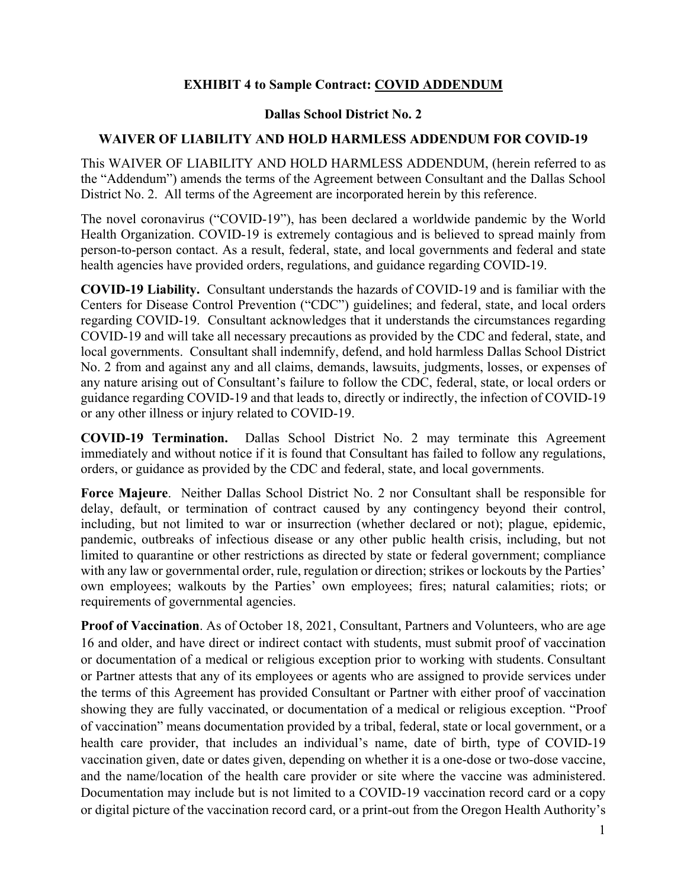**EXHIBIT 4 to Sample Contract: COVID ADDENDUM**

**Dallas School District No. 2**

**WAIVER OF LIABILITY AND HOLD HARMLESS ADDENDUM FOR COVID-19**

This WAIVER OF LIABILITY AND HOLD HARMLESS ADDENDUM, (herein referred to as the "Addendum") amends the terms of the Agreement between Consultant and the Dallas School District No. 2. All terms of the Agreement are incorporated herein by this reference.

The novel coronavirus ("COVID-19"), has been declared a worldwide pandemic by the World Health Organization. COVID-19 is extremely contagious and is believed to spread mainly from person-to-person contact. As a result, federal, state, and local governments and federal and state health agencies have provided orders, regulations, and guidance regarding COVID-19.

**COVID-19 Liability.** Consultant understands the hazards of COVID-19 and is familiar with the Centers for Disease Control Prevention ("CDC") guidelines; and federal, state, and local orders regarding COVID-19. Consultant acknowledges that it understands the circumstances regarding COVID-19 and will take all necessary precautions as provided by the CDC and federal, state, and local governments. Consultant shall indemnify, defend, and hold harmless Dallas School District No. 2 from and against any and all claims, demands, lawsuits, judgments, losses, or expenses of any nature arising out of Consultant's failure to follow the CDC, federal, state, or local orders or guidance regarding COVID-19 and that leads to, directly or indirectly, the infection of COVID-19 or any other illness or injury related to COVID-19.

**COVID-19 Termination.** Dallas School District No. 2 may terminate this Agreement immediately and without notice if it is found that Consultant has failed to follow any regulations, orders, or guidance as provided by the CDC and federal, state, and local governments.

**Force Majeure**. Neither Dallas School District No. 2 nor Consultant shall be responsible for delay, default, or termination of contract caused by any contingency beyond their control, including, but not limited to war or insurrection (whether declared or not); plague, epidemic, pandemic, outbreaks of infectious disease or any other public health crisis, including, but not limited to quarantine or other restrictions as directed by state or federal government; compliance with any law or governmental order, rule, regulation or direction; strikes or lockouts by the Parties' own employees; walkouts by the Parties' own employees; fires; natural calamities; riots; or requirements of governmental agencies.

**Proof of Vaccination**. As of October 18, 2021, Consultant, Partners and Volunteers, who are age 16 and older, and have direct or indirect contact with students, must submit proof of vaccination or documentation of a medical or religious exception prior to working with students. Consultant or Partner attests that any of its employees or agents who are assigned to provide services under the terms of this Agreement has provided Consultant or Partner with either proof of vaccination showing they are fully vaccinated, or documentation of a medical or religious exception. "Proof of vaccination" means documentation provided by a tribal, federal, state or local government, or a health care provider, that includes an individual's name, date of birth, type of COVID-19 vaccination given, date or dates given, depending on whether it is a one-dose or two-dose vaccine, and the name/location of the health care provider or site where the vaccine was administered. Documentation may include but is not limited to a COVID-19 vaccination record card or a copy or digital picture of the vaccination record card, or a print-out from the Oregon Health Authority's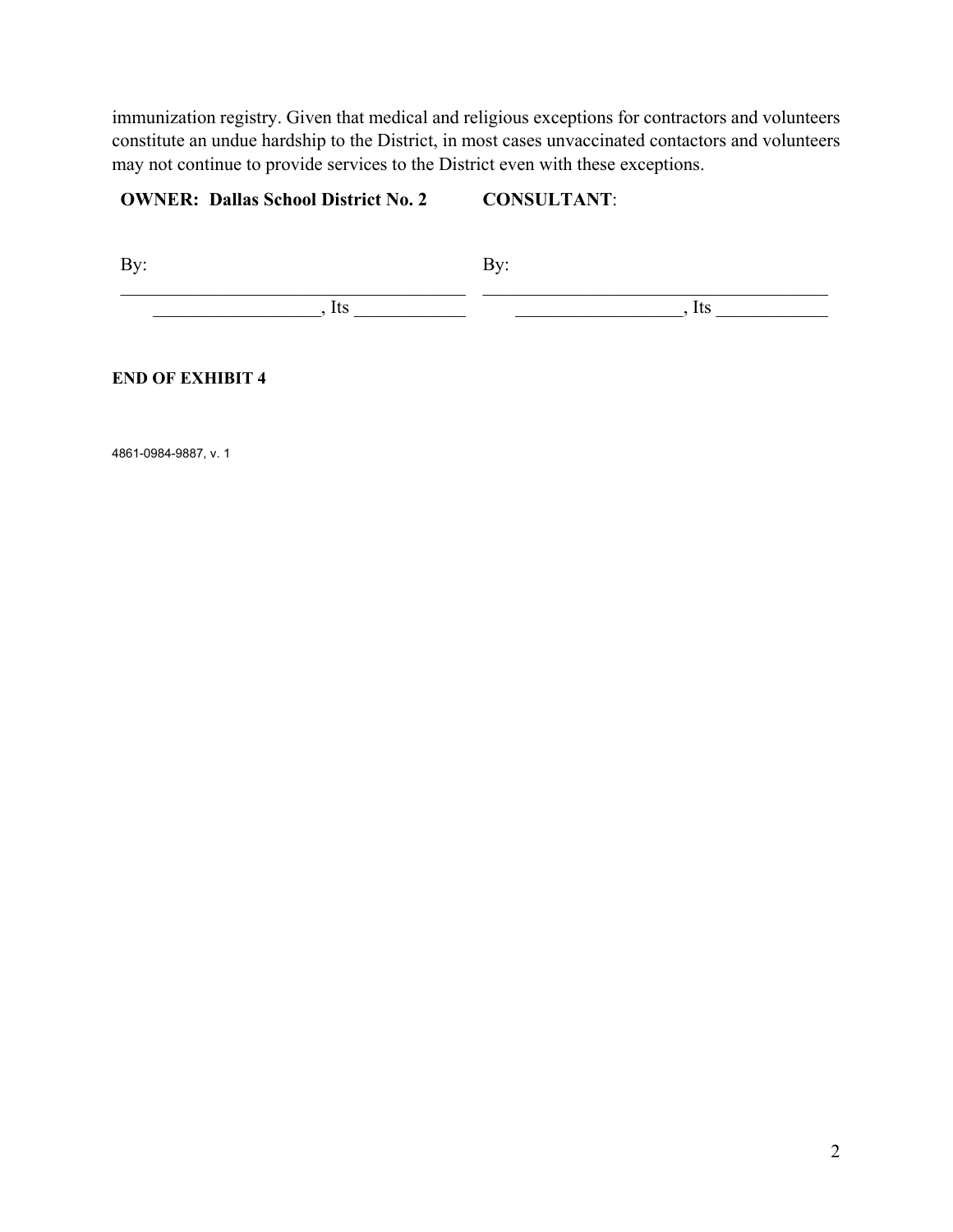immunization registry. Given that medical and religious exceptions for contractors and volunteers constitute an undue hardship to the District, in most cases unvaccinated contactors and volunteers may not continue to provide services to the District even with these exceptions.

| **OWNER: Dallas School District No. 2** | **CONSULTANT**: |
|---|---|
| By: ______________________________________ | By: ______________________________________ |
| _________________, Its ___________ | _________________, Its ___________ |

**END OF EXHIBIT 4**

4861-0984-9887, v. 1